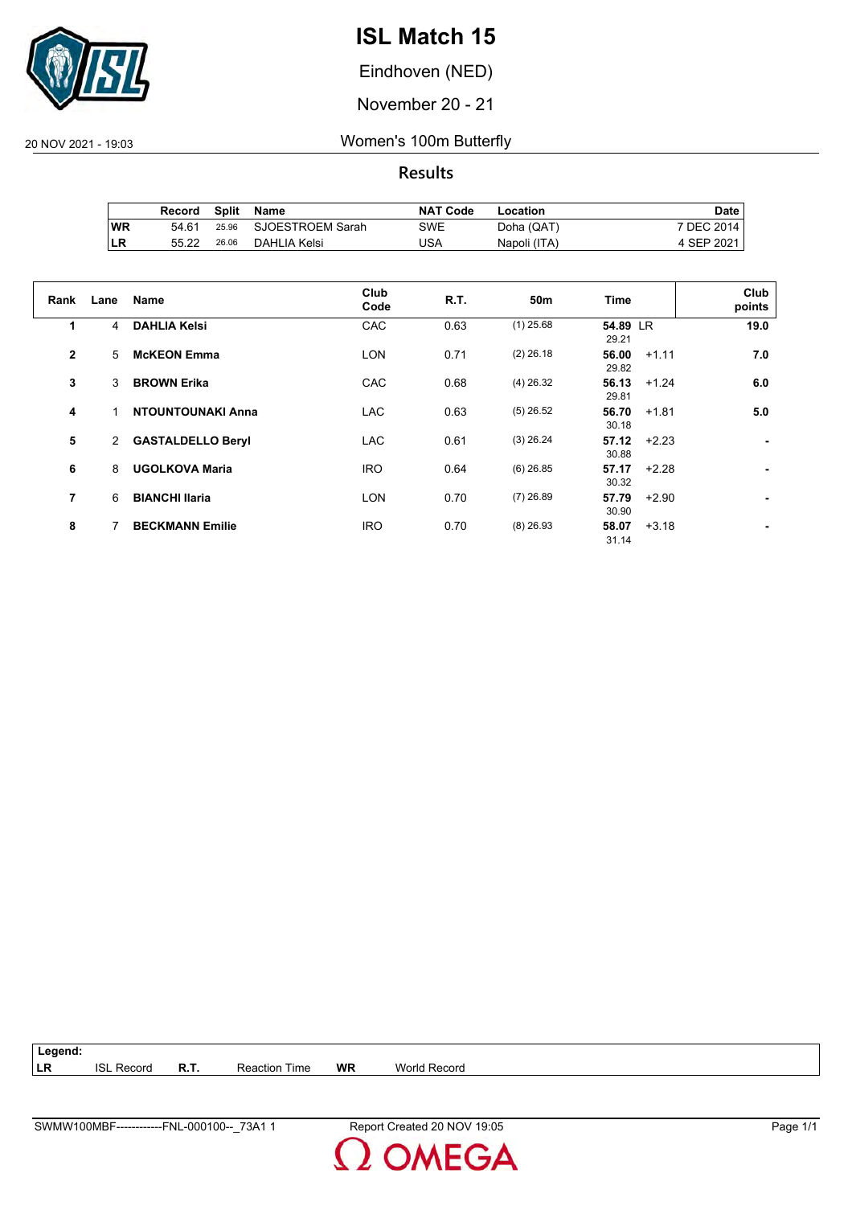# ISL Match 15

Eindhoven (NED)

November 20 - 21

20 NOV 2021 - 19:03

## Women's 100m Butterfly

### Results

| | Record | Split | Name | NAT Code | Location | Date |
|---|---|---|---|---|---|---|
| WR | 54.61 | 25.96 | SJOESTROEM Sarah | SWE | Doha (QAT) | 7 DEC 2014 |
| LR | 55.22 | 26.06 | DAHLIA Kelsi | USA | Napoli (ITA) | 4 SEP 2021 |

| Rank | Lane | Name | Club Code | R.T. | 50m | Time | | Club points |
|---|---|---|---|---|---|---|---|---|
| 1 | 4 | **DAHLIA Kelsi** | CAC | 0.63 | (1) 25.68 | **54.89** LR<br>29.21 | | **19.0** |
| 2 | 5 | **McKEON Emma** | LON | 0.71 | (2) 26.18 | **56.00**<br>29.82 | +1.11 | **7.0** |
| 3 | 3 | **BROWN Erika** | CAC | 0.68 | (4) 26.32 | **56.13**<br>29.81 | +1.24 | **6.0** |
| 4 | 1 | **NTOUNTOUNAKI Anna** | LAC | 0.63 | (5) 26.52 | **56.70**<br>30.18 | +1.81 | **5.0** |
| 5 | 2 | **GASTALDELLO Beryl** | LAC | 0.61 | (3) 26.24 | **57.12**<br>30.88 | +2.23 | **-** |
| 6 | 8 | **UGOLKOVA Maria** | IRO | 0.64 | (6) 26.85 | **57.17**<br>30.32 | +2.28 | **-** |
| 7 | 6 | **BIANCHI Ilaria** | LON | 0.70 | (7) 26.89 | **57.79**<br>30.90 | +2.90 | **-** |
| 8 | 7 | **BECKMANN Emilie** | IRO | 0.70 | (8) 26.93 | **58.07**<br>31.14 | +3.18 | **-** |

**Legend:**

| | | | | | |
|---|---|---|---|---|---|
| **LR** | ISL Record | **R.T.** | Reaction Time | **WR** | World Record |

SWMW100MBF------------FNL-000100--_73A1 1 Report Created 20 NOV 19:05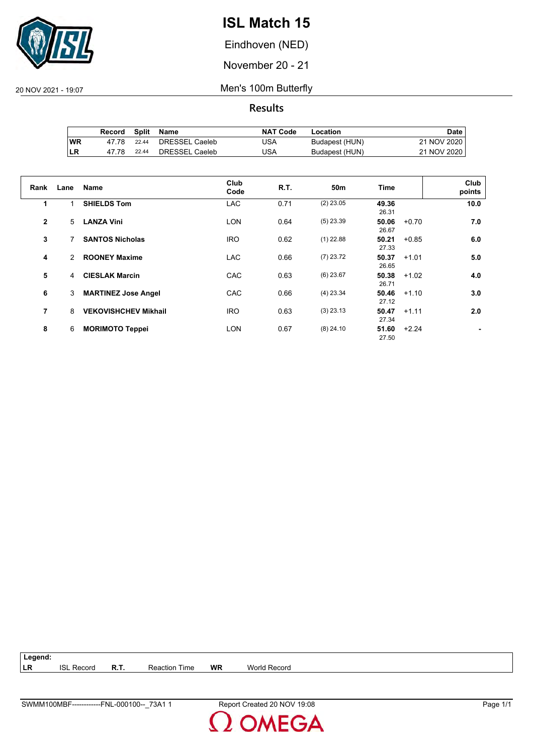# ISL Match 15

Eindhoven (NED)

November 20 - 21

20 NOV 2021 - 19:07

Men's 100m Butterfly

## Results

| | Record | Split | Name | NAT Code | Location | Date |
|---|---|---|---|---|---|---|
| WR | 47.78 | 22.44 | DRESSEL Caeleb | USA | Budapest (HUN) | 21 NOV 2020 |
| LR | 47.78 | 22.44 | DRESSEL Caeleb | USA | Budapest (HUN) | 21 NOV 2020 |

| Rank | Lane | Name | Club Code | R.T. | 50m | Time | | Club points |
|---|---|---|---|---|---|---|---|---|
| 1 | 1 | **SHIELDS Tom** | LAC | 0.71 | (2) 23.05 | **49.36** 26.31 | | **10.0** |
| 2 | 5 | **LANZA Vini** | LON | 0.64 | (5) 23.39 | **50.06** 26.67 | +0.70 | **7.0** |
| 3 | 7 | **SANTOS Nicholas** | IRO | 0.62 | (1) 22.88 | **50.21** 27.33 | +0.85 | **6.0** |
| 4 | 2 | **ROONEY Maxime** | LAC | 0.66 | (7) 23.72 | **50.37** 26.65 | +1.01 | **5.0** |
| 5 | 4 | **CIESLAK Marcin** | CAC | 0.63 | (6) 23.67 | **50.38** 26.71 | +1.02 | **4.0** |
| 6 | 3 | **MARTINEZ Jose Angel** | CAC | 0.66 | (4) 23.34 | **50.46** 27.12 | +1.10 | **3.0** |
| 7 | 8 | **VEKOVISHCHEV Mikhail** | IRO | 0.63 | (3) 23.13 | **50.47** 27.34 | +1.11 | **2.0** |
| 8 | 6 | **MORIMOTO Teppei** | LON | 0.67 | (8) 24.10 | **51.60** 27.50 | +2.24 | **-** |

**Legend:**

| | | | | | |
|---|---|---|---|---|---|
| **LR** | ISL Record | **R.T.** | Reaction Time | **WR** | World Record |

SWMM100MBF------------FNL-000100--_73A1 1 Report Created 20 NOV 19:08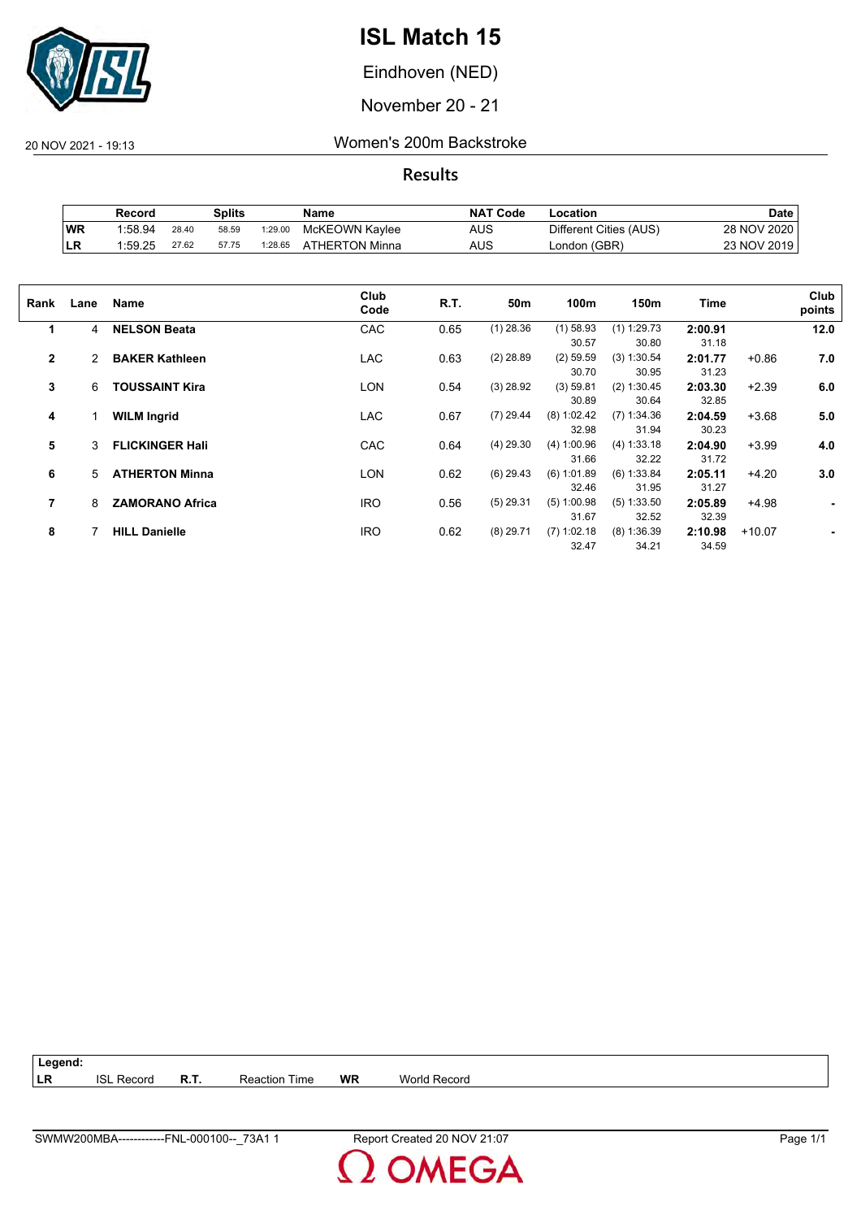# ISL Match 15

Eindhoven (NED)

November 20 - 21

20 NOV 2021 - 19:13

## Women's 200m Backstroke

### Results

| | Record | | Splits | | Name | NAT Code | Location | Date |
|---|---|---|---|---|---|---|---|---|
| WR | 1:58.94 | 28.40 | 58.59 | 1:29.00 | McKEOWN Kaylee | AUS | Different Cities (AUS) | 28 NOV 2020 |
| LR | 1:59.25 | 27.62 | 57.75 | 1:28.65 | ATHERTON Minna | AUS | London (GBR) | 23 NOV 2019 |

| Rank | Lane | Name | Club Code | R.T. | 50m | 100m | 150m | Time | | Club points |
|---|---|---|---|---|---|---|---|---|---|---|
| 1 | 4 | **NELSON Beata** | CAC | 0.65 | (1) 28.36 | (1) 58.93<br>30.57 | (1) 1:29.73<br>30.80 | **2:00.91**<br>31.18 | | **12.0** |
| 2 | 2 | **BAKER Kathleen** | LAC | 0.63 | (2) 28.89 | (2) 59.59<br>30.70 | (3) 1:30.54<br>30.95 | **2:01.77**<br>31.23 | +0.86 | **7.0** |
| 3 | 6 | **TOUSSAINT Kira** | LON | 0.54 | (3) 28.92 | (3) 59.81<br>30.89 | (2) 1:30.45<br>30.64 | **2:03.30**<br>32.85 | +2.39 | **6.0** |
| 4 | 1 | **WILM Ingrid** | LAC | 0.67 | (7) 29.44 | (8) 1:02.42<br>32.98 | (7) 1:34.36<br>31.94 | **2:04.59**<br>30.23 | +3.68 | **5.0** |
| 5 | 3 | **FLICKINGER Hali** | CAC | 0.64 | (4) 29.30 | (4) 1:00.96<br>31.66 | (4) 1:33.18<br>32.22 | **2:04.90**<br>31.72 | +3.99 | **4.0** |
| 6 | 5 | **ATHERTON Minna** | LON | 0.62 | (6) 29.43 | (6) 1:01.89<br>32.46 | (6) 1:33.84<br>31.95 | **2:05.11**<br>31.27 | +4.20 | **3.0** |
| 7 | 8 | **ZAMORANO Africa** | IRO | 0.56 | (5) 29.31 | (5) 1:00.98<br>31.67 | (5) 1:33.50<br>32.52 | **2:05.89**<br>32.39 | +4.98 | **-** |
| 8 | 7 | **HILL Danielle** | IRO | 0.62 | (8) 29.71 | (7) 1:02.18<br>32.47 | (8) 1:36.39<br>34.21 | **2:10.98**<br>34.59 | +10.07 | **-** |

| Legend: | | | | | |
|---|---|---|---|---|---|
| LR | ISL Record | R.T. | Reaction Time | WR | World Record |

SWMW200MBA------------FNL-000100--_73A1 1 — Report Created 20 NOV 21:07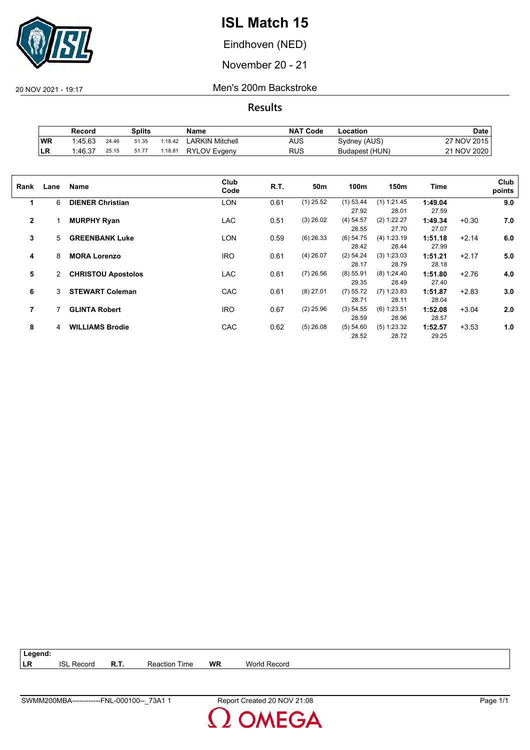# ISL Match 15

Eindhoven (NED)

November 20 - 21

20 NOV 2021 - 19:17

## Men's 200m Backstroke

### Results

| | Record | | Splits | | Name | NAT Code | Location | Date |
|---|---|---|---|---|---|---|---|---|
| **WR** | 1:45.63 | 24.46 | 51.35 | 1:18.42 | LARKIN Mitchell | AUS | Sydney (AUS) | 27 NOV 2015 |
| **LR** | 1:46.37 | 25.15 | 51.77 | 1:18.81 | RYLOV Evgeny | RUS | Budapest (HUN) | 21 NOV 2020 |

| Rank | Lane | Name | Club Code | R.T. | 50m | 100m | 150m | Time | | Club points |
|---|---|---|---|---|---|---|---|---|---|---|
| **1** | 6 | **DIENER Christian** | LON | 0.61 | (1) 25.52 | (1) 53.44<br>27.92 | (1) 1:21.45<br>28.01 | **1:49.04**<br>27.59 | | **9.0** |
| **2** | 1 | **MURPHY Ryan** | LAC | 0.51 | (3) 26.02 | (4) 54.57<br>28.55 | (2) 1:22.27<br>27.70 | **1:49.34**<br>27.07 | +0.30 | **7.0** |
| **3** | 5 | **GREENBANK Luke** | LON | 0.59 | (6) 26.33 | (6) 54.75<br>28.42 | (4) 1:23.19<br>28.44 | **1:51.18**<br>27.99 | +2.14 | **6.0** |
| **4** | 8 | **MORA Lorenzo** | IRO | 0.61 | (4) 26.07 | (2) 54.24<br>28.17 | (3) 1:23.03<br>28.79 | **1:51.21**<br>28.18 | +2.17 | **5.0** |
| **5** | 2 | **CHRISTOU Apostolos** | LAC | 0.61 | (7) 26.56 | (8) 55.91<br>29.35 | (8) 1:24.40<br>28.49 | **1:51.80**<br>27.40 | +2.76 | **4.0** |
| **6** | 3 | **STEWART Coleman** | CAC | 0.61 | (8) 27.01 | (7) 55.72<br>28.71 | (7) 1:23.83<br>28.11 | **1:51.87**<br>28.04 | +2.83 | **3.0** |
| **7** | 7 | **GLINTA Robert** | IRO | 0.67 | (2) 25.96 | (3) 54.55<br>28.59 | (6) 1:23.51<br>28.96 | **1:52.08**<br>28.57 | +3.04 | **2.0** |
| **8** | 4 | **WILLIAMS Brodie** | CAC | 0.62 | (5) 26.08 | (5) 54.60<br>28.52 | (5) 1:23.32<br>28.72 | **1:52.57**<br>29.25 | +3.53 | **1.0** |

**Legend:**

| | | | | | |
|---|---|---|---|---|---|
| **LR** | ISL Record | **R.T.** | Reaction Time | **WR** | World Record |

SWMM200MBA------------FNL-000100--_73A1 1 Report Created 20 NOV 21:08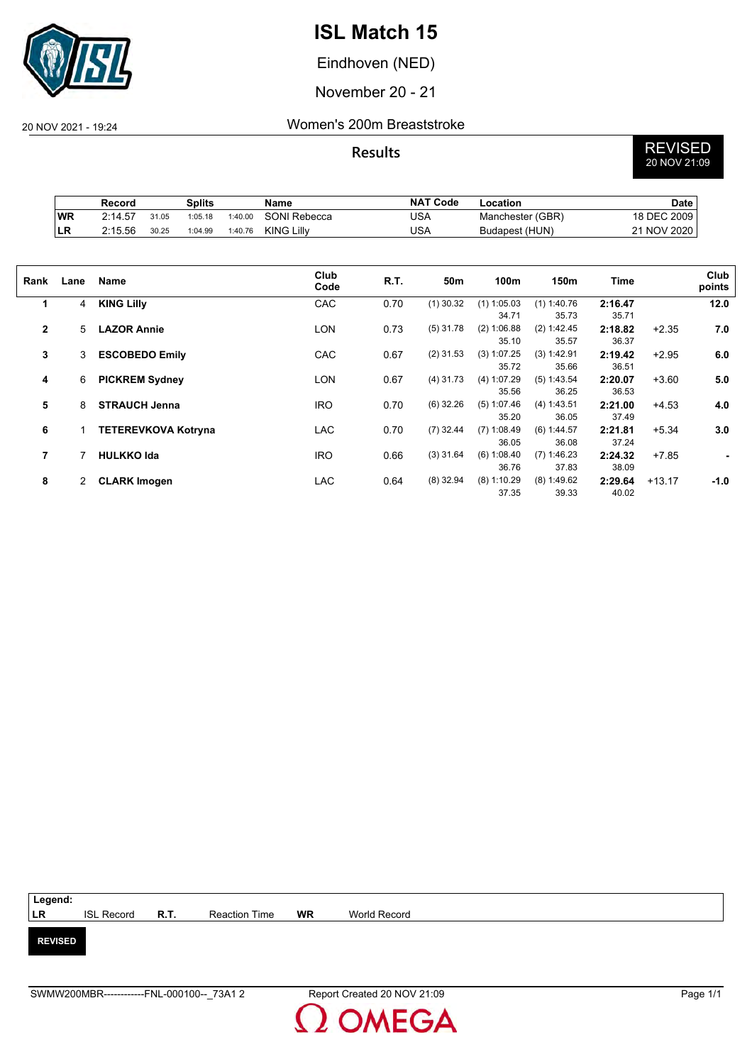# ISL Match 15

Eindhoven (NED)

November 20 - 21

20 NOV 2021 - 19:24

## Women's 200m Breaststroke

### Results

REVISED
20 NOV 21:09

| | Record | Splits | | | Name | NAT Code | Location | Date |
|---|---|---|---|---|---|---|---|---|
| WR | 2:14.57 | 31.05 | 1:05.18 | 1:40.00 | SONI Rebecca | USA | Manchester (GBR) | 18 DEC 2009 |
| LR | 2:15.56 | 30.25 | 1:04.99 | 1:40.76 | KING Lilly | USA | Budapest (HUN) | 21 NOV 2020 |

| Rank | Lane | Name | Club Code | R.T. | 50m | 100m | 150m | Time | | Club points |
|---|---|---|---|---|---|---|---|---|---|---|
| 1 | 4 | **KING Lilly** | CAC | 0.70 | (1) 30.32 | (1) 1:05.03<br>34.71 | (1) 1:40.76<br>35.73 | **2:16.47**<br>35.71 | | **12.0** |
| 2 | 5 | **LAZOR Annie** | LON | 0.73 | (5) 31.78 | (2) 1:06.88<br>35.10 | (2) 1:42.45<br>35.57 | **2:18.82**<br>36.37 | +2.35 | **7.0** |
| 3 | 3 | **ESCOBEDO Emily** | CAC | 0.67 | (2) 31.53 | (3) 1:07.25<br>35.72 | (3) 1:42.91<br>35.66 | **2:19.42**<br>36.51 | +2.95 | **6.0** |
| 4 | 6 | **PICKREM Sydney** | LON | 0.67 | (4) 31.73 | (4) 1:07.29<br>35.56 | (5) 1:43.54<br>36.25 | **2:20.07**<br>36.53 | +3.60 | **5.0** |
| 5 | 8 | **STRAUCH Jenna** | IRO | 0.70 | (6) 32.26 | (5) 1:07.46<br>35.20 | (4) 1:43.51<br>36.05 | **2:21.00**<br>37.49 | +4.53 | **4.0** |
| 6 | 1 | **TETEREVKOVA Kotryna** | LAC | 0.70 | (7) 32.44 | (7) 1:08.49<br>36.05 | (6) 1:44.57<br>36.08 | **2:21.81**<br>37.24 | +5.34 | **3.0** |
| 7 | 7 | **HULKKO Ida** | IRO | 0.66 | (3) 31.64 | (6) 1:08.40<br>36.76 | (7) 1:46.23<br>37.83 | **2:24.32**<br>38.09 | +7.85 | **-** |
| 8 | 2 | **CLARK Imogen** | LAC | 0.64 | (8) 32.94 | (8) 1:10.29<br>37.35 | (8) 1:49.62<br>39.33 | **2:29.64**<br>40.02 | +13.17 | **-1.0** |

**Legend:**

| | | | | | |
|---|---|---|---|---|---|
| **LR** | ISL Record | **R.T.** | Reaction Time | **WR** | World Record |

**REVISED**

SWMW200MBR------------FNL-000100--_73A1 2    Report Created 20 NOV 21:09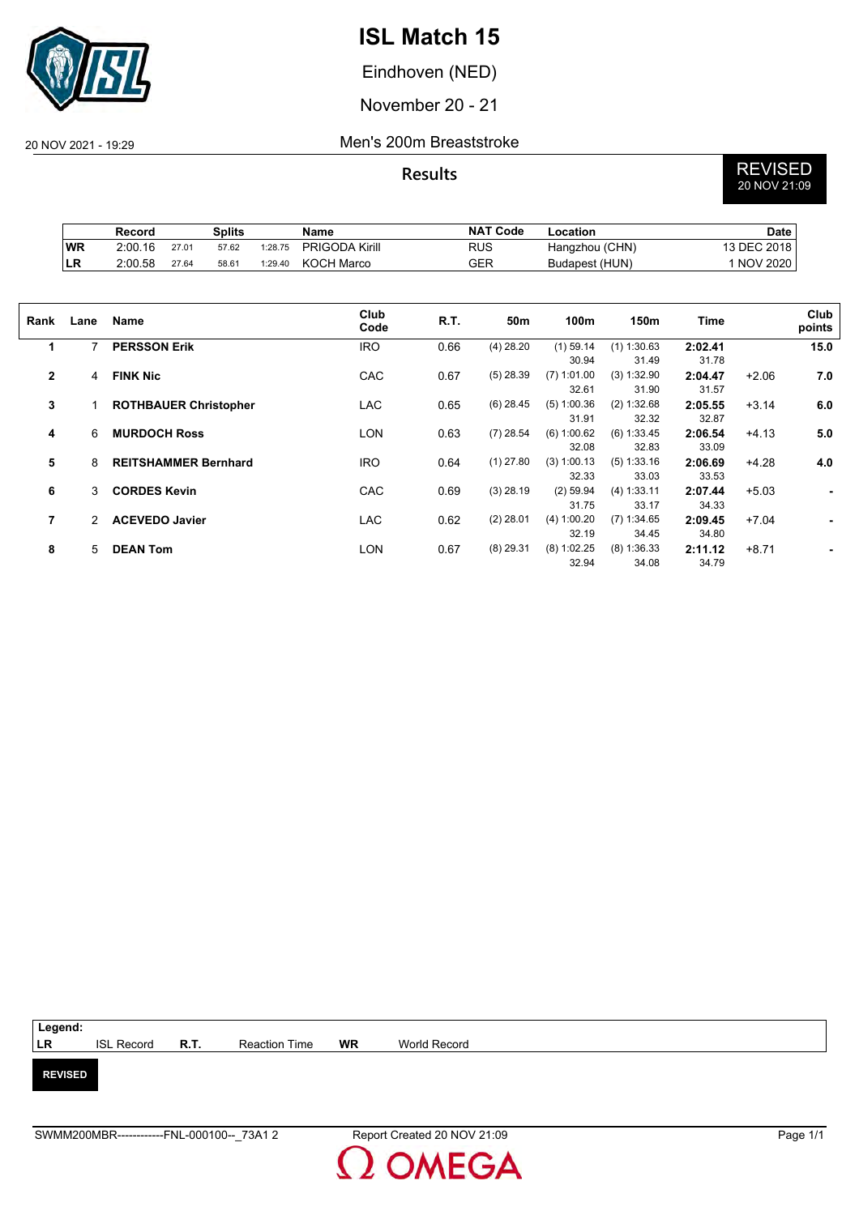# ISL Match 15

Eindhoven (NED)

November 20 - 21

20 NOV 2021 - 19:29

## Men's 200m Breaststroke

### Results

**REVISED**
20 NOV 21:09

| | Record | Splits | | | Name | NAT Code | Location | Date |
|---|---|---|---|---|---|---|---|---|
| **WR** | 2:00.16 | 27.01 | 57.62 | 1:28.75 | PRIGODA Kirill | RUS | Hangzhou (CHN) | 13 DEC 2018 |
| **LR** | 2:00.58 | 27.64 | 58.61 | 1:29.40 | KOCH Marco | GER | Budapest (HUN) | 1 NOV 2020 |

| Rank | Lane | Name | Club Code | R.T. | 50m | 100m | 150m | Time | | Club points |
|---|---|---|---|---|---|---|---|---|---|---|
| **1** | 7 | **PERSSON Erik** | IRO | 0.66 | (4) 28.20 | (1) 59.14<br>30.94 | (1) 1:30.63<br>31.49 | **2:02.41**<br>31.78 | | **15.0** |
| **2** | 4 | **FINK Nic** | CAC | 0.67 | (5) 28.39 | (7) 1:01.00<br>32.61 | (3) 1:32.90<br>31.90 | **2:04.47**<br>31.57 | +2.06 | **7.0** |
| **3** | 1 | **ROTHBAUER Christopher** | LAC | 0.65 | (6) 28.45 | (5) 1:00.36<br>31.91 | (2) 1:32.68<br>32.32 | **2:05.55**<br>32.87 | +3.14 | **6.0** |
| **4** | 6 | **MURDOCH Ross** | LON | 0.63 | (7) 28.54 | (6) 1:00.62<br>32.08 | (6) 1:33.45<br>32.83 | **2:06.54**<br>33.09 | +4.13 | **5.0** |
| **5** | 8 | **REITSHAMMER Bernhard** | IRO | 0.64 | (1) 27.80 | (3) 1:00.13<br>32.33 | (5) 1:33.16<br>33.03 | **2:06.69**<br>33.53 | +4.28 | **4.0** |
| **6** | 3 | **CORDES Kevin** | CAC | 0.69 | (3) 28.19 | (2) 59.94<br>31.75 | (4) 1:33.11<br>33.17 | **2:07.44**<br>34.33 | +5.03 | **-** |
| **7** | 2 | **ACEVEDO Javier** | LAC | 0.62 | (2) 28.01 | (4) 1:00.20<br>32.19 | (7) 1:34.65<br>34.45 | **2:09.45**<br>34.80 | +7.04 | **-** |
| **8** | 5 | **DEAN Tom** | LON | 0.67 | (8) 29.31 | (8) 1:02.25<br>32.94 | (8) 1:36.33<br>34.08 | **2:11.12**<br>34.79 | +8.71 | **-** |

**Legend:**

| | | | | | |
|---|---|---|---|---|---|
| **LR** | ISL Record | **R.T.** | Reaction Time | **WR** | World Record |

**REVISED**

SWMM200MBR------------FNL-000100--_73A1 2

Report Created 20 NOV 21:09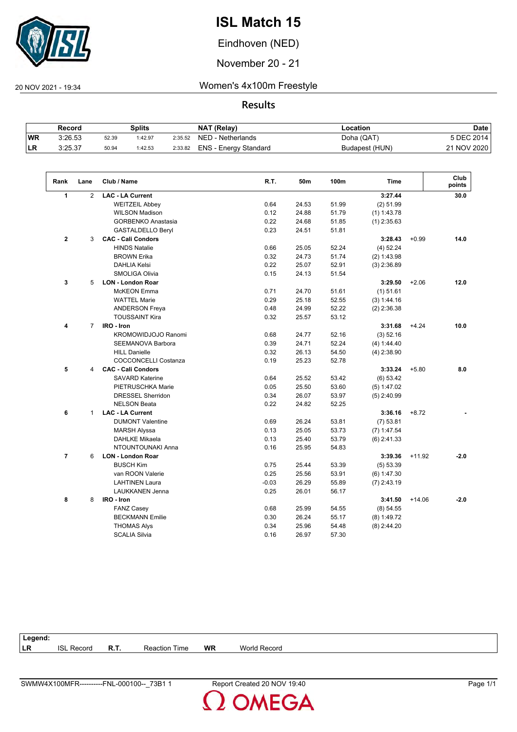# ISL Match 15

Eindhoven (NED)

November 20 - 21

20 NOV 2021 - 19:34

## Women's 4x100m Freestyle

### Results

| | Record | Splits | | | NAT (Relay) | Location | Date |
|---|---|---|---|---|---|---|---|
| WR | 3:26.53 | 52.39 | 1:42.97 | 2:35.52 | NED - Netherlands | Doha (QAT) | 5 DEC 2014 |
| LR | 3:25.37 | 50.94 | 1:42.53 | 2:33.82 | ENS - Energy Standard | Budapest (HUN) | 21 NOV 2020 |

| Rank | Lane | Club / Name | R.T. | 50m | 100m | Time | | Club points |
|---|---|---|---|---|---|---|---|---|
| 1 | 2 | **LAC - LA Current** | | | | **3:27.44** | | **30.0** |
| | | WEITZEIL Abbey | 0.64 | 24.53 | 51.99 | (2) 51.99 | | |
| | | WILSON Madison | 0.12 | 24.88 | 51.79 | (1) 1:43.78 | | |
| | | GORBENKO Anastasia | 0.22 | 24.68 | 51.85 | (1) 2:35.63 | | |
| | | GASTALDELLO Beryl | 0.23 | 24.51 | 51.81 | | | |
| 2 | 3 | **CAC - Cali Condors** | | | | **3:28.43** | +0.99 | **14.0** |
| | | HINDS Natalie | 0.66 | 25.05 | 52.24 | (4) 52.24 | | |
| | | BROWN Erika | 0.32 | 24.73 | 51.74 | (2) 1:43.98 | | |
| | | DAHLIA Kelsi | 0.22 | 25.07 | 52.91 | (3) 2:36.89 | | |
| | | SMOLIGA Olivia | 0.15 | 24.13 | 51.54 | | | |
| 3 | 5 | **LON - London Roar** | | | | **3:29.50** | +2.06 | **12.0** |
| | | McKEON Emma | 0.71 | 24.70 | 51.61 | (1) 51.61 | | |
| | | WATTEL Marie | 0.29 | 25.18 | 52.55 | (3) 1:44.16 | | |
| | | ANDERSON Freya | 0.48 | 24.99 | 52.22 | (2) 2:36.38 | | |
| | | TOUSSAINT Kira | 0.32 | 25.57 | 53.12 | | | |
| 4 | 7 | **IRO - Iron** | | | | **3:31.68** | +4.24 | **10.0** |
| | | KROMOWIDJOJO Ranomi | 0.68 | 24.77 | 52.16 | (3) 52.16 | | |
| | | SEEMANOVA Barbora | 0.39 | 24.71 | 52.24 | (4) 1:44.40 | | |
| | | HILL Danielle | 0.32 | 26.13 | 54.50 | (4) 2:38.90 | | |
| | | COCCONCELLI Costanza | 0.19 | 25.23 | 52.78 | | | |
| 5 | 4 | **CAC - Cali Condors** | | | | **3:33.24** | +5.80 | **8.0** |
| | | SAVARD Katerine | 0.64 | 25.52 | 53.42 | (6) 53.42 | | |
| | | PIETRUSCHKA Marie | 0.05 | 25.50 | 53.60 | (5) 1:47.02 | | |
| | | DRESSEL Sherridon | 0.34 | 26.07 | 53.97 | (5) 2:40.99 | | |
| | | NELSON Beata | 0.22 | 24.82 | 52.25 | | | |
| 6 | 1 | **LAC - LA Current** | | | | **3:36.16** | +8.72 | **-** |
| | | DUMONT Valentine | 0.69 | 26.24 | 53.81 | (7) 53.81 | | |
| | | MARSH Alyssa | 0.13 | 25.05 | 53.73 | (7) 1:47.54 | | |
| | | DAHLKE Mikaela | 0.13 | 25.40 | 53.79 | (6) 2:41.33 | | |
| | | NTOUNTOUNAKI Anna | 0.16 | 25.95 | 54.83 | | | |
| 7 | 6 | **LON - London Roar** | | | | **3:39.36** | +11.92 | **-2.0** |
| | | BUSCH Kim | 0.75 | 25.44 | 53.39 | (5) 53.39 | | |
| | | van ROON Valerie | 0.25 | 25.56 | 53.91 | (6) 1:47.30 | | |
| | | LAHTINEN Laura | -0.03 | 26.29 | 55.89 | (7) 2:43.19 | | |
| | | LAUKKANEN Jenna | 0.25 | 26.01 | 56.17 | | | |
| 8 | 8 | **IRO - Iron** | | | | **3:41.50** | +14.06 | **-2.0** |
| | | FANZ Casey | 0.68 | 25.99 | 54.55 | (8) 54.55 | | |
| | | BECKMANN Emilie | 0.30 | 26.24 | 55.17 | (8) 1:49.72 | | |
| | | THOMAS Alys | 0.34 | 25.96 | 54.48 | (8) 2:44.20 | | |
| | | SCALIA Silvia | 0.16 | 26.97 | 57.30 | | | |

**Legend:**

| | | | | | |
|---|---|---|---|---|---|
| **LR** | ISL Record | **R.T.** | Reaction Time | **WR** | World Record |

SWMW4X100MFR----------FNL-000100--_73B1 1 Report Created 20 NOV 19:40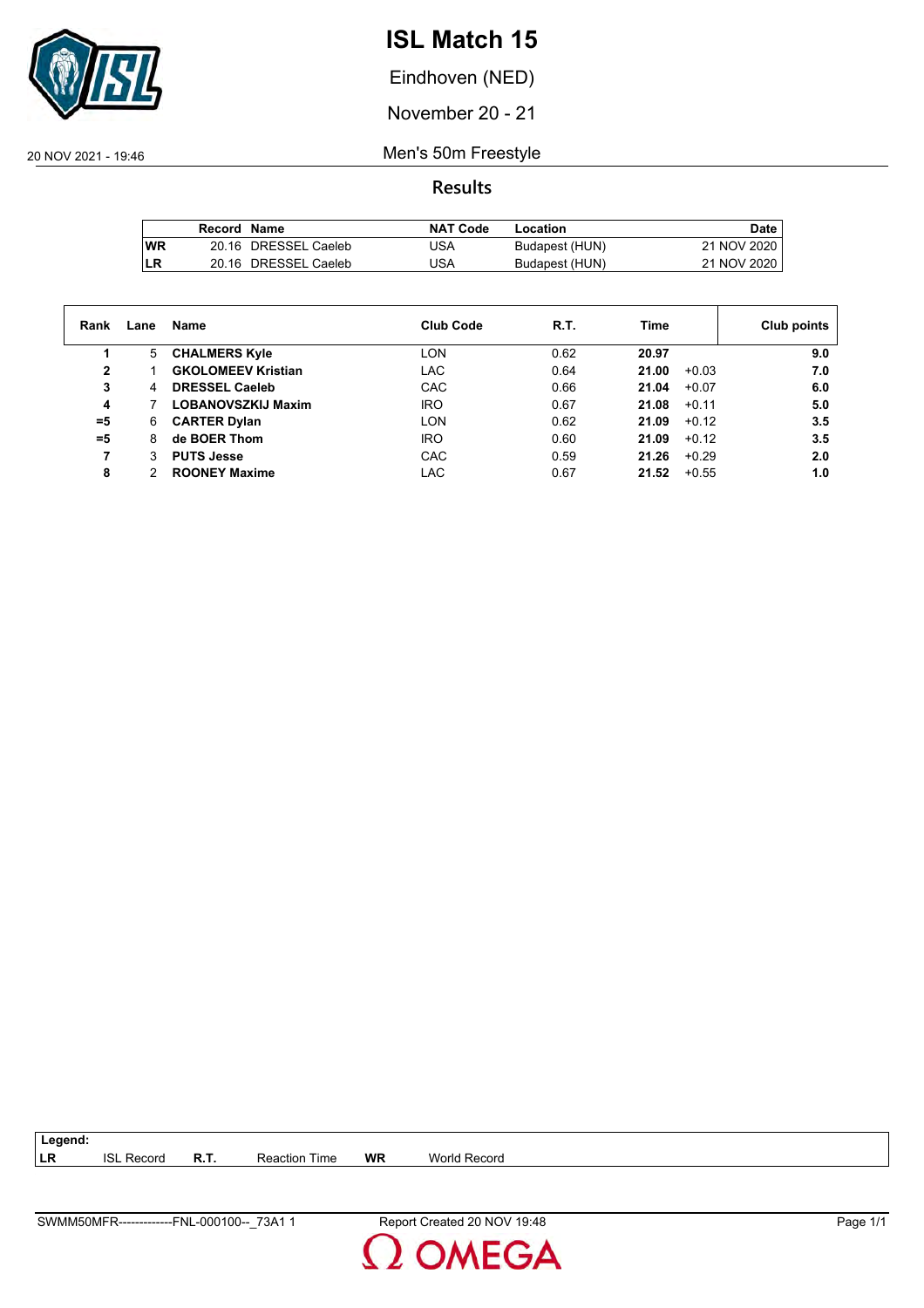# ISL Match 15

Eindhoven (NED)

November 20 - 21

20 NOV 2021 - 19:46

## Men's 50m Freestyle

### Results

| | Record | Name | NAT Code | Location | Date |
|---|---|---|---|---|---|
| WR | 20.16 | DRESSEL Caeleb | USA | Budapest (HUN) | 21 NOV 2020 |
| LR | 20.16 | DRESSEL Caeleb | USA | Budapest (HUN) | 21 NOV 2020 |

| Rank | Lane | Name | Club Code | R.T. | Time | | Club points |
|---|---|---|---|---|---|---|---|
| 1 | 5 | **CHALMERS Kyle** | LON | 0.62 | **20.97** | | **9.0** |
| 2 | 1 | **GKOLOMEEV Kristian** | LAC | 0.64 | **21.00** | +0.03 | **7.0** |
| 3 | 4 | **DRESSEL Caeleb** | CAC | 0.66 | **21.04** | +0.07 | **6.0** |
| 4 | 7 | **LOBANOVSZKIJ Maxim** | IRO | 0.67 | **21.08** | +0.11 | **5.0** |
| =5 | 6 | **CARTER Dylan** | LON | 0.62 | **21.09** | +0.12 | **3.5** |
| =5 | 8 | **de BOER Thom** | IRO | 0.60 | **21.09** | +0.12 | **3.5** |
| 7 | 3 | **PUTS Jesse** | CAC | 0.59 | **21.26** | +0.29 | **2.0** |
| 8 | 2 | **ROONEY Maxime** | LAC | 0.67 | **21.52** | +0.55 | **1.0** |

**Legend:**

| | | | | | |
|---|---|---|---|---|---|
| **LR** | ISL Record | **R.T.** | Reaction Time | **WR** | World Record |

SWMM50MFR-------------FNL-000100--_73A1 1 Report Created 20 NOV 19:48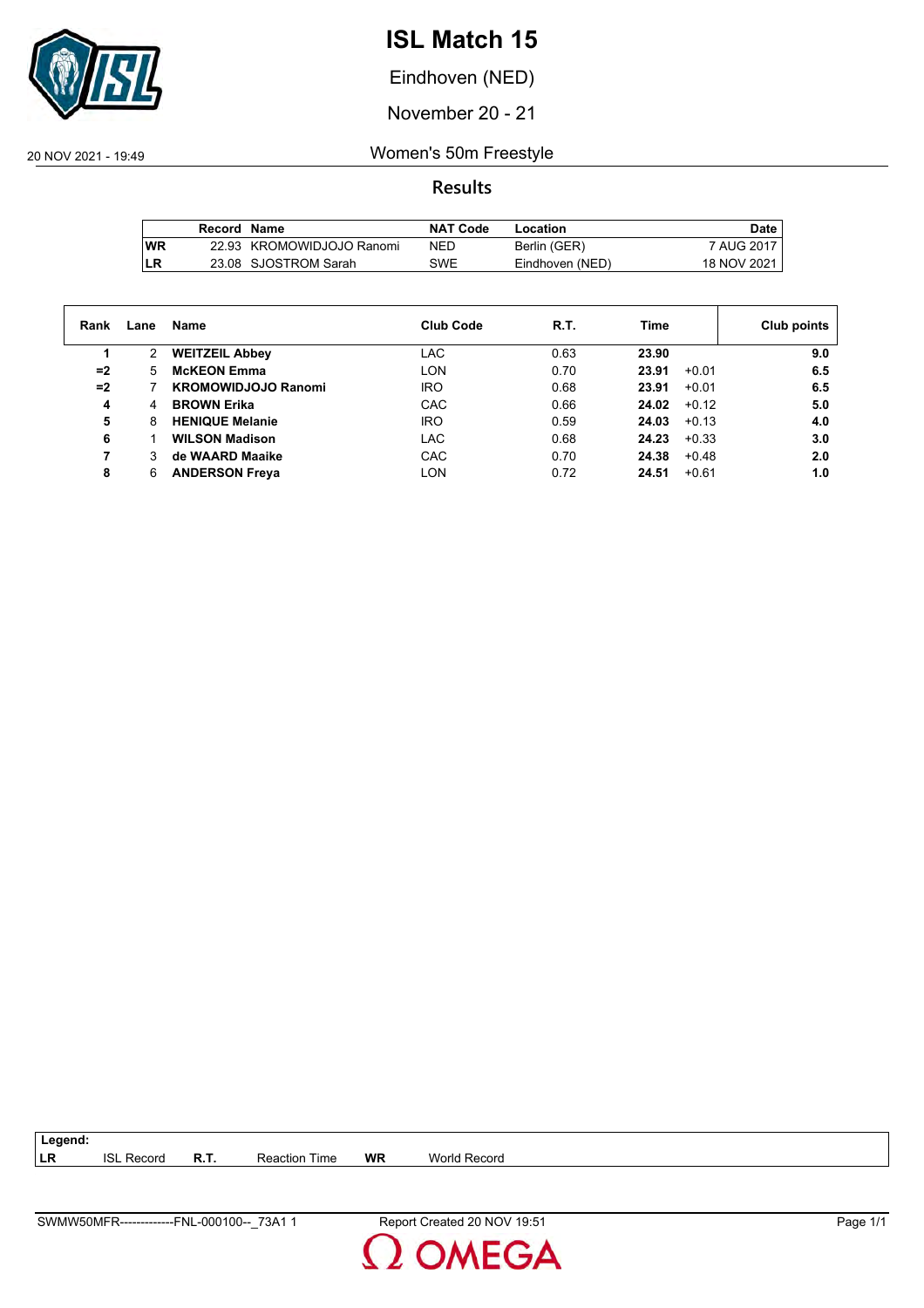# ISL Match 15

Eindhoven (NED)

November 20 - 21

20 NOV 2021 - 19:49

## Women's 50m Freestyle

### Results

| | Record | Name | NAT Code | Location | Date |
|---|---|---|---|---|---|
| WR | 22.93 | KROMOWIDJOJO Ranomi | NED | Berlin (GER) | 7 AUG 2017 |
| LR | 23.08 | SJOSTROM Sarah | SWE | Eindhoven (NED) | 18 NOV 2021 |

| Rank | Lane | Name | Club Code | R.T. | Time | | Club points |
|---|---|---|---|---|---|---|---|
| 1 | 2 | **WEITZEIL Abbey** | LAC | 0.63 | **23.90** | | **9.0** |
| =2 | 5 | **McKEON Emma** | LON | 0.70 | **23.91** | +0.01 | **6.5** |
| =2 | 7 | **KROMOWIDJOJO Ranomi** | IRO | 0.68 | **23.91** | +0.01 | **6.5** |
| 4 | 4 | **BROWN Erika** | CAC | 0.66 | **24.02** | +0.12 | **5.0** |
| 5 | 8 | **HENIQUE Melanie** | IRO | 0.59 | **24.03** | +0.13 | **4.0** |
| 6 | 1 | **WILSON Madison** | LAC | 0.68 | **24.23** | +0.33 | **3.0** |
| 7 | 3 | **de WAARD Maaike** | CAC | 0.70 | **24.38** | +0.48 | **2.0** |
| 8 | 6 | **ANDERSON Freya** | LON | 0.72 | **24.51** | +0.61 | **1.0** |

**Legend:**

| | | | | | |
|---|---|---|---|---|---|
| **LR** | ISL Record | **R.T.** | Reaction Time | **WR** | World Record |

SWMW50MFR-------------FNL-000100--_73A1 1 Report Created 20 NOV 19:51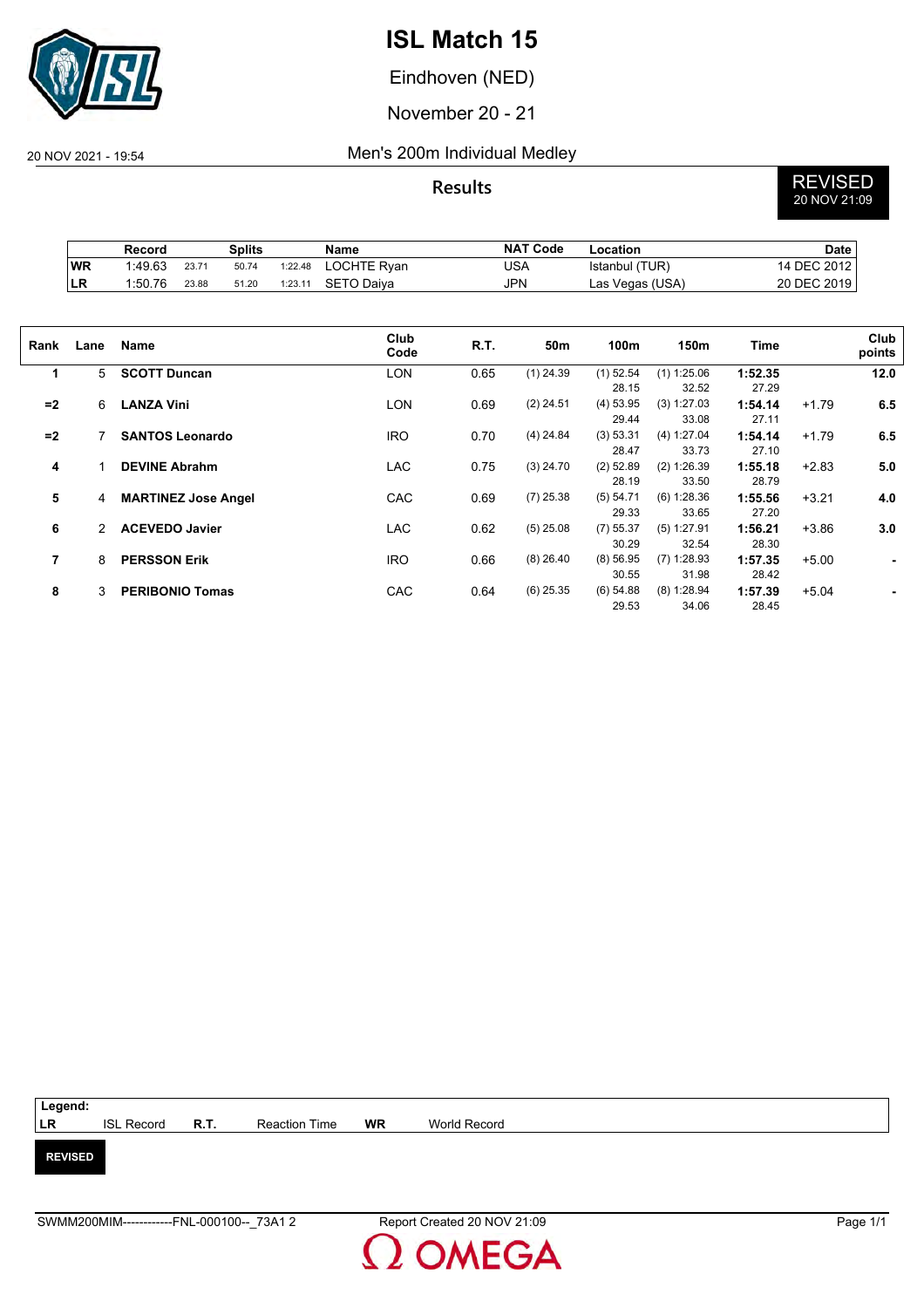# ISL Match 15

Eindhoven (NED)

November 20 - 21

20 NOV 2021 - 19:54

## Men's 200m Individual Medley

**Results**

**REVISED** 20 NOV 21:09

| | Record | Splits | | | Name | NAT Code | Location | Date |
|---|---|---|---|---|---|---|---|---|
| WR | 1:49.63 | 23.71 | 50.74 | 1:22.48 | LOCHTE Ryan | USA | Istanbul (TUR) | 14 DEC 2012 |
| LR | 1:50.76 | 23.88 | 51.20 | 1:23.11 | SETO Daiya | JPN | Las Vegas (USA) | 20 DEC 2019 |

| Rank | Lane | Name | Club Code | R.T. | 50m | 100m | 150m | Time | | Club points |
|---|---|---|---|---|---|---|---|---|---|---|
| 1 | 5 | **SCOTT Duncan** | LON | 0.65 | (1) 24.39 | (1) 52.54 | (1) 1:25.06 | **1:52.35** | | **12.0** |
| | | | | | | 28.15 | 32.52 | 27.29 | | |
| =2 | 6 | **LANZA Vini** | LON | 0.69 | (2) 24.51 | (4) 53.95 | (3) 1:27.03 | **1:54.14** | +1.79 | **6.5** |
| | | | | | | 29.44 | 33.08 | 27.11 | | |
| =2 | 7 | **SANTOS Leonardo** | IRO | 0.70 | (4) 24.84 | (3) 53.31 | (4) 1:27.04 | **1:54.14** | +1.79 | **6.5** |
| | | | | | | 28.47 | 33.73 | 27.10 | | |
| 4 | 1 | **DEVINE Abrahm** | LAC | 0.75 | (3) 24.70 | (2) 52.89 | (2) 1:26.39 | **1:55.18** | +2.83 | **5.0** |
| | | | | | | 28.19 | 33.50 | 28.79 | | |
| 5 | 4 | **MARTINEZ Jose Angel** | CAC | 0.69 | (7) 25.38 | (5) 54.71 | (6) 1:28.36 | **1:55.56** | +3.21 | **4.0** |
| | | | | | | 29.33 | 33.65 | 27.20 | | |
| 6 | 2 | **ACEVEDO Javier** | LAC | 0.62 | (5) 25.08 | (7) 55.37 | (5) 1:27.91 | **1:56.21** | +3.86 | **3.0** |
| | | | | | | 30.29 | 32.54 | 28.30 | | |
| 7 | 8 | **PERSSON Erik** | IRO | 0.66 | (8) 26.40 | (8) 56.95 | (7) 1:28.93 | **1:57.35** | +5.00 | **-** |
| | | | | | | 30.55 | 31.98 | 28.42 | | |
| 8 | 3 | **PERIBONIO Tomas** | CAC | 0.64 | (6) 25.35 | (6) 54.88 | (8) 1:28.94 | **1:57.39** | +5.04 | **-** |
| | | | | | | 29.53 | 34.06 | 28.45 | | |

**Legend:**

| LR | ISL Record | R.T. | Reaction Time | WR | World Record |
|---|---|---|---|---|---|

**REVISED**

SWMM200MIM------------FNL-000100--_73A1 2 — Report Created 20 NOV 21:09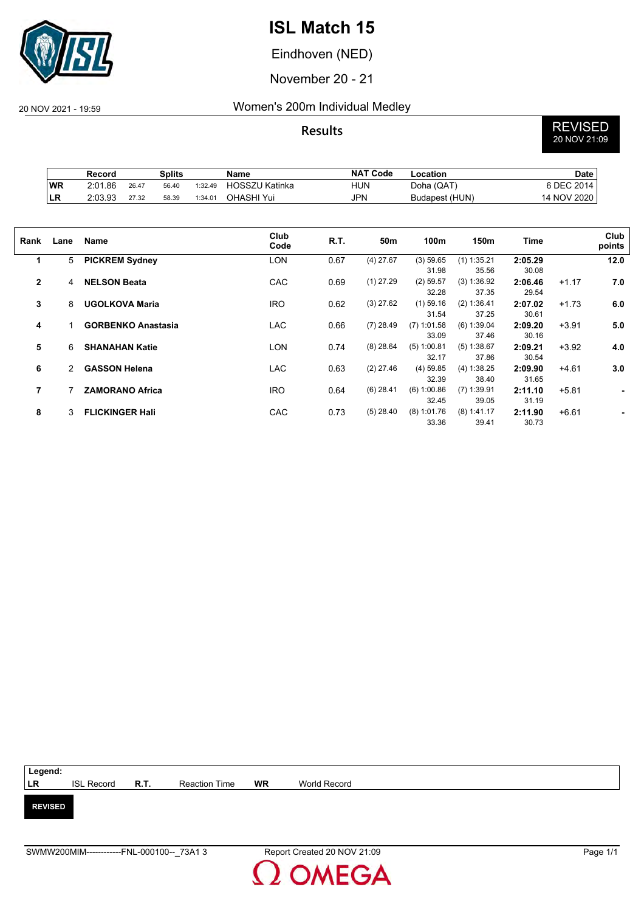# ISL Match 15

Eindhoven (NED)

November 20 - 21

20 NOV 2021 - 19:59

## Women's 200m Individual Medley

**Results**

REVISED
20 NOV 21:09

| | Record | Splits | | | Name | NAT Code | Location | Date |
|---|---|---|---|---|---|---|---|---|
| WR | 2:01.86 | 26.47 | 56.40 | 1:32.49 | HOSSZU Katinka | HUN | Doha (QAT) | 6 DEC 2014 |
| LR | 2:03.93 | 27.32 | 58.39 | 1:34.01 | OHASHI Yui | JPN | Budapest (HUN) | 14 NOV 2020 |

| Rank | Lane | Name | Club Code | R.T. | 50m | 100m | 150m | Time | | Club points |
|---|---|---|---|---|---|---|---|---|---|---|
| 1 | 5 | **PICKREM Sydney** | LON | 0.67 | (4) 27.67 | (3) 59.65 | (1) 1:35.21 | **2:05.29** | | **12.0** |
| | | | | | | 31.98 | 35.56 | 30.08 | | |
| 2 | 4 | **NELSON Beata** | CAC | 0.69 | (1) 27.29 | (2) 59.57 | (3) 1:36.92 | **2:06.46** | +1.17 | **7.0** |
| | | | | | | 32.28 | 37.35 | 29.54 | | |
| 3 | 8 | **UGOLKOVA Maria** | IRO | 0.62 | (3) 27.62 | (1) 59.16 | (2) 1:36.41 | **2:07.02** | +1.73 | **6.0** |
| | | | | | | 31.54 | 37.25 | 30.61 | | |
| 4 | 1 | **GORBENKO Anastasia** | LAC | 0.66 | (7) 28.49 | (7) 1:01.58 | (6) 1:39.04 | **2:09.20** | +3.91 | **5.0** |
| | | | | | | 33.09 | 37.46 | 30.16 | | |
| 5 | 6 | **SHANAHAN Katie** | LON | 0.74 | (8) 28.64 | (5) 1:00.81 | (5) 1:38.67 | **2:09.21** | +3.92 | **4.0** |
| | | | | | | 32.17 | 37.86 | 30.54 | | |
| 6 | 2 | **GASSON Helena** | LAC | 0.63 | (2) 27.46 | (4) 59.85 | (4) 1:38.25 | **2:09.90** | +4.61 | **3.0** |
| | | | | | | 32.39 | 38.40 | 31.65 | | |
| 7 | 7 | **ZAMORANO Africa** | IRO | 0.64 | (6) 28.41 | (6) 1:00.86 | (7) 1:39.91 | **2:11.10** | +5.81 | **-** |
| | | | | | | 32.45 | 39.05 | 31.19 | | |
| 8 | 3 | **FLICKINGER Hali** | CAC | 0.73 | (5) 28.40 | (8) 1:01.76 | (8) 1:41.17 | **2:11.90** | +6.61 | **-** |
| | | | | | | 33.36 | 39.41 | 30.73 | | |

| Legend: | | | | | |
|---|---|---|---|---|---|
| LR | ISL Record | R.T. | Reaction Time | WR | World Record |

**REVISED**

SWMW200MIM------------FNL-000100--_73A1 3 Report Created 20 NOV 21:09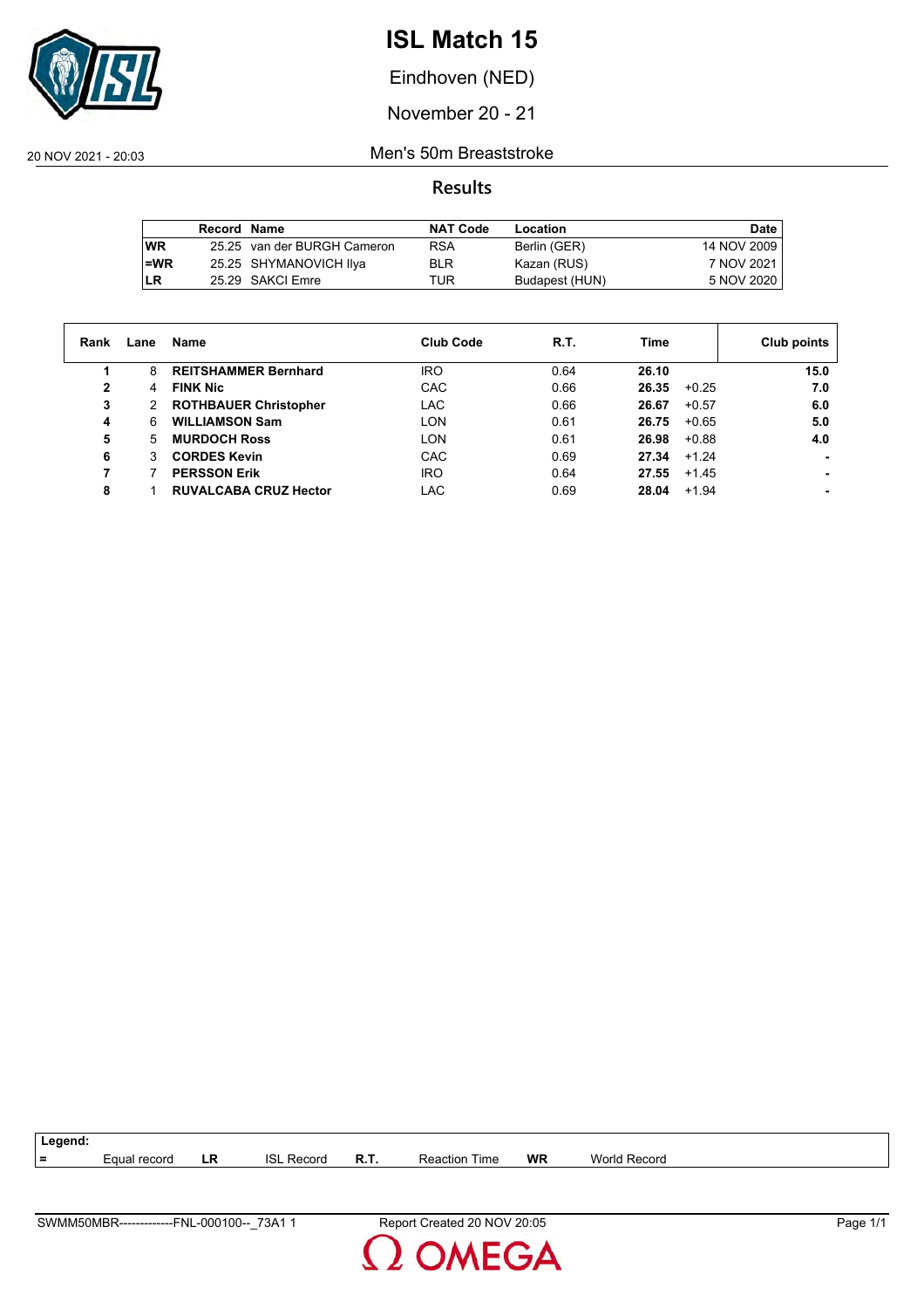# ISL Match 15

Eindhoven (NED)

November 20 - 21

20 NOV 2021 - 20:03

Men's 50m Breaststroke

## Results

| | Record | Name | NAT Code | Location | Date |
|---|---|---|---|---|---|
| WR | 25.25 | van der BURGH Cameron | RSA | Berlin (GER) | 14 NOV 2009 |
| =WR | 25.25 | SHYMANOVICH Ilya | BLR | Kazan (RUS) | 7 NOV 2021 |
| LR | 25.29 | SAKCI Emre | TUR | Budapest (HUN) | 5 NOV 2020 |

| Rank | Lane | Name | Club Code | R.T. | Time | | Club points |
|---|---|---|---|---|---|---|---|
| 1 | 8 | **REITSHAMMER Bernhard** | IRO | 0.64 | **26.10** | | **15.0** |
| 2 | 4 | **FINK Nic** | CAC | 0.66 | **26.35** | +0.25 | **7.0** |
| 3 | 2 | **ROTHBAUER Christopher** | LAC | 0.66 | **26.67** | +0.57 | **6.0** |
| 4 | 6 | **WILLIAMSON Sam** | LON | 0.61 | **26.75** | +0.65 | **5.0** |
| 5 | 5 | **MURDOCH Ross** | LON | 0.61 | **26.98** | +0.88 | **4.0** |
| 6 | 3 | **CORDES Kevin** | CAC | 0.69 | **27.34** | +1.24 | **-** |
| 7 | 7 | **PERSSON Erik** | IRO | 0.64 | **27.55** | +1.45 | **-** |
| 8 | 1 | **RUVALCABA CRUZ Hector** | LAC | 0.69 | **28.04** | +1.94 | **-** |

**Legend:**

| = | Equal record | **LR** | ISL Record | **R.T.** | Reaction Time | **WR** | World Record |
|---|---|---|---|---|---|---|---|

SWMM50MBR-------------FNL-000100--_73A1 1 Report Created 20 NOV 20:05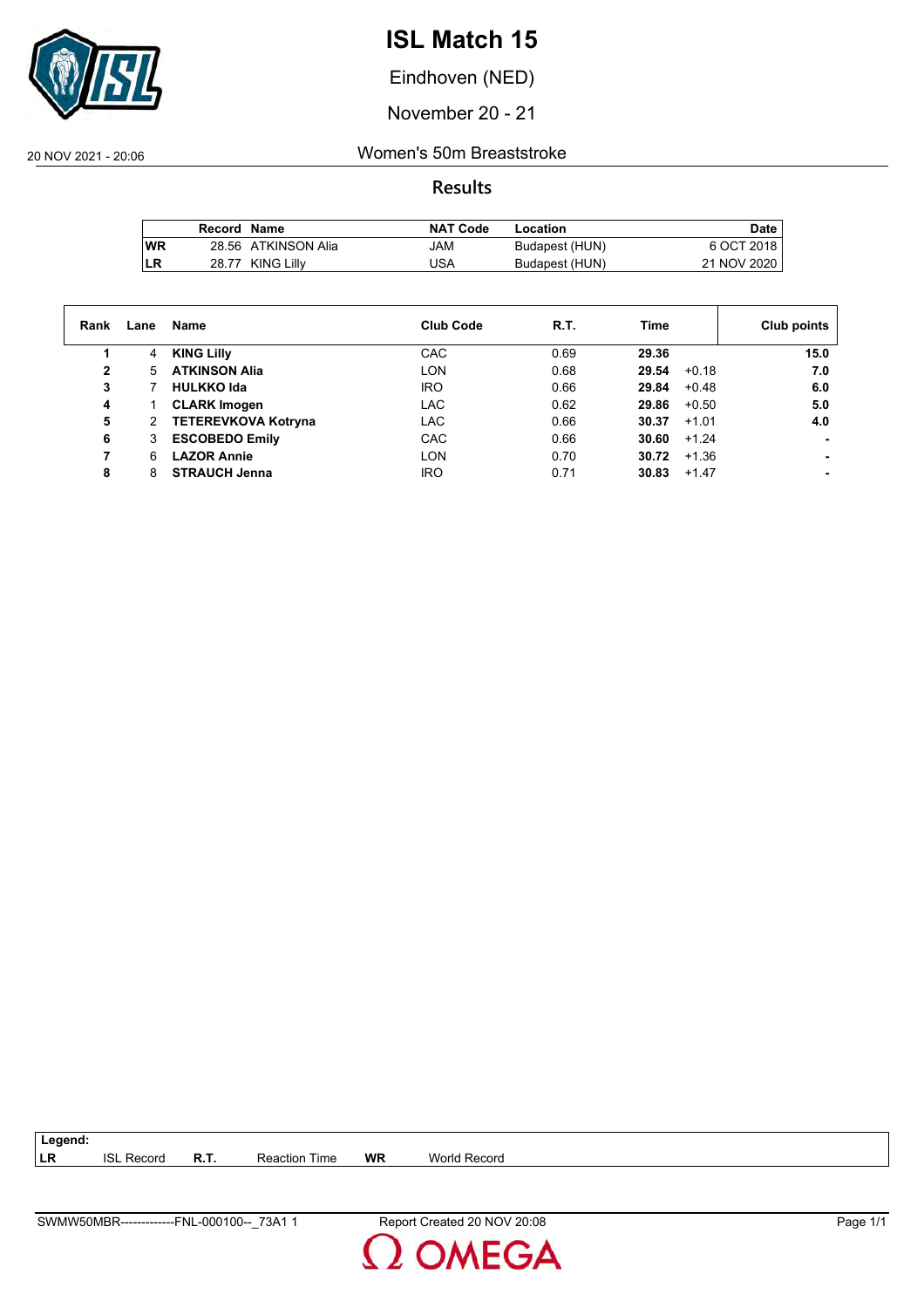# ISL Match 15

Eindhoven (NED)

November 20 - 21

20 NOV 2021 - 20:06

## Women's 50m Breaststroke

### Results

| | Record | Name | NAT Code | Location | Date |
|---|---|---|---|---|---|
| WR | 28.56 | ATKINSON Alia | JAM | Budapest (HUN) | 6 OCT 2018 |
| LR | 28.77 | KING Lilly | USA | Budapest (HUN) | 21 NOV 2020 |

| Rank | Lane | Name | Club Code | R.T. | Time | | Club points |
|---|---|---|---|---|---|---|---|
| 1 | 4 | **KING Lilly** | CAC | 0.69 | **29.36** | | **15.0** |
| 2 | 5 | **ATKINSON Alia** | LON | 0.68 | **29.54** | +0.18 | **7.0** |
| 3 | 7 | **HULKKO Ida** | IRO | 0.66 | **29.84** | +0.48 | **6.0** |
| 4 | 1 | **CLARK Imogen** | LAC | 0.62 | **29.86** | +0.50 | **5.0** |
| 5 | 2 | **TETEREVKOVA Kotryna** | LAC | 0.66 | **30.37** | +1.01 | **4.0** |
| 6 | 3 | **ESCOBEDO Emily** | CAC | 0.66 | **30.60** | +1.24 | **-** |
| 7 | 6 | **LAZOR Annie** | LON | 0.70 | **30.72** | +1.36 | **-** |
| 8 | 8 | **STRAUCH Jenna** | IRO | 0.71 | **30.83** | +1.47 | **-** |

**Legend:**

| | | | | | |
|---|---|---|---|---|---|
| **LR** | ISL Record | **R.T.** | Reaction Time | **WR** | World Record |

SWMW50MBR-------------FNL-000100--_73A1 1 — Report Created 20 NOV 20:08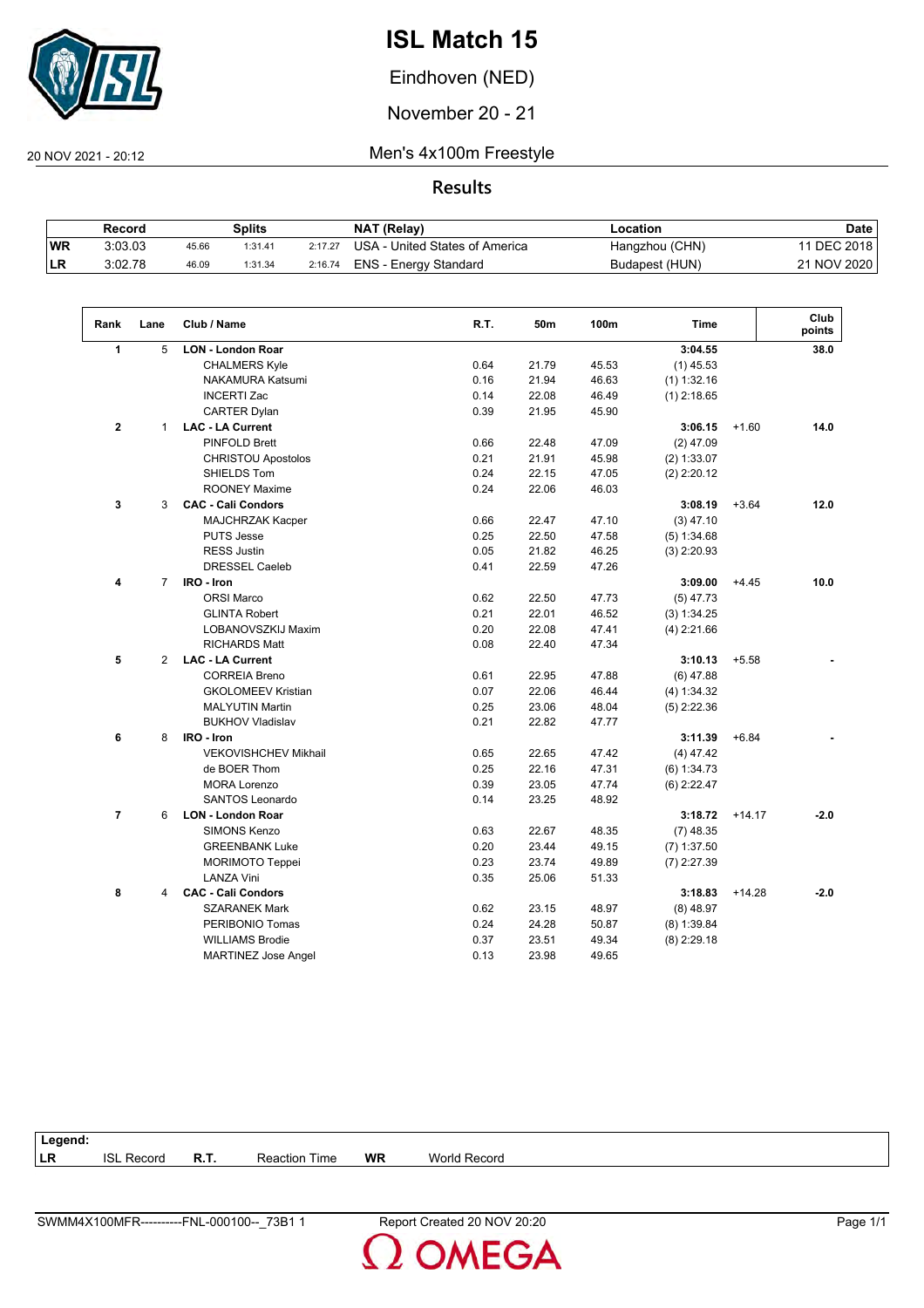# ISL Match 15

Eindhoven (NED)

November 20 - 21

20 NOV 2021 - 20:12

## Men's 4x100m Freestyle

### Results

| | Record | Splits | | | NAT (Relay) | Location | Date |
|---|---|---|---|---|---|---|---|
| WR | 3:03.03 | 45.66 | 1:31.41 | 2:17.27 | USA - United States of America | Hangzhou (CHN) | 11 DEC 2018 |
| LR | 3:02.78 | 46.09 | 1:31.34 | 2:16.74 | ENS - Energy Standard | Budapest (HUN) | 21 NOV 2020 |

| Rank | Lane | Club / Name | R.T. | 50m | 100m | Time | | Club points |
|---|---|---|---|---|---|---|---|---|
| 1 | 5 | **LON - London Roar** | | | | **3:04.55** | | **38.0** |
| | | CHALMERS Kyle | 0.64 | 21.79 | 45.53 | (1) 45.53 | | |
| | | NAKAMURA Katsumi | 0.16 | 21.94 | 46.63 | (1) 1:32.16 | | |
| | | INCERTI Zac | 0.14 | 22.08 | 46.49 | (1) 2:18.65 | | |
| | | CARTER Dylan | 0.39 | 21.95 | 45.90 | | | |
| 2 | 1 | **LAC - LA Current** | | | | **3:06.15** | +1.60 | **14.0** |
| | | PINFOLD Brett | 0.66 | 22.48 | 47.09 | (2) 47.09 | | |
| | | CHRISTOU Apostolos | 0.21 | 21.91 | 45.98 | (2) 1:33.07 | | |
| | | SHIELDS Tom | 0.24 | 22.15 | 47.05 | (2) 2:20.12 | | |
| | | ROONEY Maxime | 0.24 | 22.06 | 46.03 | | | |
| 3 | 3 | **CAC - Cali Condors** | | | | **3:08.19** | +3.64 | **12.0** |
| | | MAJCHRZAK Kacper | 0.66 | 22.47 | 47.10 | (3) 47.10 | | |
| | | PUTS Jesse | 0.25 | 22.50 | 47.58 | (5) 1:34.68 | | |
| | | RESS Justin | 0.05 | 21.82 | 46.25 | (3) 2:20.93 | | |
| | | DRESSEL Caeleb | 0.41 | 22.59 | 47.26 | | | |
| 4 | 7 | **IRO - Iron** | | | | **3:09.00** | +4.45 | **10.0** |
| | | ORSI Marco | 0.62 | 22.50 | 47.73 | (5) 47.73 | | |
| | | GLINTA Robert | 0.21 | 22.01 | 46.52 | (3) 1:34.25 | | |
| | | LOBANOVSZKIJ Maxim | 0.20 | 22.08 | 47.41 | (4) 2:21.66 | | |
| | | RICHARDS Matt | 0.08 | 22.40 | 47.34 | | | |
| 5 | 2 | **LAC - LA Current** | | | | **3:10.13** | +5.58 | **-** |
| | | CORREIA Breno | 0.61 | 22.95 | 47.88 | (6) 47.88 | | |
| | | GKOLOMEEV Kristian | 0.07 | 22.06 | 46.44 | (4) 1:34.32 | | |
| | | MALYUTIN Martin | 0.25 | 23.06 | 48.04 | (5) 2:22.36 | | |
| | | BUKHOV Vladislav | 0.21 | 22.82 | 47.77 | | | |
| 6 | 8 | **IRO - Iron** | | | | **3:11.39** | +6.84 | **-** |
| | | VEKOVISHCHEV Mikhail | 0.65 | 22.65 | 47.42 | (4) 47.42 | | |
| | | de BOER Thom | 0.25 | 22.16 | 47.31 | (6) 1:34.73 | | |
| | | MORA Lorenzo | 0.39 | 23.05 | 47.74 | (6) 2:22.47 | | |
| | | SANTOS Leonardo | 0.14 | 23.25 | 48.92 | | | |
| 7 | 6 | **LON - London Roar** | | | | **3:18.72** | +14.17 | **-2.0** |
| | | SIMONS Kenzo | 0.63 | 22.67 | 48.35 | (7) 48.35 | | |
| | | GREENBANK Luke | 0.20 | 23.44 | 49.15 | (7) 1:37.50 | | |
| | | MORIMOTO Teppei | 0.23 | 23.74 | 49.89 | (7) 2:27.39 | | |
| | | LANZA Vini | 0.35 | 25.06 | 51.33 | | | |
| 8 | 4 | **CAC - Cali Condors** | | | | **3:18.83** | +14.28 | **-2.0** |
| | | SZARANEK Mark | 0.62 | 23.15 | 48.97 | (8) 48.97 | | |
| | | PERIBONIO Tomas | 0.24 | 24.28 | 50.87 | (8) 1:39.84 | | |
| | | WILLIAMS Brodie | 0.37 | 23.51 | 49.34 | (8) 2:29.18 | | |
| | | MARTINEZ Jose Angel | 0.13 | 23.98 | 49.65 | | | |

**Legend:**

| | | | | | |
|---|---|---|---|---|---|
| **LR** | ISL Record | **R.T.** | Reaction Time | **WR** | World Record |

SWMM4X100MFR----------FNL-000100--_73B1 1 Report Created 20 NOV 20:20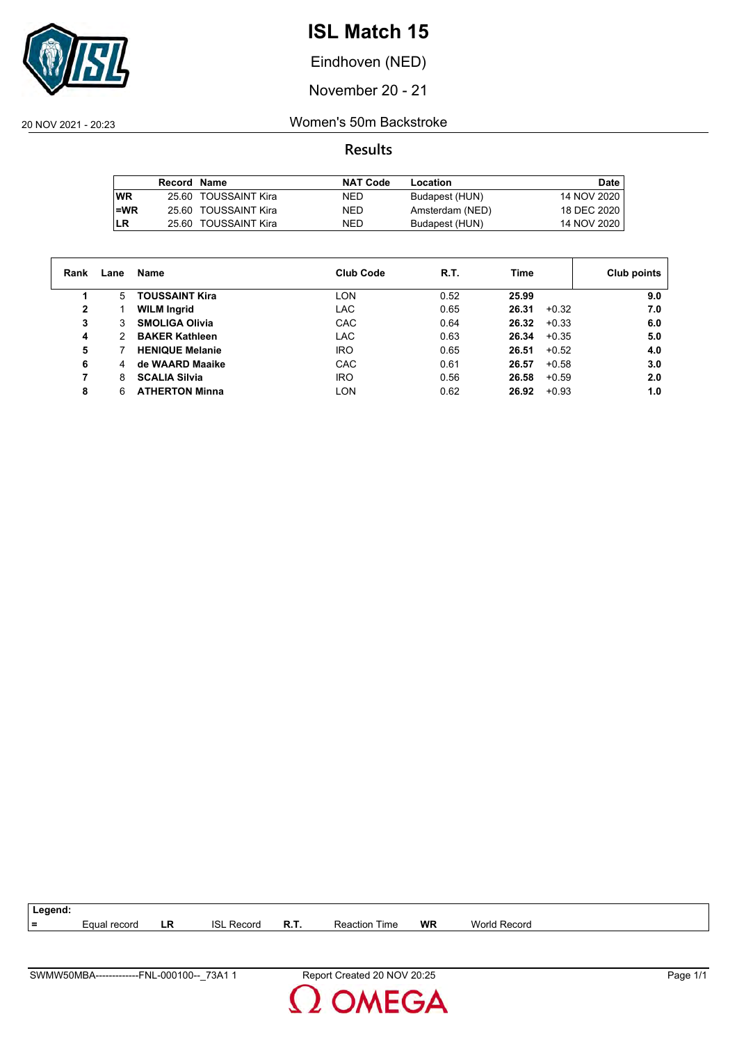# ISL Match 15

Eindhoven (NED)

November 20 - 21

20 NOV 2021 - 20:23

## Women's 50m Backstroke

### Results

| | Record | Name | NAT Code | Location | Date |
|---|---|---|---|---|---|
| WR | 25.60 | TOUSSAINT Kira | NED | Budapest (HUN) | 14 NOV 2020 |
| =WR | 25.60 | TOUSSAINT Kira | NED | Amsterdam (NED) | 18 DEC 2020 |
| LR | 25.60 | TOUSSAINT Kira | NED | Budapest (HUN) | 14 NOV 2020 |

| Rank | Lane | Name | Club Code | R.T. | Time | | Club points |
|---|---|---|---|---|---|---|---|
| 1 | 5 | **TOUSSAINT Kira** | LON | 0.52 | **25.99** | | **9.0** |
| 2 | 1 | **WILM Ingrid** | LAC | 0.65 | **26.31** | +0.32 | **7.0** |
| 3 | 3 | **SMOLIGA Olivia** | CAC | 0.64 | **26.32** | +0.33 | **6.0** |
| 4 | 2 | **BAKER Kathleen** | LAC | 0.63 | **26.34** | +0.35 | **5.0** |
| 5 | 7 | **HENIQUE Melanie** | IRO | 0.65 | **26.51** | +0.52 | **4.0** |
| 6 | 4 | **de WAARD Maaike** | CAC | 0.61 | **26.57** | +0.58 | **3.0** |
| 7 | 8 | **SCALIA Silvia** | IRO | 0.56 | **26.58** | +0.59 | **2.0** |
| 8 | 6 | **ATHERTON Minna** | LON | 0.62 | **26.92** | +0.93 | **1.0** |

**Legend:**

| = | Equal record | LR | ISL Record | R.T. | Reaction Time | WR | World Record |
|---|---|---|---|---|---|---|---|

SWMW50MBA-------------FNL-000100--_73A1 1 Report Created 20 NOV 20:25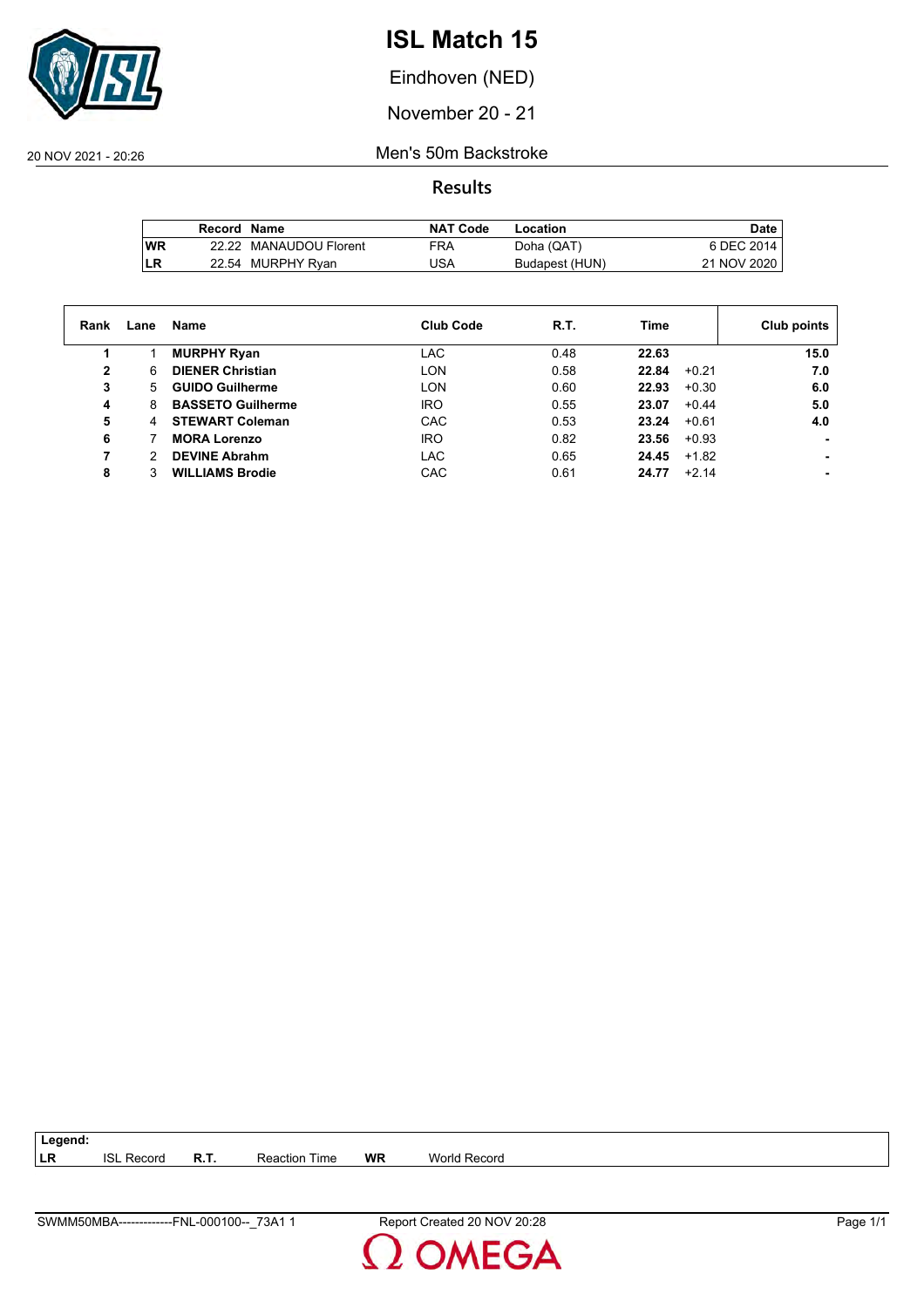# ISL Match 15

Eindhoven (NED)

November 20 - 21

20 NOV 2021 - 20:26

## Men's 50m Backstroke

### Results

| | Record | Name | NAT Code | Location | Date |
|---|---|---|---|---|---|
| WR | 22.22 | MANAUDOU Florent | FRA | Doha (QAT) | 6 DEC 2014 |
| LR | 22.54 | MURPHY Ryan | USA | Budapest (HUN) | 21 NOV 2020 |

| Rank | Lane | Name | Club Code | R.T. | Time | | Club points |
|---|---|---|---|---|---|---|---|
| 1 | 1 | **MURPHY Ryan** | LAC | 0.48 | **22.63** | | **15.0** |
| 2 | 6 | **DIENER Christian** | LON | 0.58 | **22.84** | +0.21 | **7.0** |
| 3 | 5 | **GUIDO Guilherme** | LON | 0.60 | **22.93** | +0.30 | **6.0** |
| 4 | 8 | **BASSETO Guilherme** | IRO | 0.55 | **23.07** | +0.44 | **5.0** |
| 5 | 4 | **STEWART Coleman** | CAC | 0.53 | **23.24** | +0.61 | **4.0** |
| 6 | 7 | **MORA Lorenzo** | IRO | 0.82 | **23.56** | +0.93 | **-** |
| 7 | 2 | **DEVINE Abrahm** | LAC | 0.65 | **24.45** | +1.82 | **-** |
| 8 | 3 | **WILLIAMS Brodie** | CAC | 0.61 | **24.77** | +2.14 | **-** |

**Legend:**

| | | | | | |
|---|---|---|---|---|---|
| **LR** | ISL Record | **R.T.** | Reaction Time | **WR** | World Record |

SWMM50MBA-------------FNL-000100--_73A1 1    Report Created 20 NOV 20:28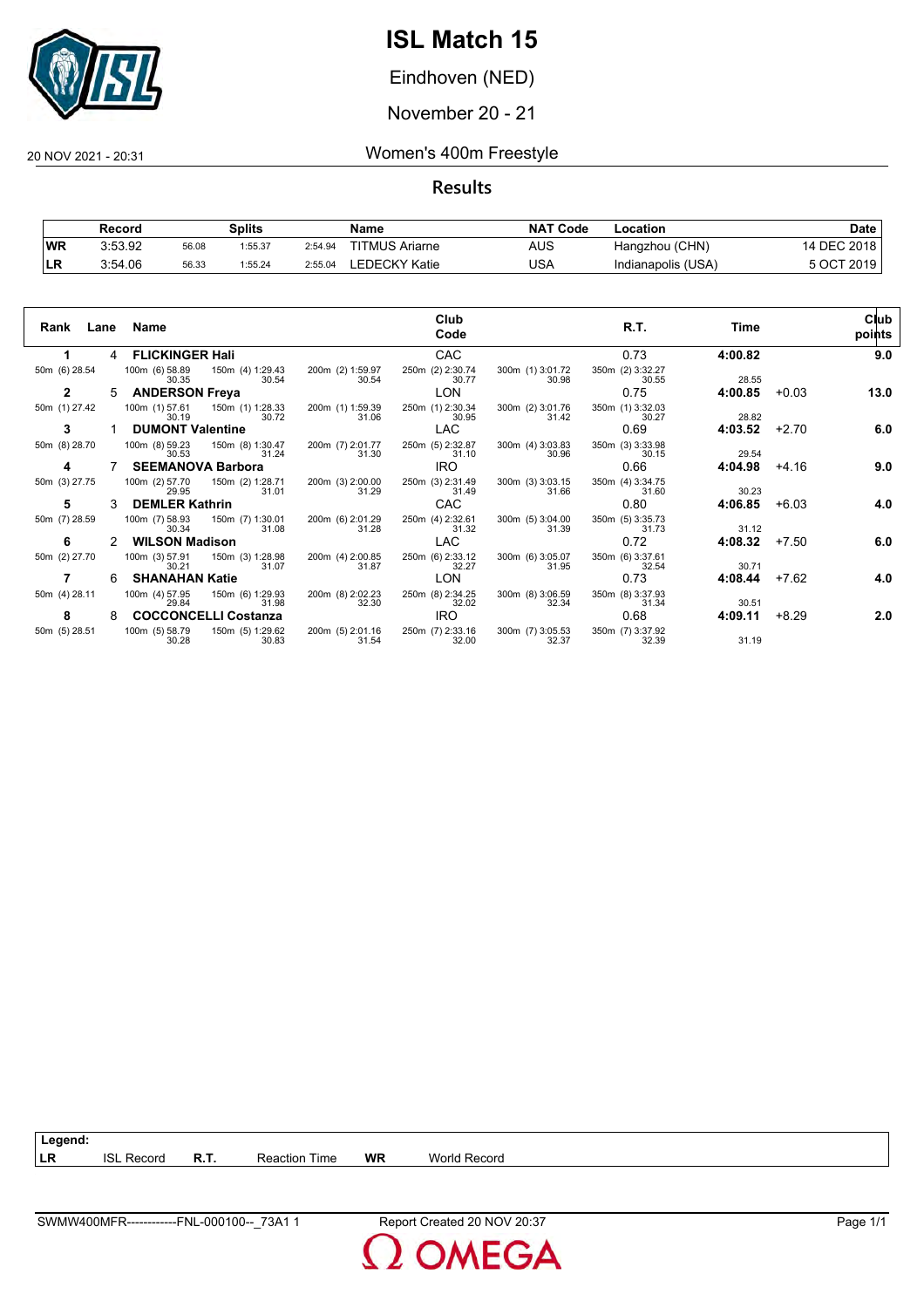# ISL Match 15

Eindhoven (NED)

November 20 - 21

20 NOV 2021 - 20:31

## Women's 400m Freestyle

### Results

| | Record | | Splits | | Name | NAT Code | Location | Date |
|---|---|---|---|---|---|---|---|---|
| WR | 3:53.92 | 56.08 | 1:55.37 | 2:54.94 | TITMUS Ariarne | AUS | Hangzhou (CHN) | 14 DEC 2018 |
| LR | 3:54.06 | 56.33 | 1:55.24 | 2:55.04 | LEDECKY Katie | USA | Indianapolis (USA) | 5 OCT 2019 |

| Rank | Lane | Name | Club Code | R.T. | Time | | Club points |
|---|---|---|---|---|---|---|---|
| 1 | 4 | **FLICKINGER Hali** | CAC | 0.73 | **4:00.82** | | **9.0** |
| | | 50m (6) 28.54 / 100m (6) 58.89 30.35 / 150m (4) 1:29.43 30.54 / 200m (2) 1:59.97 30.54 / 250m (2) 2:30.74 30.77 / 300m (1) 3:01.72 30.98 / 350m (2) 3:32.27 30.55 / 28.55 | | | | | |
| 2 | 5 | **ANDERSON Freya** | LON | 0.75 | **4:00.85** | +0.03 | **13.0** |
| | | 50m (1) 27.42 / 100m (1) 57.61 30.19 / 150m (1) 1:28.33 30.72 / 200m (1) 1:59.39 31.06 / 250m (1) 2:30.34 30.95 / 300m (2) 3:01.76 31.42 / 350m (1) 3:32.03 30.27 / 28.82 | | | | | |
| 3 | 1 | **DUMONT Valentine** | LAC | 0.69 | **4:03.52** | +2.70 | **6.0** |
| | | 50m (8) 28.70 / 100m (8) 59.23 30.53 / 150m (8) 1:30.47 31.24 / 200m (7) 2:01.77 31.30 / 250m (5) 2:32.87 31.10 / 300m (4) 3:03.83 30.96 / 350m (3) 3:33.98 30.15 / 29.54 | | | | | |
| 4 | 7 | **SEEMANOVA Barbora** | IRO | 0.66 | **4:04.98** | +4.16 | **9.0** |
| | | 50m (3) 27.75 / 100m (2) 57.70 29.95 / 150m (2) 1:28.71 31.01 / 200m (3) 2:00.00 31.29 / 250m (3) 2:31.49 31.49 / 300m (3) 3:03.15 31.66 / 350m (4) 3:34.75 31.60 / 30.23 | | | | | |
| 5 | 3 | **DEMLER Kathrin** | CAC | 0.80 | **4:06.85** | +6.03 | **4.0** |
| | | 50m (7) 28.59 / 100m (7) 58.93 30.34 / 150m (7) 1:30.01 31.08 / 200m (6) 2:01.29 31.28 / 250m (4) 2:32.61 31.32 / 300m (5) 3:04.00 31.39 / 350m (5) 3:35.73 31.73 / 31.12 | | | | | |
| 6 | 2 | **WILSON Madison** | LAC | 0.72 | **4:08.32** | +7.50 | **6.0** |
| | | 50m (2) 27.70 / 100m (3) 57.91 30.21 / 150m (3) 1:28.98 31.07 / 200m (4) 2:00.85 31.87 / 250m (6) 2:33.12 32.27 / 300m (6) 3:05.07 31.95 / 350m (6) 3:37.61 32.54 / 30.71 | | | | | |
| 7 | 6 | **SHANAHAN Katie** | LON | 0.73 | **4:08.44** | +7.62 | **4.0** |
| | | 50m (4) 28.11 / 100m (4) 57.95 29.84 / 150m (6) 1:29.93 31.98 / 200m (8) 2:02.23 32.30 / 250m (8) 2:34.25 32.02 / 300m (8) 3:06.59 32.34 / 350m (8) 3:37.93 31.34 / 30.51 | | | | | |
| 8 | 8 | **COCCONCELLI Costanza** | IRO | 0.68 | **4:09.11** | +8.29 | **2.0** |
| | | 50m (5) 28.51 / 100m (5) 58.79 30.28 / 150m (5) 1:29.62 30.83 / 200m (5) 2:01.16 31.54 / 250m (7) 2:33.16 32.00 / 300m (7) 3:05.53 32.37 / 350m (7) 3:37.92 32.39 / 31.19 | | | | | |

**Legend:**

| | | | | | |
|---|---|---|---|---|---|
| LR | ISL Record | R.T. | Reaction Time | WR | World Record |

SWMW400MFR------------FNL-000100--_73A1 1 — Report Created 20 NOV 20:37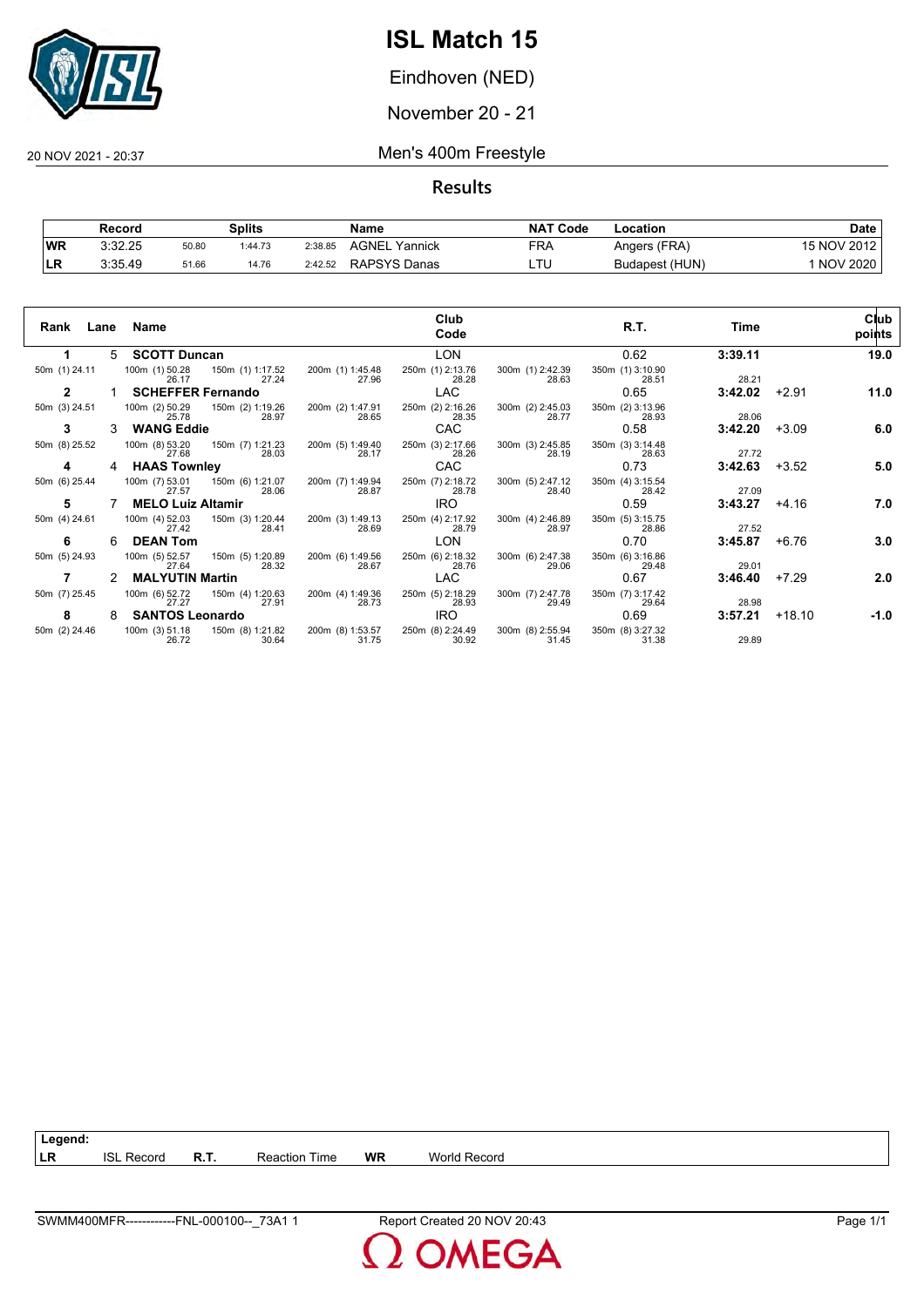# ISL Match 15

Eindhoven (NED)

November 20 - 21

20 NOV 2021 - 20:37

## Men's 400m Freestyle

### Results

| | Record | Splits | | | Name | NAT Code | Location | Date |
|---|---|---|---|---|---|---|---|---|
| WR | 3:32.25 | 50.80 | 1:44.73 | 2:38.85 | AGNEL Yannick | FRA | Angers (FRA) | 15 NOV 2012 |
| LR | 3:35.49 | 51.66 | 14.76 | 2:42.52 | RAPSYS Danas | LTU | Budapest (HUN) | 1 NOV 2020 |

| Rank | Lane | Name | Club Code | R.T. | Time | | Club points |
|---|---|---|---|---|---|---|---|
| 1 | 5 | **SCOTT Duncan** | LON | 0.62 | **3:39.11** | | **19.0** |
| 2 | 1 | **SCHEFFER Fernando** | LAC | 0.65 | **3:42.02** | +2.91 | **11.0** |
| 3 | 3 | **WANG Eddie** | CAC | 0.58 | **3:42.20** | +3.09 | **6.0** |
| 4 | 4 | **HAAS Townley** | CAC | 0.73 | **3:42.63** | +3.52 | **5.0** |
| 5 | 7 | **MELO Luiz Altamir** | IRO | 0.59 | **3:43.27** | +4.16 | **7.0** |
| 6 | 6 | **DEAN Tom** | LON | 0.70 | **3:45.87** | +6.76 | **3.0** |
| 7 | 2 | **MALYUTIN Martin** | LAC | 0.67 | **3:46.40** | +7.29 | **2.0** |
| 8 | 8 | **SANTOS Leonardo** | IRO | 0.69 | **3:57.21** | +18.10 | **-1.0** |

**Splits**

| Name | 50m | 100m | 150m | 200m | 250m | 300m | 350m | 400m |
|---|---|---|---|---|---|---|---|---|
| SCOTT Duncan | (1) 24.11 | (1) 50.28 / 26.17 | (1) 1:17.52 / 27.24 | (1) 1:45.48 / 27.96 | (1) 2:13.76 / 28.28 | (1) 2:42.39 / 28.63 | (1) 3:10.90 / 28.51 | 28.21 |
| SCHEFFER Fernando | (3) 24.51 | (2) 50.29 / 25.78 | (2) 1:19.26 / 28.97 | (2) 1:47.91 / 28.65 | (2) 2:16.26 / 28.35 | (2) 2:45.03 / 28.77 | (2) 3:13.96 / 28.93 | 28.06 |
| WANG Eddie | (8) 25.52 | (8) 53.20 / 27.68 | (7) 1:21.23 / 28.03 | (5) 1:49.40 / 28.17 | (3) 2:17.66 / 28.26 | (3) 2:45.85 / 28.19 | (3) 3:14.48 / 28.63 | 27.72 |
| HAAS Townley | (6) 25.44 | (7) 53.01 / 27.57 | (6) 1:21.07 / 28.06 | (7) 1:49.94 / 28.87 | (7) 2:18.72 / 28.78 | (5) 2:47.12 / 28.40 | (4) 3:15.54 / 28.42 | 27.09 |
| MELO Luiz Altamir | (4) 24.61 | (4) 52.03 / 27.42 | (3) 1:20.44 / 28.41 | (3) 1:49.13 / 28.69 | (4) 2:17.92 / 28.79 | (4) 2:46.89 / 28.97 | (5) 3:15.75 / 28.86 | 27.52 |
| DEAN Tom | (5) 24.93 | (5) 52.57 / 27.64 | (5) 1:20.89 / 28.32 | (6) 1:49.56 / 28.67 | (6) 2:18.32 / 28.76 | (6) 2:47.38 / 29.06 | (6) 3:16.86 / 29.48 | 29.01 |
| MALYUTIN Martin | (7) 25.45 | (6) 52.72 / 27.27 | (4) 1:20.63 / 27.91 | (4) 1:49.36 / 28.73 | (5) 2:18.29 / 28.93 | (7) 2:47.78 / 29.49 | (7) 3:17.42 / 29.64 | 28.98 |
| SANTOS Leonardo | (2) 24.46 | (3) 51.18 / 26.72 | (8) 1:21.82 / 30.64 | (8) 1:53.57 / 31.75 | (8) 2:24.49 / 30.92 | (8) 2:55.94 / 31.45 | (8) 3:27.32 / 31.38 | 29.89 |

**Legend:**

| | | | | | |
|---|---|---|---|---|---|
| LR | ISL Record | R.T. | Reaction Time | WR | World Record |

SWMM400MFR------------FNL-000100--_73A1 1 &nbsp;&nbsp;&nbsp; Report Created 20 NOV 20:43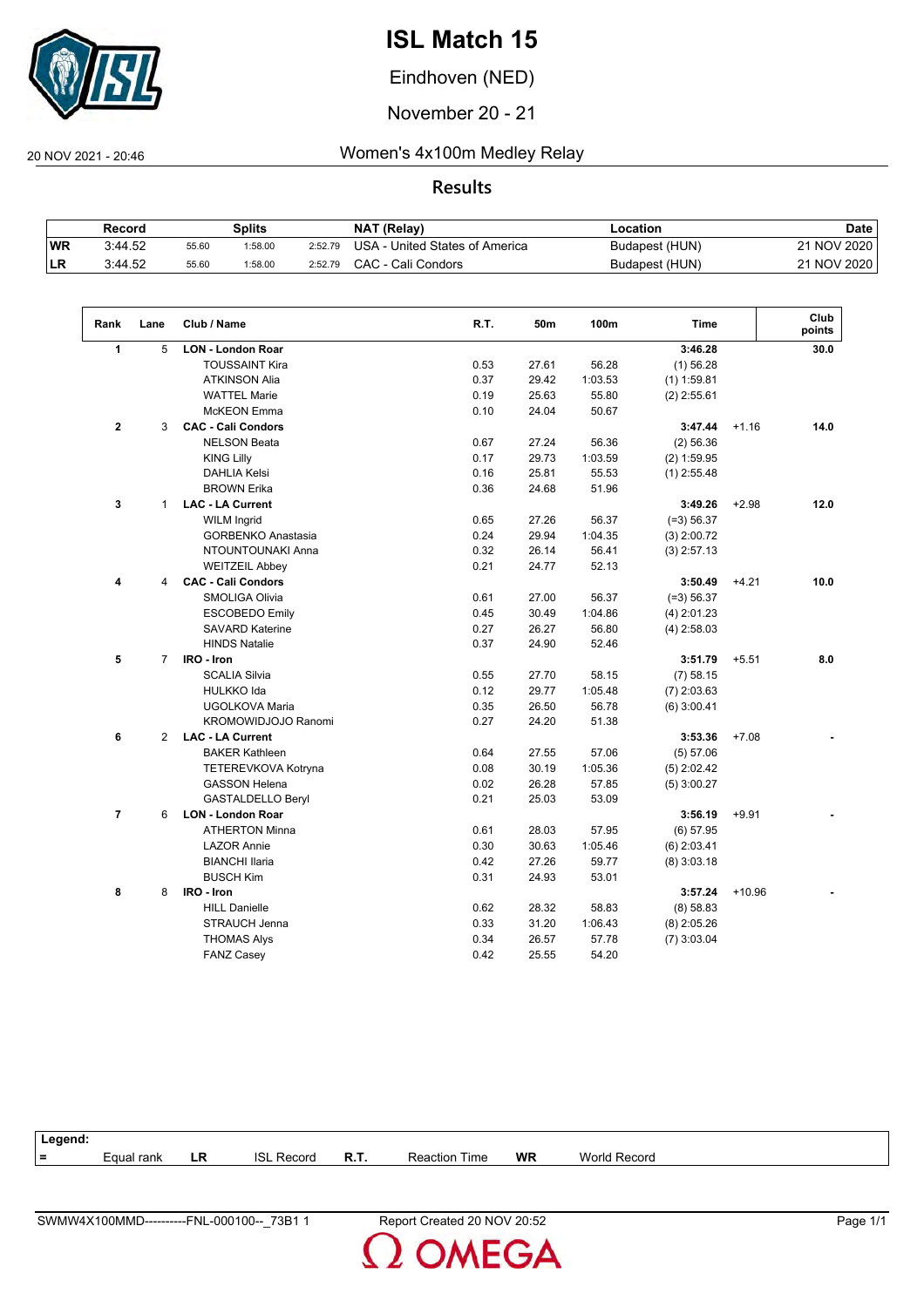# ISL Match 15

Eindhoven (NED)

November 20 - 21

20 NOV 2021 - 20:46

## Women's 4x100m Medley Relay

### Results

| | Record | Splits | | | NAT (Relay) | Location | Date |
|---|---|---|---|---|---|---|---|
| WR | 3:44.52 | 55.60 | 1:58.00 | 2:52.79 | USA - United States of America | Budapest (HUN) | 21 NOV 2020 |
| LR | 3:44.52 | 55.60 | 1:58.00 | 2:52.79 | CAC - Cali Condors | Budapest (HUN) | 21 NOV 2020 |

| Rank | Lane | Club / Name | R.T. | 50m | 100m | Time | | Club points |
|---|---|---|---|---|---|---|---|---|
| 1 | 5 | **LON - London Roar** | | | | **3:46.28** | | **30.0** |
| | | TOUSSAINT Kira | 0.53 | 27.61 | 56.28 | (1) 56.28 | | |
| | | ATKINSON Alia | 0.37 | 29.42 | 1:03.53 | (1) 1:59.81 | | |
| | | WATTEL Marie | 0.19 | 25.63 | 55.80 | (2) 2:55.61 | | |
| | | McKEON Emma | 0.10 | 24.04 | 50.67 | | | |
| 2 | 3 | **CAC - Cali Condors** | | | | **3:47.44** | +1.16 | **14.0** |
| | | NELSON Beata | 0.67 | 27.24 | 56.36 | (2) 56.36 | | |
| | | KING Lilly | 0.17 | 29.73 | 1:03.59 | (2) 1:59.95 | | |
| | | DAHLIA Kelsi | 0.16 | 25.81 | 55.53 | (1) 2:55.48 | | |
| | | BROWN Erika | 0.36 | 24.68 | 51.96 | | | |
| 3 | 1 | **LAC - LA Current** | | | | **3:49.26** | +2.98 | **12.0** |
| | | WILM Ingrid | 0.65 | 27.26 | 56.37 | (=3) 56.37 | | |
| | | GORBENKO Anastasia | 0.24 | 29.94 | 1:04.35 | (3) 2:00.72 | | |
| | | NTOUNTOUNAKI Anna | 0.32 | 26.14 | 56.41 | (3) 2:57.13 | | |
| | | WEITZEIL Abbey | 0.21 | 24.77 | 52.13 | | | |
| 4 | 4 | **CAC - Cali Condors** | | | | **3:50.49** | +4.21 | **10.0** |
| | | SMOLIGA Olivia | 0.61 | 27.00 | 56.37 | (=3) 56.37 | | |
| | | ESCOBEDO Emily | 0.45 | 30.49 | 1:04.86 | (4) 2:01.23 | | |
| | | SAVARD Katerine | 0.27 | 26.27 | 56.80 | (4) 2:58.03 | | |
| | | HINDS Natalie | 0.37 | 24.90 | 52.46 | | | |
| 5 | 7 | **IRO - Iron** | | | | **3:51.79** | +5.51 | **8.0** |
| | | SCALIA Silvia | 0.55 | 27.70 | 58.15 | (7) 58.15 | | |
| | | HULKKO Ida | 0.12 | 29.77 | 1:05.48 | (7) 2:03.63 | | |
| | | UGOLKOVA Maria | 0.35 | 26.50 | 56.78 | (6) 3:00.41 | | |
| | | KROMOWIDJOJO Ranomi | 0.27 | 24.20 | 51.38 | | | |
| 6 | 2 | **LAC - LA Current** | | | | **3:53.36** | +7.08 | **-** |
| | | BAKER Kathleen | 0.64 | 27.55 | 57.06 | (5) 57.06 | | |
| | | TETEREVKOVA Kotryna | 0.08 | 30.19 | 1:05.36 | (5) 2:02.42 | | |
| | | GASSON Helena | 0.02 | 26.28 | 57.85 | (5) 3:00.27 | | |
| | | GASTALDELLO Beryl | 0.21 | 25.03 | 53.09 | | | |
| 7 | 6 | **LON - London Roar** | | | | **3:56.19** | +9.91 | **-** |
| | | ATHERTON Minna | 0.61 | 28.03 | 57.95 | (6) 57.95 | | |
| | | LAZOR Annie | 0.30 | 30.63 | 1:05.46 | (6) 2:03.41 | | |
| | | BIANCHI Ilaria | 0.42 | 27.26 | 59.77 | (8) 3:03.18 | | |
| | | BUSCH Kim | 0.31 | 24.93 | 53.01 | | | |
| 8 | 8 | **IRO - Iron** | | | | **3:57.24** | +10.96 | **-** |
| | | HILL Danielle | 0.62 | 28.32 | 58.83 | (8) 58.83 | | |
| | | STRAUCH Jenna | 0.33 | 31.20 | 1:06.43 | (8) 2:05.26 | | |
| | | THOMAS Alys | 0.34 | 26.57 | 57.78 | (7) 3:03.04 | | |
| | | FANZ Casey | 0.42 | 25.55 | 54.20 | | | |

**Legend:**

| = | Equal rank | LR | ISL Record | R.T. | Reaction Time | WR | World Record |
|---|---|---|---|---|---|---|---|

SWMW4X100MMD----------FNL-000100--_73B1 1 Report Created 20 NOV 20:52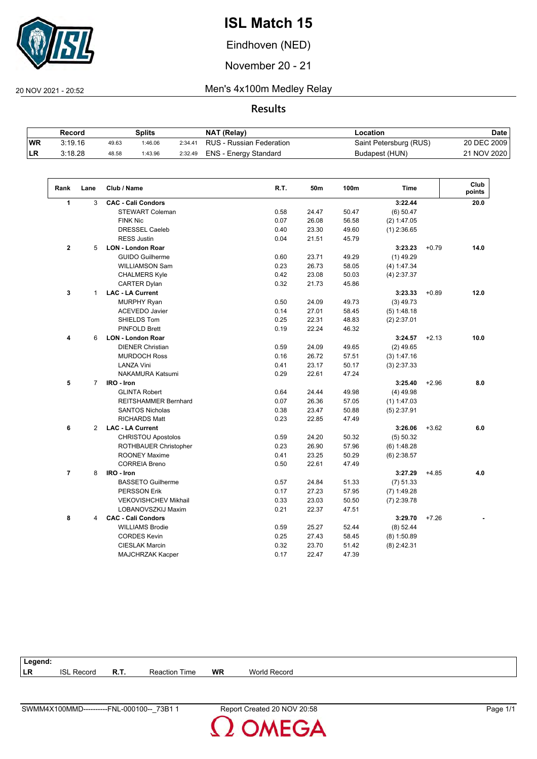# ISL Match 15

Eindhoven (NED)

November 20 - 21

20 NOV 2021 - 20:52

## Men's 4x100m Medley Relay

### Results

| | Record | Splits | | | NAT (Relay) | Location | Date |
|---|---|---|---|---|---|---|---|
| WR | 3:19.16 | 49.63 | 1:46.06 | 2:34.41 | RUS - Russian Federation | Saint Petersburg (RUS) | 20 DEC 2009 |
| LR | 3:18.28 | 48.58 | 1:43.96 | 2:32.49 | ENS - Energy Standard | Budapest (HUN) | 21 NOV 2020 |

| Rank | Lane | Club / Name | R.T. | 50m | 100m | Time | | Club points |
|---|---|---|---|---|---|---|---|---|
| 1 | 3 | **CAC - Cali Condors** | | | | **3:22.44** | | **20.0** |
| | | STEWART Coleman | 0.58 | 24.47 | 50.47 | (6) 50.47 | | |
| | | FINK Nic | 0.07 | 26.08 | 56.58 | (2) 1:47.05 | | |
| | | DRESSEL Caeleb | 0.40 | 23.30 | 49.60 | (1) 2:36.65 | | |
| | | RESS Justin | 0.04 | 21.51 | 45.79 | | | |
| 2 | 5 | **LON - London Roar** | | | | **3:23.23** | +0.79 | **14.0** |
| | | GUIDO Guilherme | 0.60 | 23.71 | 49.29 | (1) 49.29 | | |
| | | WILLIAMSON Sam | 0.23 | 26.73 | 58.05 | (4) 1:47.34 | | |
| | | CHALMERS Kyle | 0.42 | 23.08 | 50.03 | (4) 2:37.37 | | |
| | | CARTER Dylan | 0.32 | 21.73 | 45.86 | | | |
| 3 | 1 | **LAC - LA Current** | | | | **3:23.33** | +0.89 | **12.0** |
| | | MURPHY Ryan | 0.50 | 24.09 | 49.73 | (3) 49.73 | | |
| | | ACEVEDO Javier | 0.14 | 27.01 | 58.45 | (5) 1:48.18 | | |
| | | SHIELDS Tom | 0.25 | 22.31 | 48.83 | (2) 2:37.01 | | |
| | | PINFOLD Brett | 0.19 | 22.24 | 46.32 | | | |
| 4 | 6 | **LON - London Roar** | | | | **3:24.57** | +2.13 | **10.0** |
| | | DIENER Christian | 0.59 | 24.09 | 49.65 | (2) 49.65 | | |
| | | MURDOCH Ross | 0.16 | 26.72 | 57.51 | (3) 1:47.16 | | |
| | | LANZA Vini | 0.41 | 23.17 | 50.17 | (3) 2:37.33 | | |
| | | NAKAMURA Katsumi | 0.29 | 22.61 | 47.24 | | | |
| 5 | 7 | **IRO - Iron** | | | | **3:25.40** | +2.96 | **8.0** |
| | | GLINTA Robert | 0.64 | 24.44 | 49.98 | (4) 49.98 | | |
| | | REITSHAMMER Bernhard | 0.07 | 26.36 | 57.05 | (1) 1:47.03 | | |
| | | SANTOS Nicholas | 0.38 | 23.47 | 50.88 | (5) 2:37.91 | | |
| | | RICHARDS Matt | 0.23 | 22.85 | 47.49 | | | |
| 6 | 2 | **LAC - LA Current** | | | | **3:26.06** | +3.62 | **6.0** |
| | | CHRISTOU Apostolos | 0.59 | 24.20 | 50.32 | (5) 50.32 | | |
| | | ROTHBAUER Christopher | 0.23 | 26.90 | 57.96 | (6) 1:48.28 | | |
| | | ROONEY Maxime | 0.41 | 23.25 | 50.29 | (6) 2:38.57 | | |
| | | CORREIA Breno | 0.50 | 22.61 | 47.49 | | | |
| 7 | 8 | **IRO - Iron** | | | | **3:27.29** | +4.85 | **4.0** |
| | | BASSETO Guilherme | 0.57 | 24.84 | 51.33 | (7) 51.33 | | |
| | | PERSSON Erik | 0.17 | 27.23 | 57.95 | (7) 1:49.28 | | |
| | | VEKOVISHCHEV Mikhail | 0.33 | 23.03 | 50.50 | (7) 2:39.78 | | |
| | | LOBANOVSZKIJ Maxim | 0.21 | 22.37 | 47.51 | | | |
| 8 | 4 | **CAC - Cali Condors** | | | | **3:29.70** | +7.26 | **-** |
| | | WILLIAMS Brodie | 0.59 | 25.27 | 52.44 | (8) 52.44 | | |
| | | CORDES Kevin | 0.25 | 27.43 | 58.45 | (8) 1:50.89 | | |
| | | CIESLAK Marcin | 0.32 | 23.70 | 51.42 | (8) 2:42.31 | | |
| | | MAJCHRZAK Kacper | 0.17 | 22.47 | 47.39 | | | |

**Legend:**

| LR | ISL Record | R.T. | Reaction Time | WR | World Record |
|---|---|---|---|---|---|

SWMM4X100MMD----------FNL-000100--_73B1 1 — Report Created 20 NOV 20:58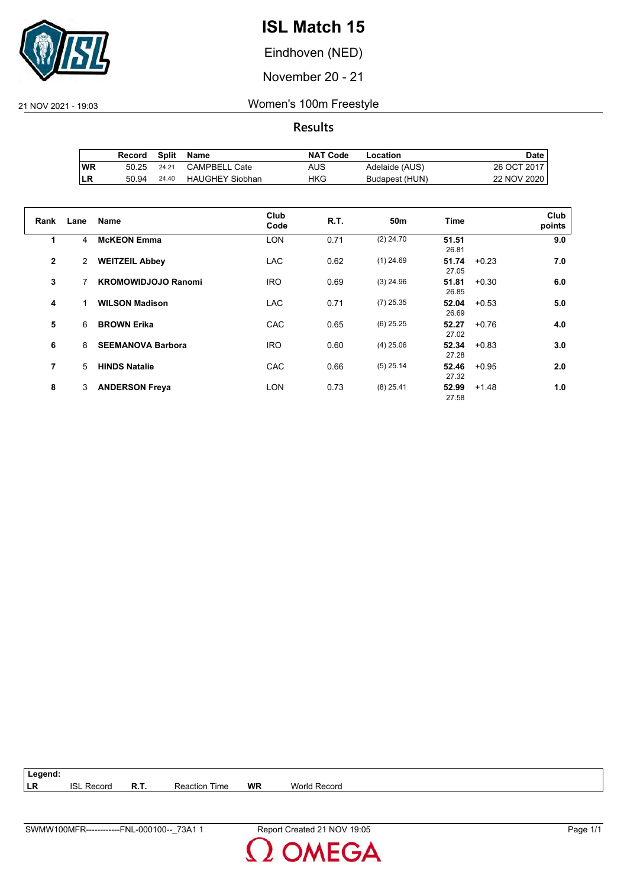# ISL Match 15

Eindhoven (NED)

November 20 - 21

21 NOV 2021 - 19:03

Women's 100m Freestyle

## Results

|  | Record | Split | Name | NAT Code | Location | Date |
|---|---|---|---|---|---|---|
| WR | 50.25 | 24.21 | CAMPBELL Cate | AUS | Adelaide (AUS) | 26 OCT 2017 |
| LR | 50.94 | 24.40 | HAUGHEY Siobhan | HKG | Budapest (HUN) | 22 NOV 2020 |

| Rank | Lane | Name | Club Code | R.T. | 50m | Time | | Club points |
|---|---|---|---|---|---|---|---|---|
| 1 | 4 | **McKEON Emma** | LON | 0.71 | (2) 24.70 | **51.51** 26.81 | | **9.0** |
| 2 | 2 | **WEITZEIL Abbey** | LAC | 0.62 | (1) 24.69 | **51.74** 27.05 | +0.23 | **7.0** |
| 3 | 7 | **KROMOWIDJOJO Ranomi** | IRO | 0.69 | (3) 24.96 | **51.81** 26.85 | +0.30 | **6.0** |
| 4 | 1 | **WILSON Madison** | LAC | 0.71 | (7) 25.35 | **52.04** 26.69 | +0.53 | **5.0** |
| 5 | 6 | **BROWN Erika** | CAC | 0.65 | (6) 25.25 | **52.27** 27.02 | +0.76 | **4.0** |
| 6 | 8 | **SEEMANOVA Barbora** | IRO | 0.60 | (4) 25.06 | **52.34** 27.28 | +0.83 | **3.0** |
| 7 | 5 | **HINDS Natalie** | CAC | 0.66 | (5) 25.14 | **52.46** 27.32 | +0.95 | **2.0** |
| 8 | 3 | **ANDERSON Freya** | LON | 0.73 | (8) 25.41 | **52.99** 27.58 | +1.48 | **1.0** |

**Legend:**

| LR | ISL Record | R.T. | Reaction Time | WR | World Record |
|---|---|---|---|---|---|

SWMW100MFR------------FNL-000100--_73A1 1 Report Created 21 NOV 19:05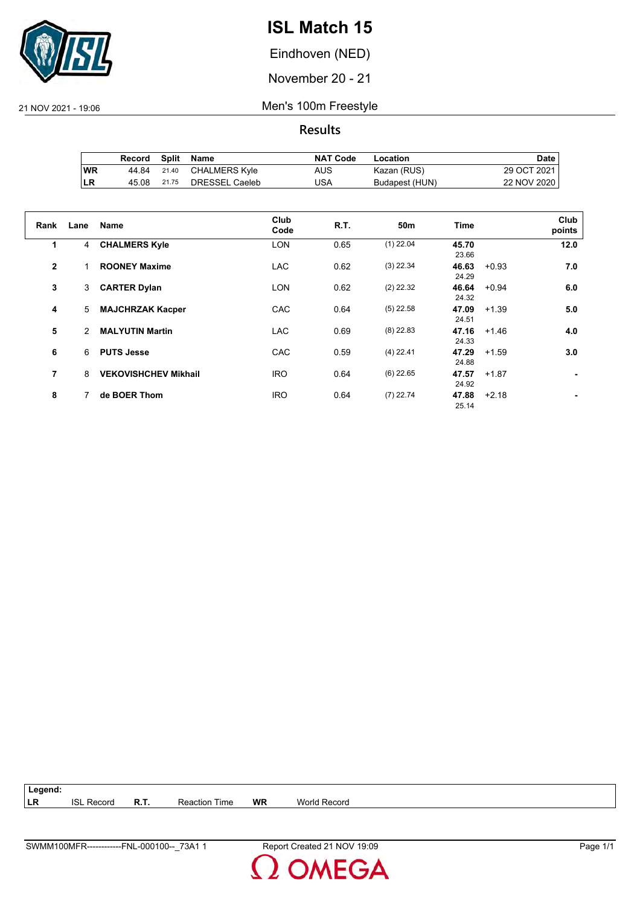# ISL Match 15

Eindhoven (NED)

November 20 - 21

21 NOV 2021 - 19:06

## Men's 100m Freestyle

### Results

| | Record | Split | Name | NAT Code | Location | Date |
|---|---|---|---|---|---|---|
| WR | 44.84 | 21.40 | CHALMERS Kyle | AUS | Kazan (RUS) | 29 OCT 2021 |
| LR | 45.08 | 21.75 | DRESSEL Caeleb | USA | Budapest (HUN) | 22 NOV 2020 |

| Rank | Lane | Name | Club Code | R.T. | 50m | Time | | Club points |
|---|---|---|---|---|---|---|---|---|
| 1 | 4 | **CHALMERS Kyle** | LON | 0.65 | (1) 22.04 | **45.70** 23.66 | | **12.0** |
| 2 | 1 | **ROONEY Maxime** | LAC | 0.62 | (3) 22.34 | **46.63** 24.29 | +0.93 | **7.0** |
| 3 | 3 | **CARTER Dylan** | LON | 0.62 | (2) 22.32 | **46.64** 24.32 | +0.94 | **6.0** |
| 4 | 5 | **MAJCHRZAK Kacper** | CAC | 0.64 | (5) 22.58 | **47.09** 24.51 | +1.39 | **5.0** |
| 5 | 2 | **MALYUTIN Martin** | LAC | 0.69 | (8) 22.83 | **47.16** 24.33 | +1.46 | **4.0** |
| 6 | 6 | **PUTS Jesse** | CAC | 0.59 | (4) 22.41 | **47.29** 24.88 | +1.59 | **3.0** |
| 7 | 8 | **VEKOVISHCHEV Mikhail** | IRO | 0.64 | (6) 22.65 | **47.57** 24.92 | +1.87 | **-** |
| 8 | 7 | **de BOER Thom** | IRO | 0.64 | (7) 22.74 | **47.88** 25.14 | +2.18 | **-** |

**Legend:**

| LR | ISL Record | R.T. | Reaction Time | WR | World Record |
|---|---|---|---|---|---|

SWMM100MFR------------FNL-000100--_73A1 1 — Report Created 21 NOV 19:09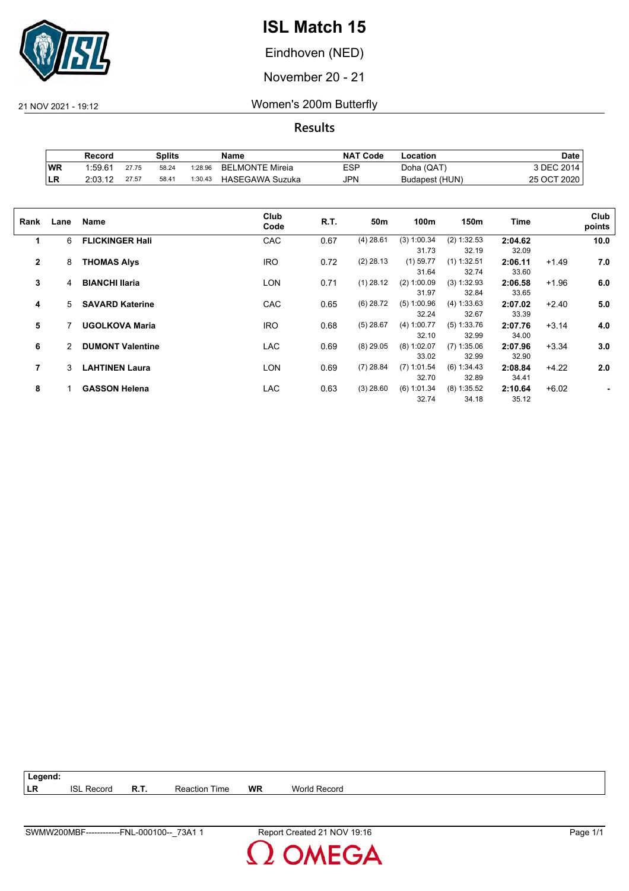# ISL Match 15

Eindhoven (NED)

November 20 - 21

21 NOV 2021 - 19:12

## Women's 200m Butterfly

### Results

| | Record | Splits | | | Name | NAT Code | Location | Date |
|---|---|---|---|---|---|---|---|---|
| WR | 1:59.61 | 27.75 | 58.24 | 1:28.96 | BELMONTE Mireia | ESP | Doha (QAT) | 3 DEC 2014 |
| LR | 2:03.12 | 27.57 | 58.41 | 1:30.43 | HASEGAWA Suzuka | JPN | Budapest (HUN) | 25 OCT 2020 |

| Rank | Lane | Name | Club Code | R.T. | 50m | 100m | 150m | Time | | Club points |
|---|---|---|---|---|---|---|---|---|---|---|
| 1 | 6 | **FLICKINGER Hali** | CAC | 0.67 | (4) 28.61 | (3) 1:00.34<br>31.73 | (2) 1:32.53<br>32.19 | **2:04.62**<br>32.09 | | **10.0** |
| 2 | 8 | **THOMAS Alys** | IRO | 0.72 | (2) 28.13 | (1) 59.77<br>31.64 | (1) 1:32.51<br>32.74 | **2:06.11**<br>33.60 | +1.49 | **7.0** |
| 3 | 4 | **BIANCHI Ilaria** | LON | 0.71 | (1) 28.12 | (2) 1:00.09<br>31.97 | (3) 1:32.93<br>32.84 | **2:06.58**<br>33.65 | +1.96 | **6.0** |
| 4 | 5 | **SAVARD Katerine** | CAC | 0.65 | (6) 28.72 | (5) 1:00.96<br>32.24 | (4) 1:33.63<br>32.67 | **2:07.02**<br>33.39 | +2.40 | **5.0** |
| 5 | 7 | **UGOLKOVA Maria** | IRO | 0.68 | (5) 28.67 | (4) 1:00.77<br>32.10 | (5) 1:33.76<br>32.99 | **2:07.76**<br>34.00 | +3.14 | **4.0** |
| 6 | 2 | **DUMONT Valentine** | LAC | 0.69 | (8) 29.05 | (8) 1:02.07<br>33.02 | (7) 1:35.06<br>32.99 | **2:07.96**<br>32.90 | +3.34 | **3.0** |
| 7 | 3 | **LAHTINEN Laura** | LON | 0.69 | (7) 28.84 | (7) 1:01.54<br>32.70 | (6) 1:34.43<br>32.89 | **2:08.84**<br>34.41 | +4.22 | **2.0** |
| 8 | 1 | **GASSON Helena** | LAC | 0.63 | (3) 28.60 | (6) 1:01.34<br>32.74 | (8) 1:35.52<br>34.18 | **2:10.64**<br>35.12 | +6.02 | **-** |

**Legend:**

| | | | | | |
|---|---|---|---|---|---|
| **LR** | ISL Record | **R.T.** | Reaction Time | **WR** | World Record |

SWMW200MBF------------FNL-000100--_73A1 1    Report Created 21 NOV 19:16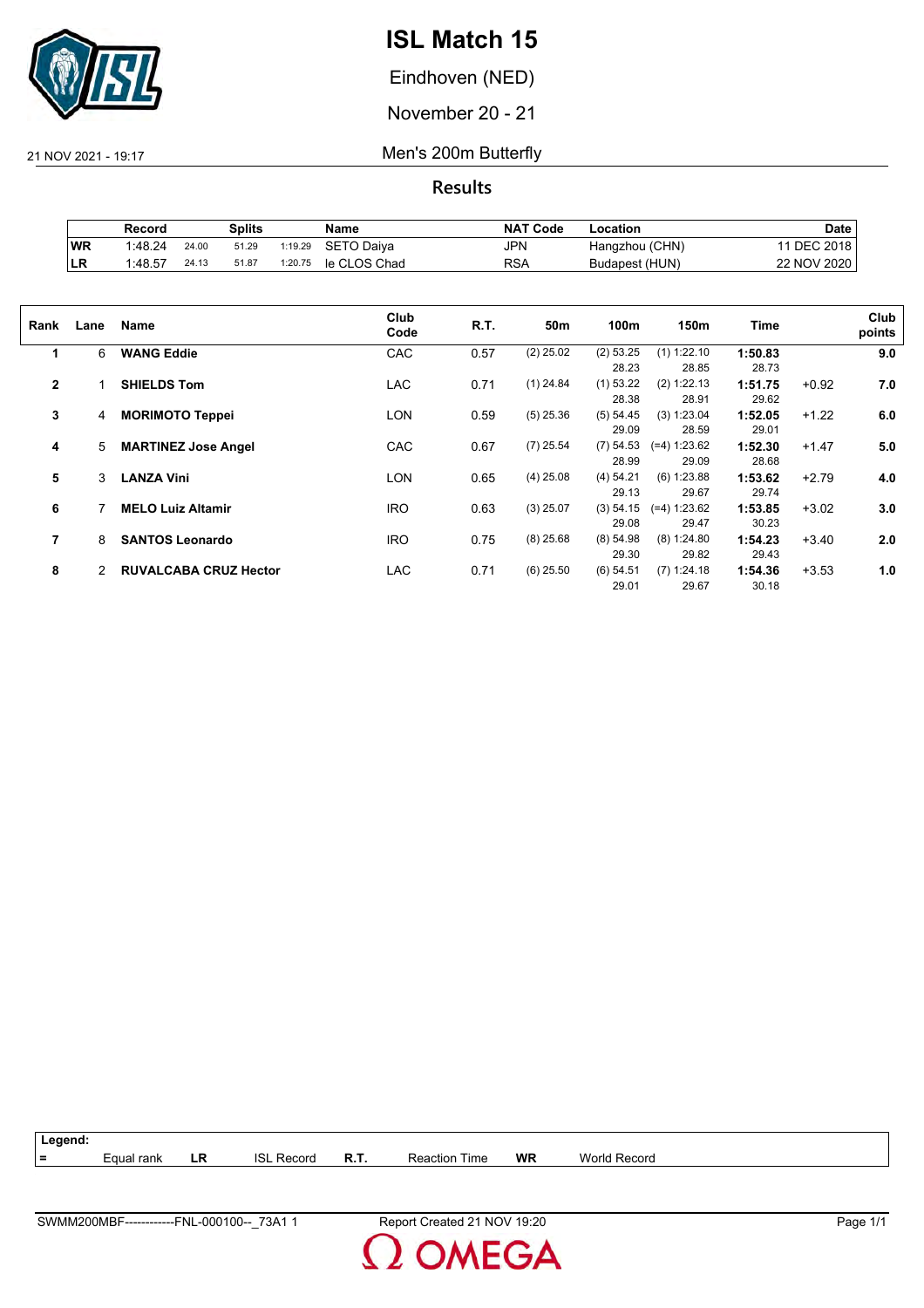# ISL Match 15

Eindhoven (NED)

November 20 - 21

21 NOV 2021 - 19:17

## Men's 200m Butterfly

### Results

| | Record | Splits | | | Name | NAT Code | Location | Date |
|---|---|---|---|---|---|---|---|---|
| WR | 1:48.24 | 24.00 | 51.29 | 1:19.29 | SETO Daiya | JPN | Hangzhou (CHN) | 11 DEC 2018 |
| LR | 1:48.57 | 24.13 | 51.87 | 1:20.75 | le CLOS Chad | RSA | Budapest (HUN) | 22 NOV 2020 |

| Rank | Lane | Name | Club Code | R.T. | 50m | 100m | 150m | Time | | Club points |
|---|---|---|---|---|---|---|---|---|---|---|
| 1 | 6 | **WANG Eddie** | CAC | 0.57 | (2) 25.02 | (2) 53.25 | (1) 1:22.10 | **1:50.83** | | **9.0** |
| | | | | | | 28.23 | 28.85 | 28.73 | | |
| 2 | 1 | **SHIELDS Tom** | LAC | 0.71 | (1) 24.84 | (1) 53.22 | (2) 1:22.13 | **1:51.75** | +0.92 | **7.0** |
| | | | | | | 28.38 | 28.91 | 29.62 | | |
| 3 | 4 | **MORIMOTO Teppei** | LON | 0.59 | (5) 25.36 | (5) 54.45 | (3) 1:23.04 | **1:52.05** | +1.22 | **6.0** |
| | | | | | | 29.09 | 28.59 | 29.01 | | |
| 4 | 5 | **MARTINEZ Jose Angel** | CAC | 0.67 | (7) 25.54 | (7) 54.53 | (=4) 1:23.62 | **1:52.30** | +1.47 | **5.0** |
| | | | | | | 28.99 | 29.09 | 28.68 | | |
| 5 | 3 | **LANZA Vini** | LON | 0.65 | (4) 25.08 | (4) 54.21 | (6) 1:23.88 | **1:53.62** | +2.79 | **4.0** |
| | | | | | | 29.13 | 29.67 | 29.74 | | |
| 6 | 7 | **MELO Luiz Altamir** | IRO | 0.63 | (3) 25.07 | (3) 54.15 | (=4) 1:23.62 | **1:53.85** | +3.02 | **3.0** |
| | | | | | | 29.08 | 29.47 | 30.23 | | |
| 7 | 8 | **SANTOS Leonardo** | IRO | 0.75 | (8) 25.68 | (8) 54.98 | (8) 1:24.80 | **1:54.23** | +3.40 | **2.0** |
| | | | | | | 29.30 | 29.82 | 29.43 | | |
| 8 | 2 | **RUVALCABA CRUZ Hector** | LAC | 0.71 | (6) 25.50 | (6) 54.51 | (7) 1:24.18 | **1:54.36** | +3.53 | **1.0** |
| | | | | | | 29.01 | 29.67 | 30.18 | | |

**Legend:**

| = | Equal rank | LR | ISL Record | R.T. | Reaction Time | WR | World Record |
|---|---|---|---|---|---|---|---|

SWMM200MBF------------FNL-000100--_73A1 1 — Report Created 21 NOV 19:20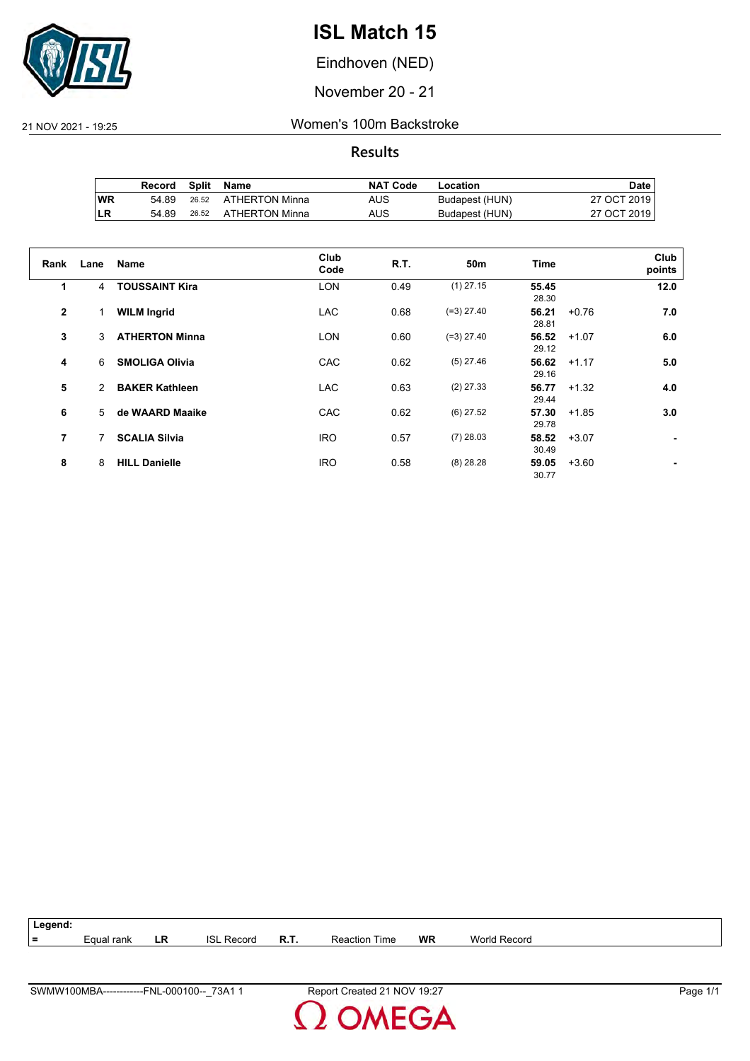# ISL Match 15

Eindhoven (NED)

November 20 - 21

21 NOV 2021 - 19:25

## Women's 100m Backstroke

### Results

| | Record | Split | Name | NAT Code | Location | Date |
|---|---|---|---|---|---|---|
| WR | 54.89 | 26.52 | ATHERTON Minna | AUS | Budapest (HUN) | 27 OCT 2019 |
| LR | 54.89 | 26.52 | ATHERTON Minna | AUS | Budapest (HUN) | 27 OCT 2019 |

| Rank | Lane | Name | Club Code | R.T. | 50m | Time | | Club points |
|---|---|---|---|---|---|---|---|---|
| 1 | 4 | **TOUSSAINT Kira** | LON | 0.49 | (1) 27.15 | **55.45** 28.30 | | **12.0** |
| 2 | 1 | **WILM Ingrid** | LAC | 0.68 | (=3) 27.40 | **56.21** 28.81 | +0.76 | **7.0** |
| 3 | 3 | **ATHERTON Minna** | LON | 0.60 | (=3) 27.40 | **56.52** 29.12 | +1.07 | **6.0** |
| 4 | 6 | **SMOLIGA Olivia** | CAC | 0.62 | (5) 27.46 | **56.62** 29.16 | +1.17 | **5.0** |
| 5 | 2 | **BAKER Kathleen** | LAC | 0.63 | (2) 27.33 | **56.77** 29.44 | +1.32 | **4.0** |
| 6 | 5 | **de WAARD Maaike** | CAC | 0.62 | (6) 27.52 | **57.30** 29.78 | +1.85 | **3.0** |
| 7 | 7 | **SCALIA Silvia** | IRO | 0.57 | (7) 28.03 | **58.52** 30.49 | +3.07 | **-** |
| 8 | 8 | **HILL Danielle** | IRO | 0.58 | (8) 28.28 | **59.05** 30.77 | +3.60 | **-** |

**Legend:**

| = | Equal rank | LR | ISL Record | R.T. | Reaction Time | WR | World Record |
|---|---|---|---|---|---|---|---|

SWMW100MBA------------FNL-000100--_73A1 1 — Report Created 21 NOV 19:27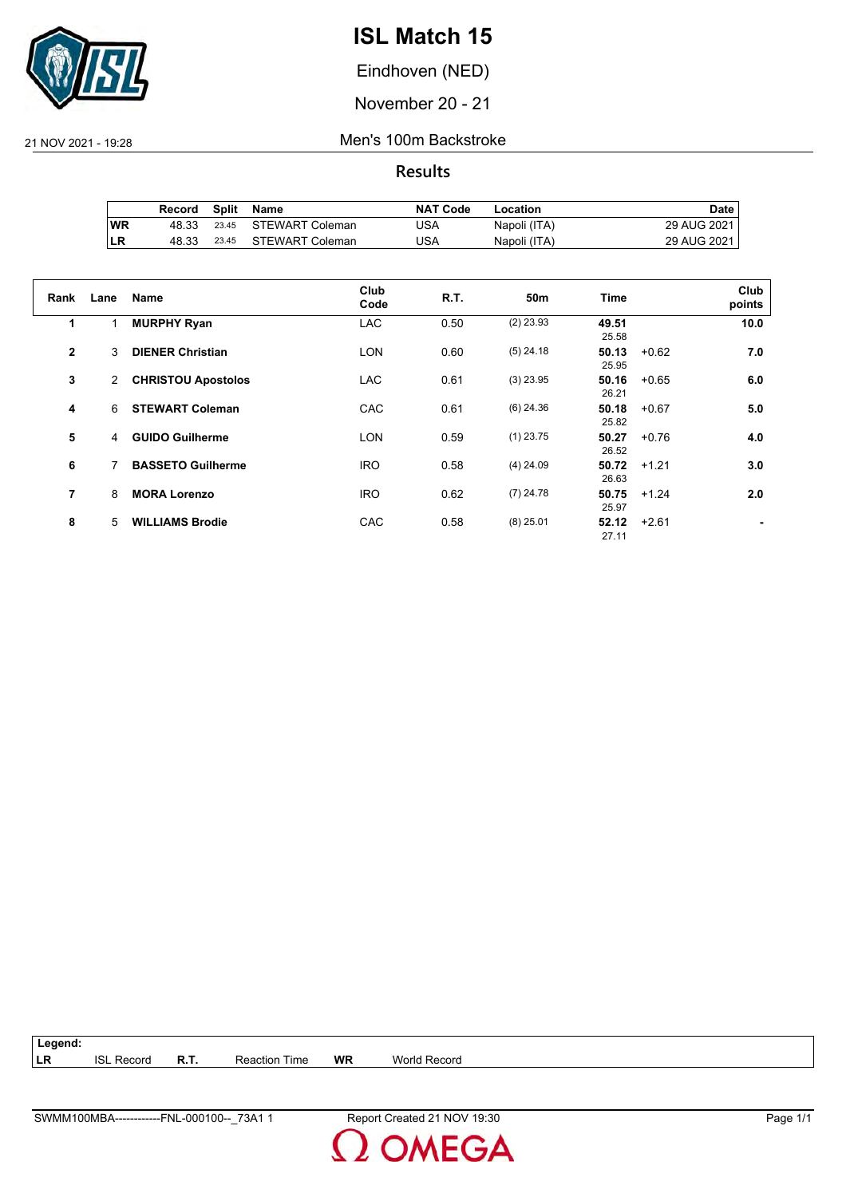# ISL Match 15

Eindhoven (NED)

November 20 - 21

21 NOV 2021 - 19:28

## Men's 100m Backstroke

### Results

|  | Record | Split | Name | NAT Code | Location | Date |
|---|---|---|---|---|---|---|
| WR | 48.33 | 23.45 | STEWART Coleman | USA | Napoli (ITA) | 29 AUG 2021 |
| LR | 48.33 | 23.45 | STEWART Coleman | USA | Napoli (ITA) | 29 AUG 2021 |

| Rank | Lane | Name | Club Code | R.T. | 50m | Time | | Club points |
|---|---|---|---|---|---|---|---|---|
| 1 | 1 | **MURPHY Ryan** | LAC | 0.50 | (2) 23.93 | **49.51**<br>25.58 | | **10.0** |
| 2 | 3 | **DIENER Christian** | LON | 0.60 | (5) 24.18 | **50.13**<br>25.95 | +0.62 | **7.0** |
| 3 | 2 | **CHRISTOU Apostolos** | LAC | 0.61 | (3) 23.95 | **50.16**<br>26.21 | +0.65 | **6.0** |
| 4 | 6 | **STEWART Coleman** | CAC | 0.61 | (6) 24.36 | **50.18**<br>25.82 | +0.67 | **5.0** |
| 5 | 4 | **GUIDO Guilherme** | LON | 0.59 | (1) 23.75 | **50.27**<br>26.52 | +0.76 | **4.0** |
| 6 | 7 | **BASSETO Guilherme** | IRO | 0.58 | (4) 24.09 | **50.72**<br>26.63 | +1.21 | **3.0** |
| 7 | 8 | **MORA Lorenzo** | IRO | 0.62 | (7) 24.78 | **50.75**<br>25.97 | +1.24 | **2.0** |
| 8 | 5 | **WILLIAMS Brodie** | CAC | 0.58 | (8) 25.01 | **52.12**<br>27.11 | +2.61 | **-** |

**Legend:**

| | | | | | |
|---|---|---|---|---|---|
| **LR** | ISL Record | **R.T.** | Reaction Time | **WR** | World Record |

SWMM100MBA------------FNL-000100--_73A1 1 Report Created 21 NOV 19:30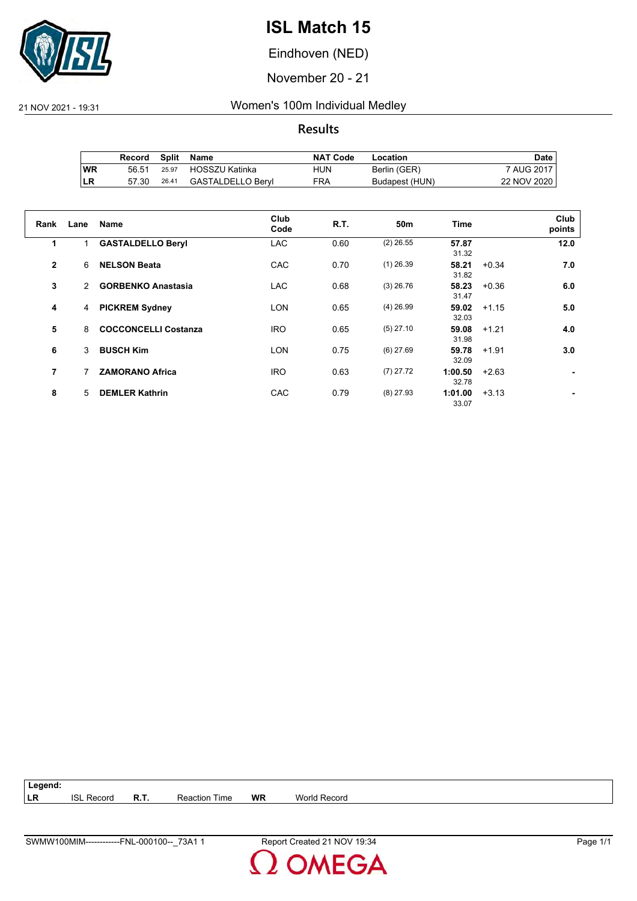# ISL Match 15

Eindhoven (NED)

November 20 - 21

21 NOV 2021 - 19:31

## Women's 100m Individual Medley

### Results

| | Record | Split | Name | NAT Code | Location | Date |
|---|---|---|---|---|---|---|
| WR | 56.51 | 25.97 | HOSSZU Katinka | HUN | Berlin (GER) | 7 AUG 2017 |
| LR | 57.30 | 26.41 | GASTALDELLO Beryl | FRA | Budapest (HUN) | 22 NOV 2020 |

| Rank | Lane | Name | Club Code | R.T. | 50m | Time | | Club points |
|---|---|---|---|---|---|---|---|---|
| 1 | 1 | **GASTALDELLO Beryl** | LAC | 0.60 | (2) 26.55 | **57.87** 31.32 | | **12.0** |
| 2 | 6 | **NELSON Beata** | CAC | 0.70 | (1) 26.39 | **58.21** 31.82 | +0.34 | **7.0** |
| 3 | 2 | **GORBENKO Anastasia** | LAC | 0.68 | (3) 26.76 | **58.23** 31.47 | +0.36 | **6.0** |
| 4 | 4 | **PICKREM Sydney** | LON | 0.65 | (4) 26.99 | **59.02** 32.03 | +1.15 | **5.0** |
| 5 | 8 | **COCCONCELLI Costanza** | IRO | 0.65 | (5) 27.10 | **59.08** 31.98 | +1.21 | **4.0** |
| 6 | 3 | **BUSCH Kim** | LON | 0.75 | (6) 27.69 | **59.78** 32.09 | +1.91 | **3.0** |
| 7 | 7 | **ZAMORANO Africa** | IRO | 0.63 | (7) 27.72 | **1:00.50** 32.78 | +2.63 | **-** |
| 8 | 5 | **DEMLER Kathrin** | CAC | 0.79 | (8) 27.93 | **1:01.00** 33.07 | +3.13 | **-** |

**Legend:**

| | | | | | |
|---|---|---|---|---|---|
| **LR** | ISL Record | **R.T.** | Reaction Time | **WR** | World Record |

SWMW100MIM------------FNL-000100--_73A1 1 Report Created 21 NOV 19:34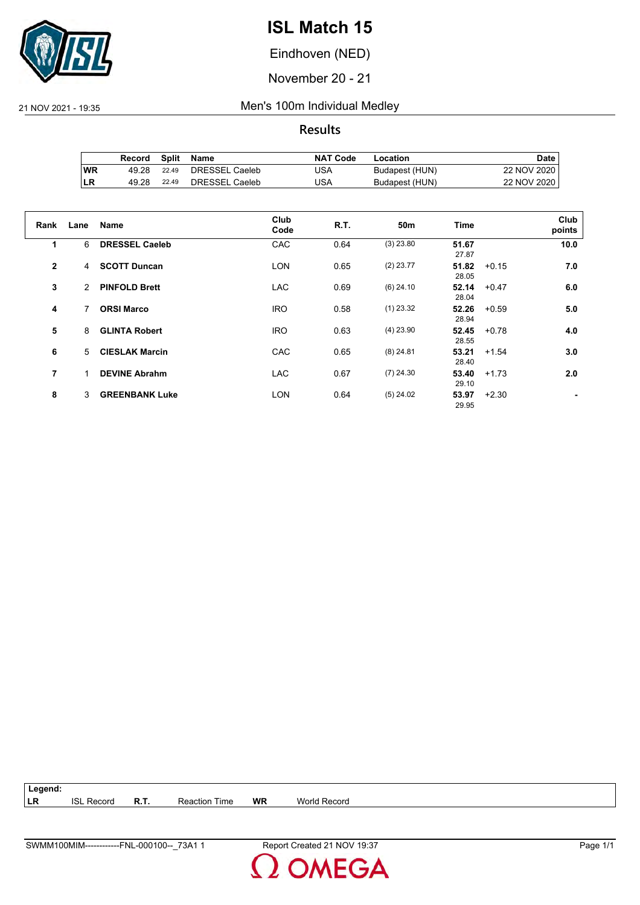# ISL Match 15

Eindhoven (NED)

November 20 - 21

21 NOV 2021 - 19:35

## Men's 100m Individual Medley

### Results

| | Record | Split | Name | NAT Code | Location | Date |
|---|---|---|---|---|---|---|
| WR | 49.28 | 22.49 | DRESSEL Caeleb | USA | Budapest (HUN) | 22 NOV 2020 |
| LR | 49.28 | 22.49 | DRESSEL Caeleb | USA | Budapest (HUN) | 22 NOV 2020 |

| Rank | Lane | Name | Club Code | R.T. | 50m | Time | | Club points |
|---|---|---|---|---|---|---|---|---|
| 1 | 6 | **DRESSEL Caeleb** | CAC | 0.64 | (3) 23.80 | **51.67** 27.87 | | **10.0** |
| 2 | 4 | **SCOTT Duncan** | LON | 0.65 | (2) 23.77 | **51.82** 28.05 | +0.15 | **7.0** |
| 3 | 2 | **PINFOLD Brett** | LAC | 0.69 | (6) 24.10 | **52.14** 28.04 | +0.47 | **6.0** |
| 4 | 7 | **ORSI Marco** | IRO | 0.58 | (1) 23.32 | **52.26** 28.94 | +0.59 | **5.0** |
| 5 | 8 | **GLINTA Robert** | IRO | 0.63 | (4) 23.90 | **52.45** 28.55 | +0.78 | **4.0** |
| 6 | 5 | **CIESLAK Marcin** | CAC | 0.65 | (8) 24.81 | **53.21** 28.40 | +1.54 | **3.0** |
| 7 | 1 | **DEVINE Abrahm** | LAC | 0.67 | (7) 24.30 | **53.40** 29.10 | +1.73 | **2.0** |
| 8 | 3 | **GREENBANK Luke** | LON | 0.64 | (5) 24.02 | **53.97** 29.95 | +2.30 | **-** |

**Legend:**

| | | | | | |
|---|---|---|---|---|---|
| **LR** | ISL Record | **R.T.** | Reaction Time | **WR** | World Record |

SWMM100MIM------------FNL-000100--_73A1 1 Report Created 21 NOV 19:37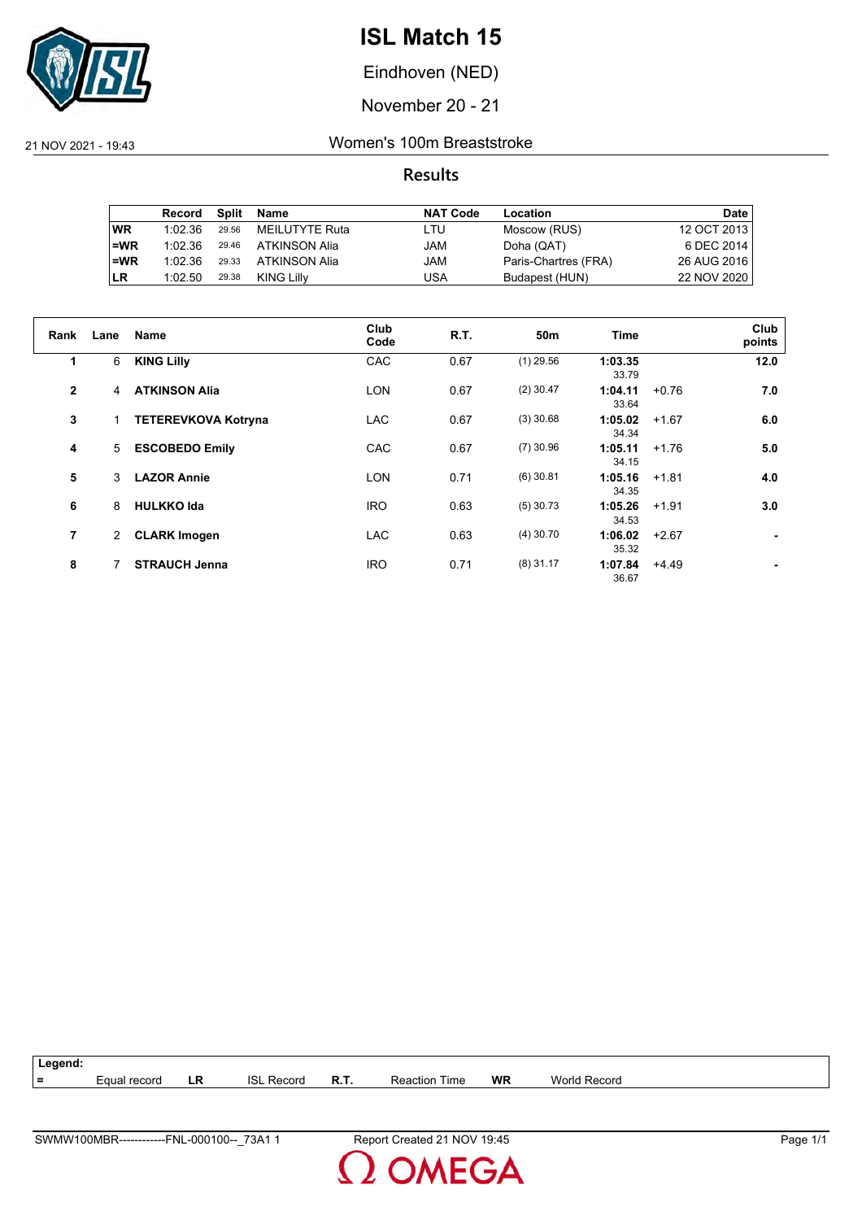# ISL Match 15

Eindhoven (NED)

November 20 - 21

21 NOV 2021 - 19:43

## Women's 100m Breaststroke

### Results

| | Record | Split | Name | NAT Code | Location | Date |
|---|---|---|---|---|---|---|
| WR | 1:02.36 | 29.56 | MEILUTYTE Ruta | LTU | Moscow (RUS) | 12 OCT 2013 |
| =WR | 1:02.36 | 29.46 | ATKINSON Alia | JAM | Doha (QAT) | 6 DEC 2014 |
| =WR | 1:02.36 | 29.33 | ATKINSON Alia | JAM | Paris-Chartres (FRA) | 26 AUG 2016 |
| LR | 1:02.50 | 29.38 | KING Lilly | USA | Budapest (HUN) | 22 NOV 2020 |

| Rank | Lane | Name | Club Code | R.T. | 50m | Time | | Club points |
|---|---|---|---|---|---|---|---|---|
| 1 | 6 | **KING Lilly** | CAC | 0.67 | (1) 29.56 | **1:03.35** 33.79 | | **12.0** |
| 2 | 4 | **ATKINSON Alia** | LON | 0.67 | (2) 30.47 | **1:04.11** 33.64 | +0.76 | **7.0** |
| 3 | 1 | **TETEREVKOVA Kotryna** | LAC | 0.67 | (3) 30.68 | **1:05.02** 34.34 | +1.67 | **6.0** |
| 4 | 5 | **ESCOBEDO Emily** | CAC | 0.67 | (7) 30.96 | **1:05.11** 34.15 | +1.76 | **5.0** |
| 5 | 3 | **LAZOR Annie** | LON | 0.71 | (6) 30.81 | **1:05.16** 34.35 | +1.81 | **4.0** |
| 6 | 8 | **HULKKO Ida** | IRO | 0.63 | (5) 30.73 | **1:05.26** 34.53 | +1.91 | **3.0** |
| 7 | 2 | **CLARK Imogen** | LAC | 0.63 | (4) 30.70 | **1:06.02** 35.32 | +2.67 | **-** |
| 8 | 7 | **STRAUCH Jenna** | IRO | 0.71 | (8) 31.17 | **1:07.84** 36.67 | +4.49 | **-** |

**Legend:**

| | | | | | | | |
|---|---|---|---|---|---|---|---|
| = | Equal record | LR | ISL Record | R.T. | Reaction Time | WR | World Record |

SWMW100MBR------------FNL-000100--_73A1 1 — Report Created 21 NOV 19:45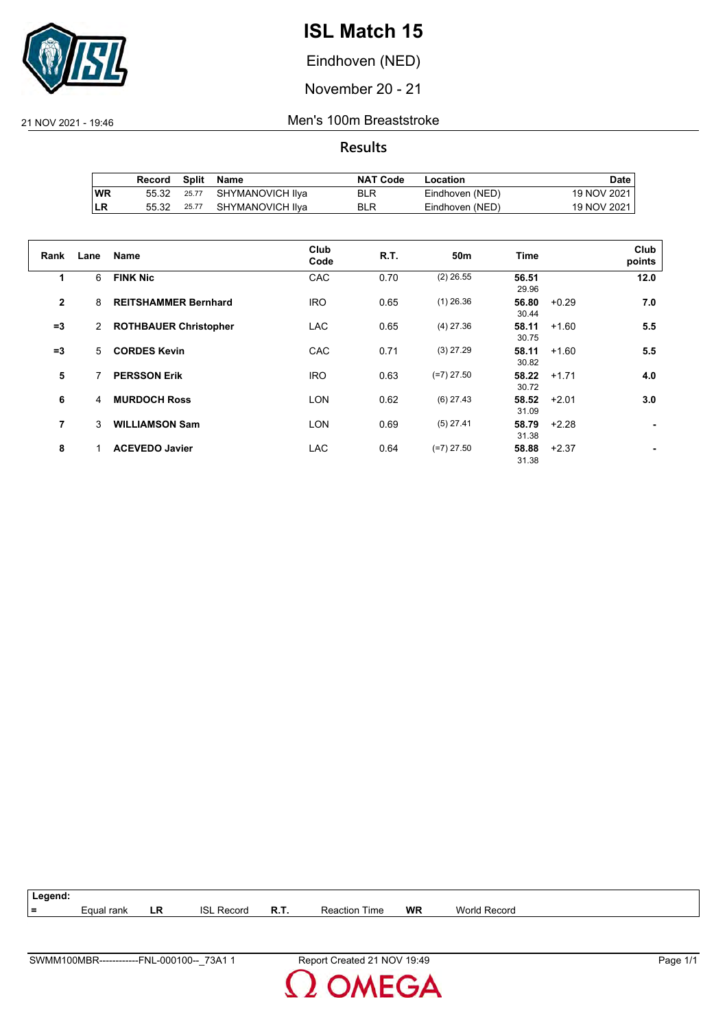# ISL Match 15

Eindhoven (NED)

November 20 - 21

21 NOV 2021 - 19:46

Men's 100m Breaststroke

## Results

| | Record | Split | Name | NAT Code | Location | Date |
|---|---|---|---|---|---|---|
| WR | 55.32 | 25.77 | SHYMANOVICH Ilya | BLR | Eindhoven (NED) | 19 NOV 2021 |
| LR | 55.32 | 25.77 | SHYMANOVICH Ilya | BLR | Eindhoven (NED) | 19 NOV 2021 |

| Rank | Lane | Name | Club Code | R.T. | 50m | Time | | Club points |
|---|---|---|---|---|---|---|---|---|
| 1 | 6 | **FINK Nic** | CAC | 0.70 | (2) 26.55 | **56.51** 29.96 | | **12.0** |
| 2 | 8 | **REITSHAMMER Bernhard** | IRO | 0.65 | (1) 26.36 | **56.80** 30.44 | +0.29 | **7.0** |
| =3 | 2 | **ROTHBAUER Christopher** | LAC | 0.65 | (4) 27.36 | **58.11** 30.75 | +1.60 | **5.5** |
| =3 | 5 | **CORDES Kevin** | CAC | 0.71 | (3) 27.29 | **58.11** 30.82 | +1.60 | **5.5** |
| 5 | 7 | **PERSSON Erik** | IRO | 0.63 | (=7) 27.50 | **58.22** 30.72 | +1.71 | **4.0** |
| 6 | 4 | **MURDOCH Ross** | LON | 0.62 | (6) 27.43 | **58.52** 31.09 | +2.01 | **3.0** |
| 7 | 3 | **WILLIAMSON Sam** | LON | 0.69 | (5) 27.41 | **58.79** 31.38 | +2.28 | **-** |
| 8 | 1 | **ACEVEDO Javier** | LAC | 0.64 | (=7) 27.50 | **58.88** 31.38 | +2.37 | **-** |

**Legend:**

| = | Equal rank | LR | ISL Record | R.T. | Reaction Time | WR | World Record |
|---|---|---|---|---|---|---|---|

SWMM100MBR------------FNL-000100--_73A1 1 Report Created 21 NOV 19:49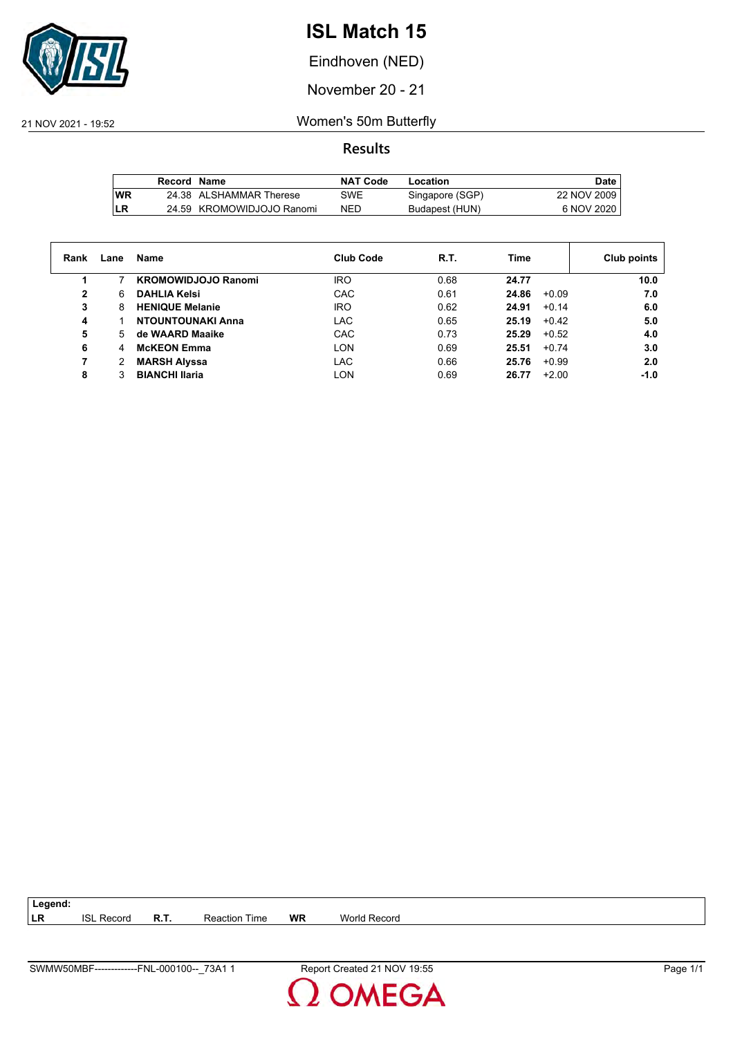# ISL Match 15

Eindhoven (NED)

November 20 - 21

21 NOV 2021 - 19:52

## Women's 50m Butterfly

### Results

| | Record | Name | NAT Code | Location | Date |
|---|---|---|---|---|---|
| WR | 24.38 | ALSHAMMAR Therese | SWE | Singapore (SGP) | 22 NOV 2009 |
| LR | 24.59 | KROMOWIDJOJO Ranomi | NED | Budapest (HUN) | 6 NOV 2020 |

| Rank | Lane | Name | Club Code | R.T. | Time | | Club points |
|---|---|---|---|---|---|---|---|
| 1 | 7 | **KROMOWIDJOJO Ranomi** | IRO | 0.68 | **24.77** | | **10.0** |
| 2 | 6 | **DAHLIA Kelsi** | CAC | 0.61 | **24.86** | +0.09 | **7.0** |
| 3 | 8 | **HENIQUE Melanie** | IRO | 0.62 | **24.91** | +0.14 | **6.0** |
| 4 | 1 | **NTOUNTOUNAKI Anna** | LAC | 0.65 | **25.19** | +0.42 | **5.0** |
| 5 | 5 | **de WAARD Maaike** | CAC | 0.73 | **25.29** | +0.52 | **4.0** |
| 6 | 4 | **McKEON Emma** | LON | 0.69 | **25.51** | +0.74 | **3.0** |
| 7 | 2 | **MARSH Alyssa** | LAC | 0.66 | **25.76** | +0.99 | **2.0** |
| 8 | 3 | **BIANCHI Ilaria** | LON | 0.69 | **26.77** | +2.00 | **-1.0** |

**Legend:**

| | | | | | |
|---|---|---|---|---|---|
| **LR** | ISL Record | **R.T.** | Reaction Time | **WR** | World Record |

SWMW50MBF-------------FNL-000100--_73A1 1 Report Created 21 NOV 19:55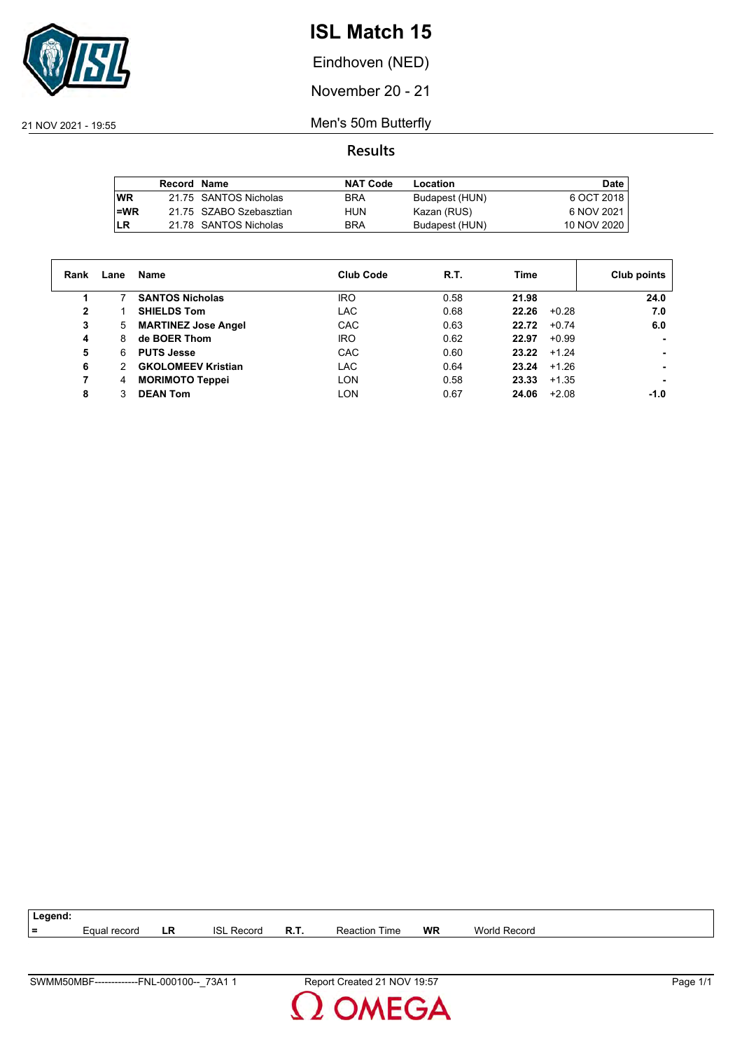# ISL Match 15

Eindhoven (NED)

November 20 - 21

21 NOV 2021 - 19:55

Men's 50m Butterfly

## Results

| | Record | Name | NAT Code | Location | Date |
|---|---|---|---|---|---|
| WR | 21.75 | SANTOS Nicholas | BRA | Budapest (HUN) | 6 OCT 2018 |
| =WR | 21.75 | SZABO Szebasztian | HUN | Kazan (RUS) | 6 NOV 2021 |
| LR | 21.78 | SANTOS Nicholas | BRA | Budapest (HUN) | 10 NOV 2020 |

| Rank | Lane | Name | Club Code | R.T. | Time | | Club points |
|---|---|---|---|---|---|---|---|
| 1 | 7 | **SANTOS Nicholas** | IRO | 0.58 | **21.98** | | **24.0** |
| 2 | 1 | **SHIELDS Tom** | LAC | 0.68 | **22.26** | +0.28 | **7.0** |
| 3 | 5 | **MARTINEZ Jose Angel** | CAC | 0.63 | **22.72** | +0.74 | **6.0** |
| 4 | 8 | **de BOER Thom** | IRO | 0.62 | **22.97** | +0.99 | **-** |
| 5 | 6 | **PUTS Jesse** | CAC | 0.60 | **23.22** | +1.24 | **-** |
| 6 | 2 | **GKOLOMEEV Kristian** | LAC | 0.64 | **23.24** | +1.26 | **-** |
| 7 | 4 | **MORIMOTO Teppei** | LON | 0.58 | **23.33** | +1.35 | **-** |
| 8 | 3 | **DEAN Tom** | LON | 0.67 | **24.06** | +2.08 | **-1.0** |

**Legend:**

| = | Equal record | LR | ISL Record | R.T. | Reaction Time | WR | World Record |
|---|---|---|---|---|---|---|---|

SWMM50MBF-------------FNL-000100--_73A1 1 Report Created 21 NOV 19:57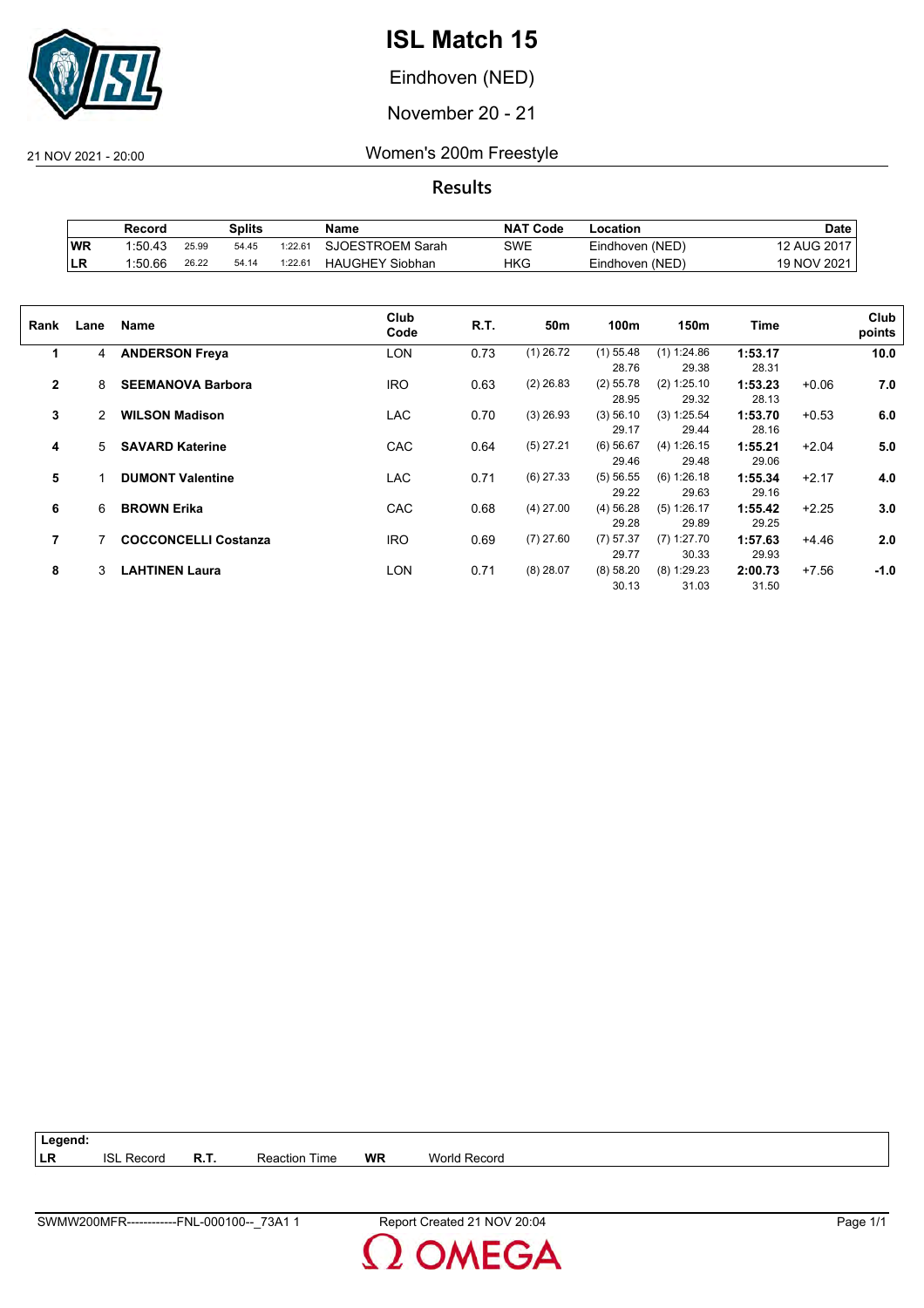# ISL Match 15

Eindhoven (NED)

November 20 - 21

21 NOV 2021 - 20:00

## Women's 200m Freestyle

### Results

| | Record | Splits | | | Name | NAT Code | Location | Date |
|---|---|---|---|---|---|---|---|---|
| WR | 1:50.43 | 25.99 | 54.45 | 1:22.61 | SJOESTROEM Sarah | SWE | Eindhoven (NED) | 12 AUG 2017 |
| LR | 1:50.66 | 26.22 | 54.14 | 1:22.61 | HAUGHEY Siobhan | HKG | Eindhoven (NED) | 19 NOV 2021 |

| Rank | Lane | Name | Club Code | R.T. | 50m | 100m | 150m | Time | | Club points |
|---|---|---|---|---|---|---|---|---|---|---|
| 1 | 4 | **ANDERSON Freya** | LON | 0.73 | (1) 26.72 | (1) 55.48 | (1) 1:24.86 | **1:53.17** | | **10.0** |
| | | | | | | 28.76 | 29.38 | 28.31 | | |
| 2 | 8 | **SEEMANOVA Barbora** | IRO | 0.63 | (2) 26.83 | (2) 55.78 | (2) 1:25.10 | **1:53.23** | +0.06 | **7.0** |
| | | | | | | 28.95 | 29.32 | 28.13 | | |
| 3 | 2 | **WILSON Madison** | LAC | 0.70 | (3) 26.93 | (3) 56.10 | (3) 1:25.54 | **1:53.70** | +0.53 | **6.0** |
| | | | | | | 29.17 | 29.44 | 28.16 | | |
| 4 | 5 | **SAVARD Katerine** | CAC | 0.64 | (5) 27.21 | (6) 56.67 | (4) 1:26.15 | **1:55.21** | +2.04 | **5.0** |
| | | | | | | 29.46 | 29.48 | 29.06 | | |
| 5 | 1 | **DUMONT Valentine** | LAC | 0.71 | (6) 27.33 | (5) 56.55 | (6) 1:26.18 | **1:55.34** | +2.17 | **4.0** |
| | | | | | | 29.22 | 29.63 | 29.16 | | |
| 6 | 6 | **BROWN Erika** | CAC | 0.68 | (4) 27.00 | (4) 56.28 | (5) 1:26.17 | **1:55.42** | +2.25 | **3.0** |
| | | | | | | 29.28 | 29.89 | 29.25 | | |
| 7 | 7 | **COCCONCELLI Costanza** | IRO | 0.69 | (7) 27.60 | (7) 57.37 | (7) 1:27.70 | **1:57.63** | +4.46 | **2.0** |
| | | | | | | 29.77 | 30.33 | 29.93 | | |
| 8 | 3 | **LAHTINEN Laura** | LON | 0.71 | (8) 28.07 | (8) 58.20 | (8) 1:29.23 | **2:00.73** | +7.56 | **-1.0** |
| | | | | | | 30.13 | 31.03 | 31.50 | | |

**Legend:**

| | | | | | |
|---|---|---|---|---|---|
| **LR** | ISL Record | **R.T.** | Reaction Time | **WR** | World Record |

SWMW200MFR------------FNL-000100--_73A1 1

Report Created 21 NOV 20:04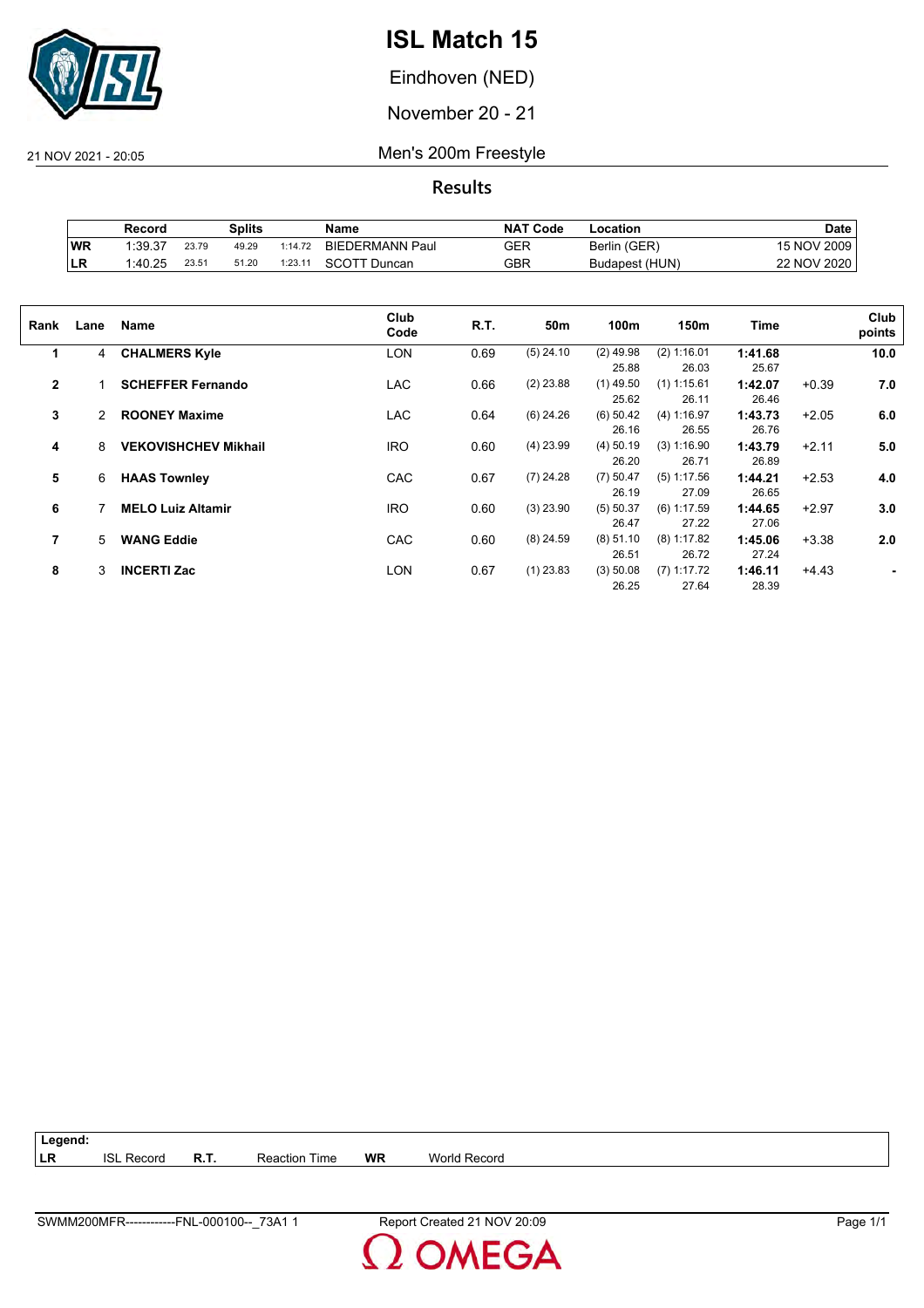# ISL Match 15

Eindhoven (NED)

November 20 - 21

21 NOV 2021 - 20:05

## Men's 200m Freestyle

### Results

| | Record | Splits | | | Name | NAT Code | Location | Date |
|---|---|---|---|---|---|---|---|---|
| WR | 1:39.37 | 23.79 | 49.29 | 1:14.72 | BIEDERMANN Paul | GER | Berlin (GER) | 15 NOV 2009 |
| LR | 1:40.25 | 23.51 | 51.20 | 1:23.11 | SCOTT Duncan | GBR | Budapest (HUN) | 22 NOV 2020 |

| Rank | Lane | Name | Club Code | R.T. | 50m | 100m | 150m | Time | | Club points |
|---|---|---|---|---|---|---|---|---|---|---|
| 1 | 4 | **CHALMERS Kyle** | LON | 0.69 | (5) 24.10 | (2) 49.98<br>25.88 | (2) 1:16.01<br>26.03 | **1:41.68**<br>25.67 | | **10.0** |
| 2 | 1 | **SCHEFFER Fernando** | LAC | 0.66 | (2) 23.88 | (1) 49.50<br>25.62 | (1) 1:15.61<br>26.11 | **1:42.07**<br>26.46 | +0.39 | **7.0** |
| 3 | 2 | **ROONEY Maxime** | LAC | 0.64 | (6) 24.26 | (6) 50.42<br>26.16 | (4) 1:16.97<br>26.55 | **1:43.73**<br>26.76 | +2.05 | **6.0** |
| 4 | 8 | **VEKOVISHCHEV Mikhail** | IRO | 0.60 | (4) 23.99 | (4) 50.19<br>26.20 | (3) 1:16.90<br>26.71 | **1:43.79**<br>26.89 | +2.11 | **5.0** |
| 5 | 6 | **HAAS Townley** | CAC | 0.67 | (7) 24.28 | (7) 50.47<br>26.19 | (5) 1:17.56<br>27.09 | **1:44.21**<br>26.65 | +2.53 | **4.0** |
| 6 | 7 | **MELO Luiz Altamir** | IRO | 0.60 | (3) 23.90 | (5) 50.37<br>26.47 | (6) 1:17.59<br>27.22 | **1:44.65**<br>27.06 | +2.97 | **3.0** |
| 7 | 5 | **WANG Eddie** | CAC | 0.60 | (8) 24.59 | (8) 51.10<br>26.51 | (8) 1:17.82<br>26.72 | **1:45.06**<br>27.24 | +3.38 | **2.0** |
| 8 | 3 | **INCERTI Zac** | LON | 0.67 | (1) 23.83 | (3) 50.08<br>26.25 | (7) 1:17.72<br>27.64 | **1:46.11**<br>28.39 | +4.43 | **-** |

| Legend: | | | | | |
|---|---|---|---|---|---|
| LR | ISL Record | R.T. | Reaction Time | WR | World Record |

SWMM200MFR------------FNL-000100--_73A1 1 — Report Created 21 NOV 20:09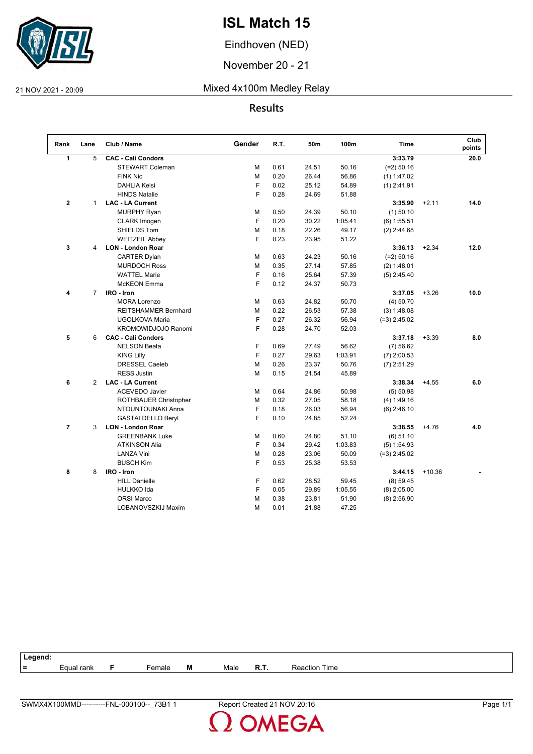# ISL Match 15

Eindhoven (NED)

November 20 - 21

21 NOV 2021 - 20:09

## Mixed 4x100m Medley Relay

### Results

| Rank | Lane | Club / Name | Gender | R.T. | 50m | 100m | Time | | Club points |
|---|---|---|---|---|---|---|---|---|---|
| **1** | 5 | **CAC - Cali Condors** | | | | | **3:33.79** | | **20.0** |
| | | STEWART Coleman | M | 0.61 | 24.51 | 50.16 | (=2) 50.16 | | |
| | | FINK Nic | M | 0.20 | 26.44 | 56.86 | (1) 1:47.02 | | |
| | | DAHLIA Kelsi | F | 0.02 | 25.12 | 54.89 | (1) 2:41.91 | | |
| | | HINDS Natalie | F | 0.28 | 24.69 | 51.88 | | | |
| **2** | 1 | **LAC - LA Current** | | | | | **3:35.90** | +2.11 | **14.0** |
| | | MURPHY Ryan | M | 0.50 | 24.39 | 50.10 | (1) 50.10 | | |
| | | CLARK Imogen | F | 0.20 | 30.22 | 1:05.41 | (6) 1:55.51 | | |
| | | SHIELDS Tom | M | 0.18 | 22.26 | 49.17 | (2) 2:44.68 | | |
| | | WEITZEIL Abbey | F | 0.23 | 23.95 | 51.22 | | | |
| **3** | 4 | **LON - London Roar** | | | | | **3:36.13** | +2.34 | **12.0** |
| | | CARTER Dylan | M | 0.63 | 24.23 | 50.16 | (=2) 50.16 | | |
| | | MURDOCH Ross | M | 0.35 | 27.14 | 57.85 | (2) 1:48.01 | | |
| | | WATTEL Marie | F | 0.16 | 25.64 | 57.39 | (5) 2:45.40 | | |
| | | McKEON Emma | F | 0.12 | 24.37 | 50.73 | | | |
| **4** | 7 | **IRO - Iron** | | | | | **3:37.05** | +3.26 | **10.0** |
| | | MORA Lorenzo | M | 0.63 | 24.82 | 50.70 | (4) 50.70 | | |
| | | REITSHAMMER Bernhard | M | 0.22 | 26.53 | 57.38 | (3) 1:48.08 | | |
| | | UGOLKOVA Maria | F | 0.27 | 26.32 | 56.94 | (=3) 2:45.02 | | |
| | | KROMOWIDJOJO Ranomi | F | 0.28 | 24.70 | 52.03 | | | |
| **5** | 6 | **CAC - Cali Condors** | | | | | **3:37.18** | +3.39 | **8.0** |
| | | NELSON Beata | F | 0.69 | 27.49 | 56.62 | (7) 56.62 | | |
| | | KING Lilly | F | 0.27 | 29.63 | 1:03.91 | (7) 2:00.53 | | |
| | | DRESSEL Caeleb | M | 0.26 | 23.37 | 50.76 | (7) 2:51.29 | | |
| | | RESS Justin | M | 0.15 | 21.54 | 45.89 | | | |
| **6** | 2 | **LAC - LA Current** | | | | | **3:38.34** | +4.55 | **6.0** |
| | | ACEVEDO Javier | M | 0.64 | 24.86 | 50.98 | (5) 50.98 | | |
| | | ROTHBAUER Christopher | M | 0.32 | 27.05 | 58.18 | (4) 1:49.16 | | |
| | | NTOUNTOUNAKI Anna | F | 0.18 | 26.03 | 56.94 | (6) 2:46.10 | | |
| | | GASTALDELLO Beryl | F | 0.10 | 24.85 | 52.24 | | | |
| **7** | 3 | **LON - London Roar** | | | | | **3:38.55** | +4.76 | **4.0** |
| | | GREENBANK Luke | M | 0.60 | 24.80 | 51.10 | (6) 51.10 | | |
| | | ATKINSON Alia | F | 0.34 | 29.42 | 1:03.83 | (5) 1:54.93 | | |
| | | LANZA Vini | M | 0.28 | 23.06 | 50.09 | (=3) 2:45.02 | | |
| | | BUSCH Kim | F | 0.53 | 25.38 | 53.53 | | | |
| **8** | 8 | **IRO - Iron** | | | | | **3:44.15** | +10.36 | **-** |
| | | HILL Danielle | F | 0.62 | 28.52 | 59.45 | (8) 59.45 | | |
| | | HULKKO Ida | F | 0.05 | 29.89 | 1:05.55 | (8) 2:05.00 | | |
| | | ORSI Marco | M | 0.38 | 23.81 | 51.90 | (8) 2:56.90 | | |
| | | LOBANOVSZKIJ Maxim | M | 0.01 | 21.88 | 47.25 | | | |

**Legend:**

| = | Equal rank | F | Female | M | Male | R.T. | Reaction Time |
|---|---|---|---|---|---|---|---|

SWMX4X100MMD----------FNL-000100--_73B1 1 — Report Created 21 NOV 20:16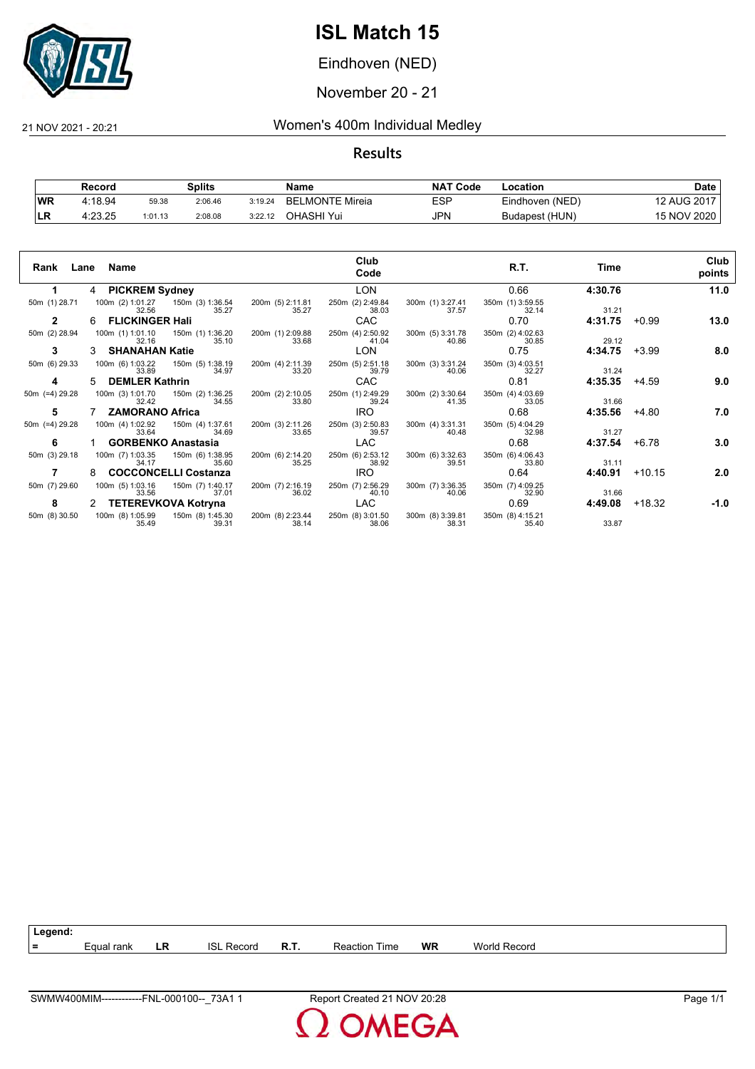# ISL Match 15

Eindhoven (NED)

November 20 - 21

21 NOV 2021 - 20:21

## Women's 400m Individual Medley

### Results

| | Record | | Splits | | Name | NAT Code | Location | Date |
|---|---|---|---|---|---|---|---|---|
| WR | 4:18.94 | 59.38 | 2:06.46 | 3:19.24 | BELMONTE Mireia | ESP | Eindhoven (NED) | 12 AUG 2017 |
| LR | 4:23.25 | 1:01.13 | 2:08.08 | 3:22.12 | OHASHI Yui | JPN | Budapest (HUN) | 15 NOV 2020 |

| Rank | Lane | Name | Club Code | R.T. | Time | | Club points |
|---|---|---|---|---|---|---|---|
| 1 | 4 | PICKREM Sydney | LON | 0.66 | 4:30.76 | | 11.0 |
| 2 | 6 | FLICKINGER Hali | CAC | 0.70 | 4:31.75 | +0.99 | 13.0 |
| 3 | 3 | SHANAHAN Katie | LON | 0.75 | 4:34.75 | +3.99 | 8.0 |
| 4 | 5 | DEMLER Kathrin | CAC | 0.81 | 4:35.35 | +4.59 | 9.0 |
| 5 | 7 | ZAMORANO Africa | IRO | 0.68 | 4:35.56 | +4.80 | 7.0 |
| 6 | 1 | GORBENKO Anastasia | LAC | 0.68 | 4:37.54 | +6.78 | 3.0 |
| 7 | 8 | COCCONCELLI Costanza | IRO | 0.64 | 4:40.91 | +10.15 | 2.0 |
| 8 | 2 | TETEREVKOVA Kotryna | LAC | 0.69 | 4:49.08 | +18.32 | -1.0 |

**Splits**

| Rank | Name | 50m | 100m | 150m | 200m | 250m | 300m | 350m | 400m |
|---|---|---|---|---|---|---|---|---|---|
| 1 | PICKREM Sydney | (1) 28.71 | (2) 1:01.27 / 32.56 | (3) 1:36.54 / 35.27 | (5) 2:11.81 / 35.27 | (2) 2:49.84 / 38.03 | (1) 3:27.41 / 37.57 | (1) 3:59.55 / 32.14 | 31.21 |
| 2 | FLICKINGER Hali | (2) 28.94 | (1) 1:01.10 / 32.16 | (1) 1:36.20 / 35.10 | (1) 2:09.88 / 33.68 | (4) 2:50.92 / 41.04 | (5) 3:31.78 / 40.86 | (2) 4:02.63 / 30.85 | 29.12 |
| 3 | SHANAHAN Katie | (6) 29.33 | (6) 1:03.22 / 33.89 | (5) 1:38.19 / 34.97 | (4) 2:11.39 / 33.20 | (5) 2:51.18 / 39.79 | (3) 3:31.24 / 40.06 | (3) 4:03.51 / 32.27 | 31.24 |
| 4 | DEMLER Kathrin | (=4) 29.28 | (3) 1:01.70 / 32.42 | (2) 1:36.25 / 34.55 | (2) 2:10.05 / 33.80 | (1) 2:49.29 / 39.24 | (2) 3:30.64 / 41.35 | (4) 4:03.69 / 33.05 | 31.66 |
| 5 | ZAMORANO Africa | (=4) 29.28 | (4) 1:02.92 / 33.64 | (4) 1:37.61 / 34.69 | (3) 2:11.26 / 33.65 | (3) 2:50.83 / 39.57 | (4) 3:31.31 / 40.48 | (5) 4:04.29 / 32.98 | 31.27 |
| 6 | GORBENKO Anastasia | (3) 29.18 | (7) 1:03.35 / 34.17 | (6) 1:38.95 / 35.60 | (6) 2:14.20 / 35.25 | (6) 2:53.12 / 38.92 | (6) 3:32.63 / 39.51 | (6) 4:06.43 / 33.80 | 31.11 |
| 7 | COCCONCELLI Costanza | (7) 29.60 | (5) 1:03.16 / 33.56 | (7) 1:40.17 / 37.01 | (7) 2:16.19 / 36.02 | (7) 2:56.29 / 40.10 | (7) 3:36.35 / 40.06 | (7) 4:09.25 / 32.90 | 31.66 |
| 8 | TETEREVKOVA Kotryna | (8) 30.50 | (8) 1:05.99 / 35.49 | (8) 1:45.30 / 39.31 | (8) 2:23.44 / 38.14 | (8) 3:01.50 / 38.06 | (8) 3:39.81 / 38.31 | (8) 4:15.21 / 35.40 | 33.87 |

**Legend:**

| = | Equal rank | LR | ISL Record | R.T. | Reaction Time | WR | World Record |
|---|---|---|---|---|---|---|---|

SWMW400MIM------------FNL-000100--_73A1 1 Report Created 21 NOV 20:28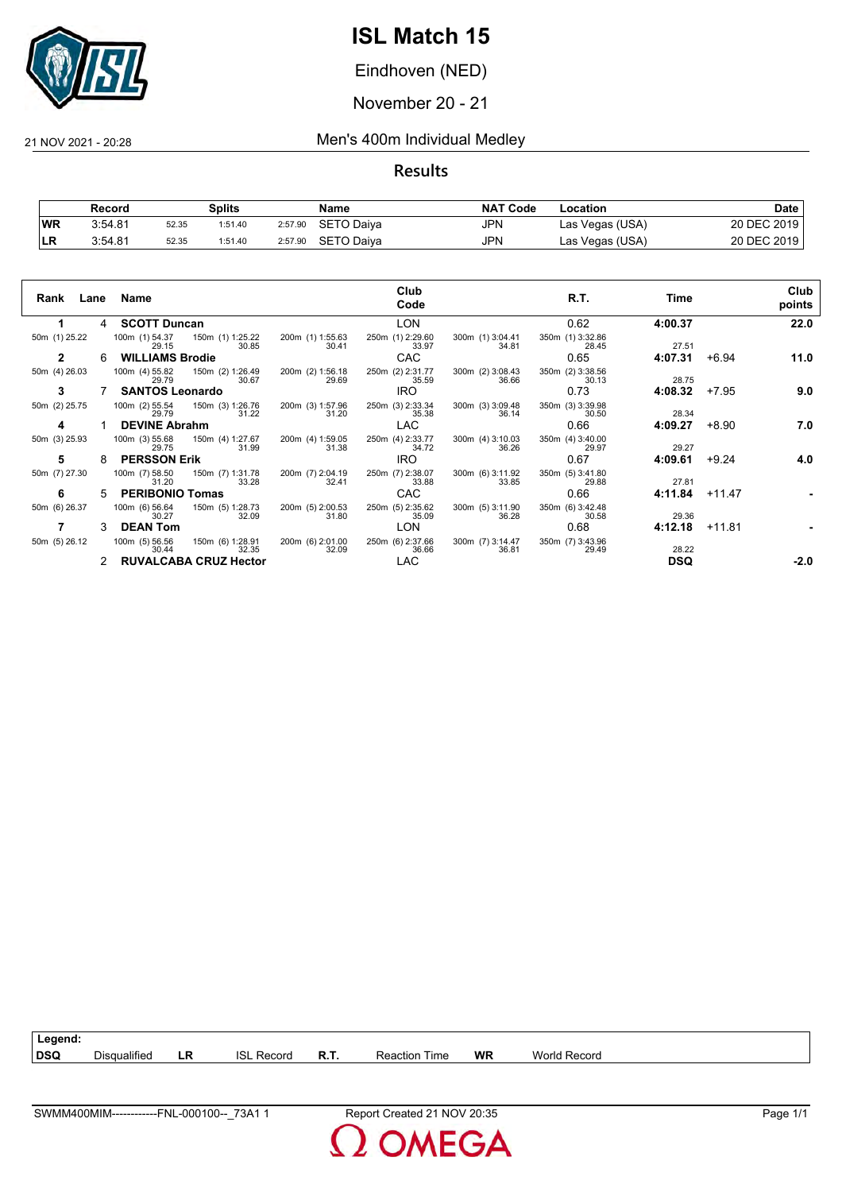# ISL Match 15

Eindhoven (NED)

November 20 - 21

21 NOV 2021 - 20:28

## Men's 400m Individual Medley

### Results

| | Record | Splits | | | Name | NAT Code | Location | Date |
|---|---|---|---|---|---|---|---|---|
| WR | 3:54.81 | 52.35 | 1:51.40 | 2:57.90 | SETO Daiya | JPN | Las Vegas (USA) | 20 DEC 2019 |
| LR | 3:54.81 | 52.35 | 1:51.40 | 2:57.90 | SETO Daiya | JPN | Las Vegas (USA) | 20 DEC 2019 |

| Rank | Lane | Name | Club Code | R.T. | Time | | Club points |
|---|---|---|---|---|---|---|---|
| 1 | 4 | **SCOTT Duncan** | LON | 0.62 | **4:00.37** | | **22.0** |
| 50m (1) 25.22 | 100m (1) 54.37 / 29.15 | 150m (1) 1:25.22 / 30.85 | 200m (1) 1:55.63 / 30.41 | 250m (1) 2:29.60 / 33.97 | 300m (1) 3:04.41 / 34.81 | 350m (1) 3:32.86 / 28.45 | 27.51 |
| 2 | 6 | **WILLIAMS Brodie** | CAC | 0.65 | **4:07.31** | +6.94 | **11.0** |
| 50m (4) 26.03 | 100m (4) 55.82 / 29.79 | 150m (2) 1:26.49 / 30.67 | 200m (2) 1:56.18 / 29.69 | 250m (2) 2:31.77 / 35.59 | 300m (2) 3:08.43 / 36.66 | 350m (2) 3:38.56 / 30.13 | 28.75 |
| 3 | 7 | **SANTOS Leonardo** | IRO | 0.73 | **4:08.32** | +7.95 | **9.0** |
| 50m (2) 25.75 | 100m (2) 55.54 / 29.79 | 150m (3) 1:26.76 / 31.22 | 200m (3) 1:57.96 / 31.20 | 250m (3) 2:33.34 / 35.38 | 300m (3) 3:09.48 / 36.14 | 350m (3) 3:39.98 / 30.50 | 28.34 |
| 4 | 1 | **DEVINE Abrahm** | LAC | 0.66 | **4:09.27** | +8.90 | **7.0** |
| 50m (3) 25.93 | 100m (3) 55.68 / 29.75 | 150m (4) 1:27.67 / 31.99 | 200m (4) 1:59.05 / 31.38 | 250m (4) 2:33.77 / 34.72 | 300m (4) 3:10.03 / 36.26 | 350m (4) 3:40.00 / 29.97 | 29.27 |
| 5 | 8 | **PERSSON Erik** | IRO | 0.67 | **4:09.61** | +9.24 | **4.0** |
| 50m (7) 27.30 | 100m (7) 58.50 / 31.20 | 150m (7) 1:31.78 / 33.28 | 200m (7) 2:04.19 / 32.41 | 250m (7) 2:38.07 / 33.88 | 300m (6) 3:11.92 / 33.85 | 350m (5) 3:41.80 / 29.88 | 27.81 |
| 6 | 5 | **PERIBONIO Tomas** | CAC | 0.66 | **4:11.84** | +11.47 | **-** |
| 50m (6) 26.37 | 100m (6) 56.64 / 30.27 | 150m (5) 1:28.73 / 32.09 | 200m (5) 2:00.53 / 31.80 | 250m (5) 2:35.62 / 35.09 | 300m (5) 3:11.90 / 36.28 | 350m (6) 3:42.48 / 30.58 | 29.36 |
| 7 | 3 | **DEAN Tom** | LON | 0.68 | **4:12.18** | +11.81 | **-** |
| 50m (5) 26.12 | 100m (5) 56.56 / 30.44 | 150m (6) 1:28.91 / 32.35 | 200m (6) 2:01.00 / 32.09 | 250m (6) 2:37.66 / 36.66 | 300m (7) 3:14.47 / 36.81 | 350m (7) 3:43.96 / 29.49 | 28.22 |
| | 2 | **RUVALCABA CRUZ Hector** | LAC | | **DSQ** | | **-2.0** |

| Legend: | | | | | | | |
|---|---|---|---|---|---|---|---|
| DSQ | Disqualified | LR | ISL Record | R.T. | Reaction Time | WR | World Record |

SWMM400MIM------------FNL-000100--_73A1 1 Report Created 21 NOV 20:35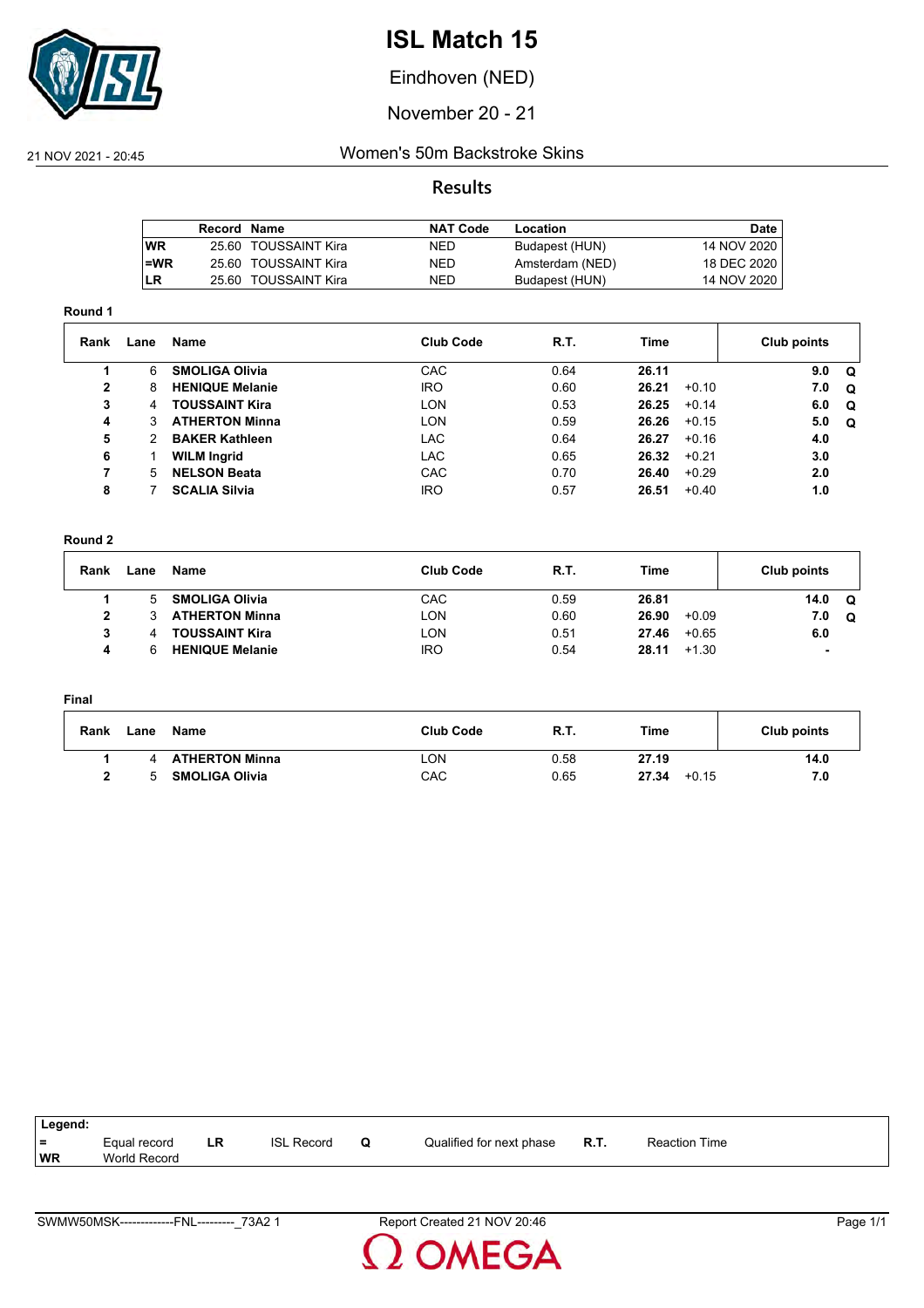# ISL Match 15

Eindhoven (NED)

November 20 - 21

21 NOV 2021 - 20:45

Women's 50m Backstroke Skins

## Results

| Record | | Name | NAT Code | Location | Date |
|---|---|---|---|---|---|
| WR | 25.60 | TOUSSAINT Kira | NED | Budapest (HUN) | 14 NOV 2020 |
| =WR | 25.60 | TOUSSAINT Kira | NED | Amsterdam (NED) | 18 DEC 2020 |
| LR | 25.60 | TOUSSAINT Kira | NED | Budapest (HUN) | 14 NOV 2020 |

### Round 1

| Rank | Lane | Name | Club Code | R.T. | Time | | Club points | |
|---|---|---|---|---|---|---|---|---|
| 1 | 6 | **SMOLIGA Olivia** | CAC | 0.64 | **26.11** | | **9.0** | **Q** |
| 2 | 8 | **HENIQUE Melanie** | IRO | 0.60 | **26.21** | +0.10 | **7.0** | **Q** |
| 3 | 4 | **TOUSSAINT Kira** | LON | 0.53 | **26.25** | +0.14 | **6.0** | **Q** |
| 4 | 3 | **ATHERTON Minna** | LON | 0.59 | **26.26** | +0.15 | **5.0** | **Q** |
| 5 | 2 | **BAKER Kathleen** | LAC | 0.64 | **26.27** | +0.16 | **4.0** | |
| 6 | 1 | **WILM Ingrid** | LAC | 0.65 | **26.32** | +0.21 | **3.0** | |
| 7 | 5 | **NELSON Beata** | CAC | 0.70 | **26.40** | +0.29 | **2.0** | |
| 8 | 7 | **SCALIA Silvia** | IRO | 0.57 | **26.51** | +0.40 | **1.0** | |

### Round 2

| Rank | Lane | Name | Club Code | R.T. | Time | | Club points | |
|---|---|---|---|---|---|---|---|---|
| 1 | 5 | **SMOLIGA Olivia** | CAC | 0.59 | **26.81** | | **14.0** | **Q** |
| 2 | 3 | **ATHERTON Minna** | LON | 0.60 | **26.90** | +0.09 | **7.0** | **Q** |
| 3 | 4 | **TOUSSAINT Kira** | LON | 0.51 | **27.46** | +0.65 | **6.0** | |
| 4 | 6 | **HENIQUE Melanie** | IRO | 0.54 | **28.11** | +1.30 | **-** | |

### Final

| Rank | Lane | Name | Club Code | R.T. | Time | | Club points |
|---|---|---|---|---|---|---|---|
| 1 | 4 | **ATHERTON Minna** | LON | 0.58 | **27.19** | | **14.0** |
| 2 | 5 | **SMOLIGA Olivia** | CAC | 0.65 | **27.34** | +0.15 | **7.0** |

**Legend:**

| | | | | | | | |
|---|---|---|---|---|---|---|---|
| = | Equal record | LR | ISL Record | Q | Qualified for next phase | R.T. | Reaction Time |
| WR | World Record | | | | | | |

SWMW50MSK-------------FNL---------_73A2 1 Report Created 21 NOV 20:46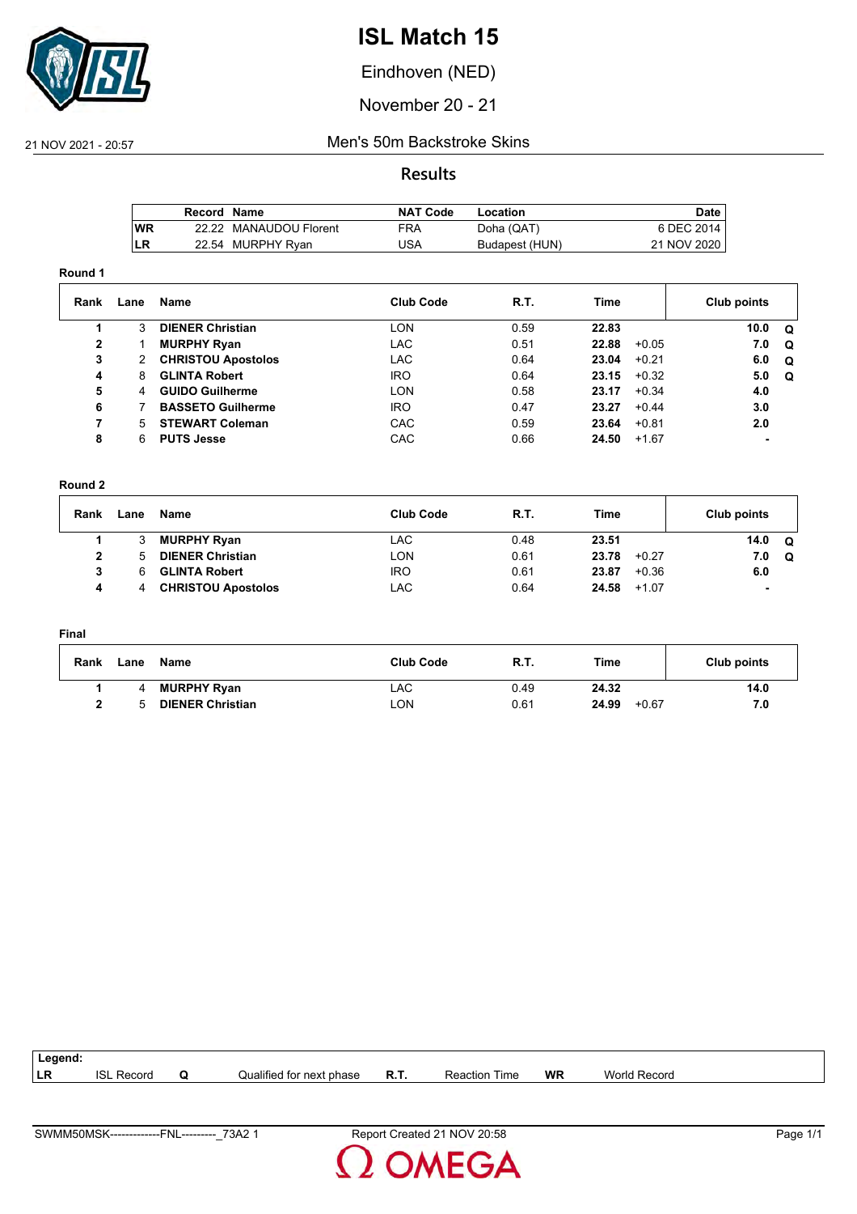# ISL Match 15

Eindhoven (NED)

November 20 - 21

21 NOV 2021 - 20:57

## Men's 50m Backstroke Skins

### Results

| | Record | Name | NAT Code | Location | Date |
|---|---|---|---|---|---|
| WR | 22.22 | MANAUDOU Florent | FRA | Doha (QAT) | 6 DEC 2014 |
| LR | 22.54 | MURPHY Ryan | USA | Budapest (HUN) | 21 NOV 2020 |

**Round 1**

| Rank | Lane | Name | Club Code | R.T. | Time | | Club points | |
|---|---|---|---|---|---|---|---|---|
| 1 | 3 | **DIENER Christian** | LON | 0.59 | **22.83** | | **10.0** | **Q** |
| 2 | 1 | **MURPHY Ryan** | LAC | 0.51 | **22.88** | +0.05 | **7.0** | **Q** |
| 3 | 2 | **CHRISTOU Apostolos** | LAC | 0.64 | **23.04** | +0.21 | **6.0** | **Q** |
| 4 | 8 | **GLINTA Robert** | IRO | 0.64 | **23.15** | +0.32 | **5.0** | **Q** |
| 5 | 4 | **GUIDO Guilherme** | LON | 0.58 | **23.17** | +0.34 | **4.0** | |
| 6 | 7 | **BASSETO Guilherme** | IRO | 0.47 | **23.27** | +0.44 | **3.0** | |
| 7 | 5 | **STEWART Coleman** | CAC | 0.59 | **23.64** | +0.81 | **2.0** | |
| 8 | 6 | **PUTS Jesse** | CAC | 0.66 | **24.50** | +1.67 | **-** | |

**Round 2**

| Rank | Lane | Name | Club Code | R.T. | Time | | Club points | |
|---|---|---|---|---|---|---|---|---|
| 1 | 3 | **MURPHY Ryan** | LAC | 0.48 | **23.51** | | **14.0** | **Q** |
| 2 | 5 | **DIENER Christian** | LON | 0.61 | **23.78** | +0.27 | **7.0** | **Q** |
| 3 | 6 | **GLINTA Robert** | IRO | 0.61 | **23.87** | +0.36 | **6.0** | |
| 4 | 4 | **CHRISTOU Apostolos** | LAC | 0.64 | **24.58** | +1.07 | **-** | |

**Final**

| Rank | Lane | Name | Club Code | R.T. | Time | | Club points |
|---|---|---|---|---|---|---|---|
| 1 | 4 | **MURPHY Ryan** | LAC | 0.49 | **24.32** | | **14.0** |
| 2 | 5 | **DIENER Christian** | LON | 0.61 | **24.99** | +0.67 | **7.0** |

| Legend: | | | | | | | |
|---|---|---|---|---|---|---|---|
| LR | ISL Record | Q | Qualified for next phase | R.T. | Reaction Time | WR | World Record |

SWMM50MSK--------------FNL---------_73A2 1 Report Created 21 NOV 20:58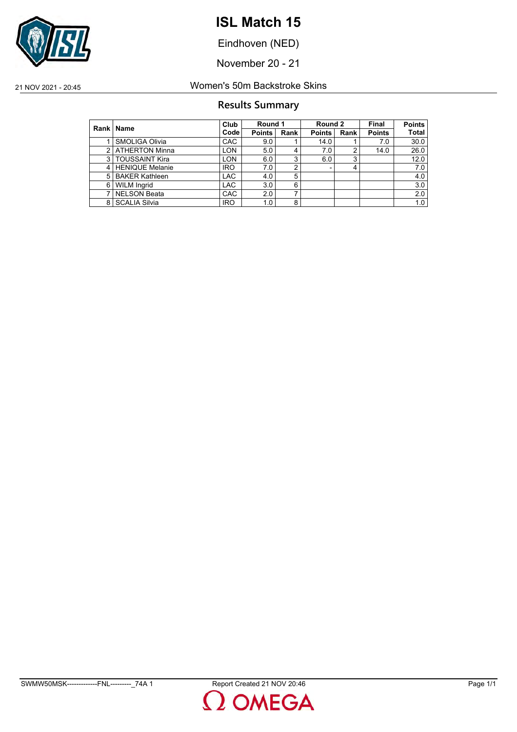# ISL Match 15

Eindhoven (NED)

November 20 - 21

21 NOV 2021 - 20:45 Women's 50m Backstroke Skins

## Results Summary

| Rank | Name | Club Code | Round 1 | | Round 2 | | Final | Points |
|---|---|---|---|---|---|---|---|---|
| | | | Points | Rank | Points | Rank | Points | Total |
| 1 | SMOLIGA Olivia | CAC | 9.0 | 1 | 14.0 | 1 | 7.0 | 30.0 |
| 2 | ATHERTON Minna | LON | 5.0 | 4 | 7.0 | 2 | 14.0 | 26.0 |
| 3 | TOUSSAINT Kira | LON | 6.0 | 3 | 6.0 | 3 | | 12.0 |
| 4 | HENIQUE Melanie | IRO | 7.0 | 2 | - | 4 | | 7.0 |
| 5 | BAKER Kathleen | LAC | 4.0 | 5 | | | | 4.0 |
| 6 | WILM Ingrid | LAC | 3.0 | 6 | | | | 3.0 |
| 7 | NELSON Beata | CAC | 2.0 | 7 | | | | 2.0 |
| 8 | SCALIA Silvia | IRO | 1.0 | 8 | | | | 1.0 |

SWMW50MSK-------------FNL---------_74A 1 Report Created 21 NOV 20:46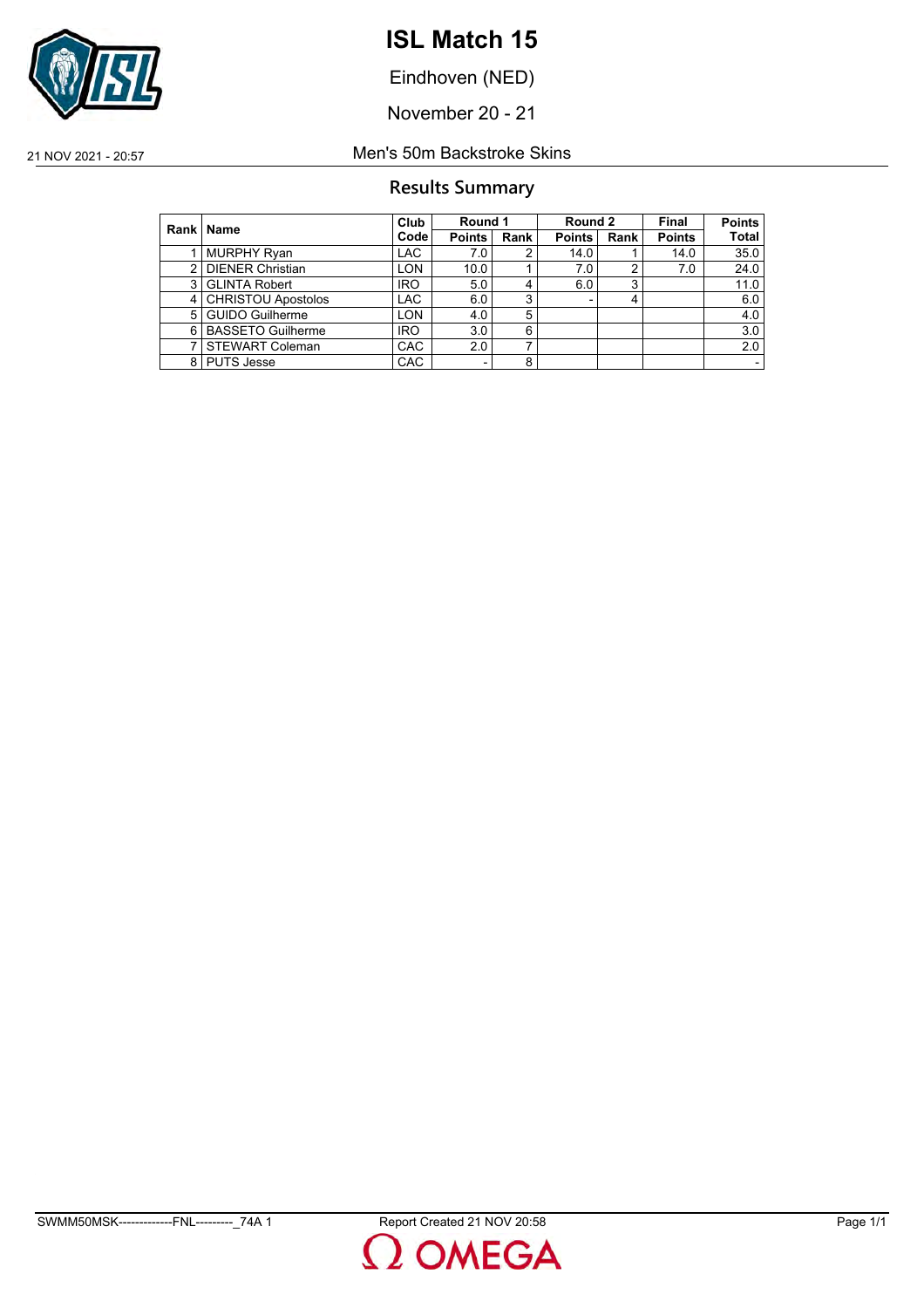# ISL Match 15

Eindhoven (NED)

November 20 - 21

21 NOV 2021 - 20:57

Men's 50m Backstroke Skins

## Results Summary

| Rank | Name | Club Code | Round 1 | | Round 2 | | Final | Points |
|---|---|---|---|---|---|---|---|---|
| | | | Points | Rank | Points | Rank | Points | Total |
| 1 | MURPHY Ryan | LAC | 7.0 | 2 | 14.0 | 1 | 14.0 | 35.0 |
| 2 | DIENER Christian | LON | 10.0 | 1 | 7.0 | 2 | 7.0 | 24.0 |
| 3 | GLINTA Robert | IRO | 5.0 | 4 | 6.0 | 3 | | 11.0 |
| 4 | CHRISTOU Apostolos | LAC | 6.0 | 3 | - | 4 | | 6.0 |
| 5 | GUIDO Guilherme | LON | 4.0 | 5 | | | | 4.0 |
| 6 | BASSETO Guilherme | IRO | 3.0 | 6 | | | | 3.0 |
| 7 | STEWART Coleman | CAC | 2.0 | 7 | | | | 2.0 |
| 8 | PUTS Jesse | CAC | - | 8 | | | | - |

SWMM50MSK-------------FNL---------_74A 1 Report Created 21 NOV 20:58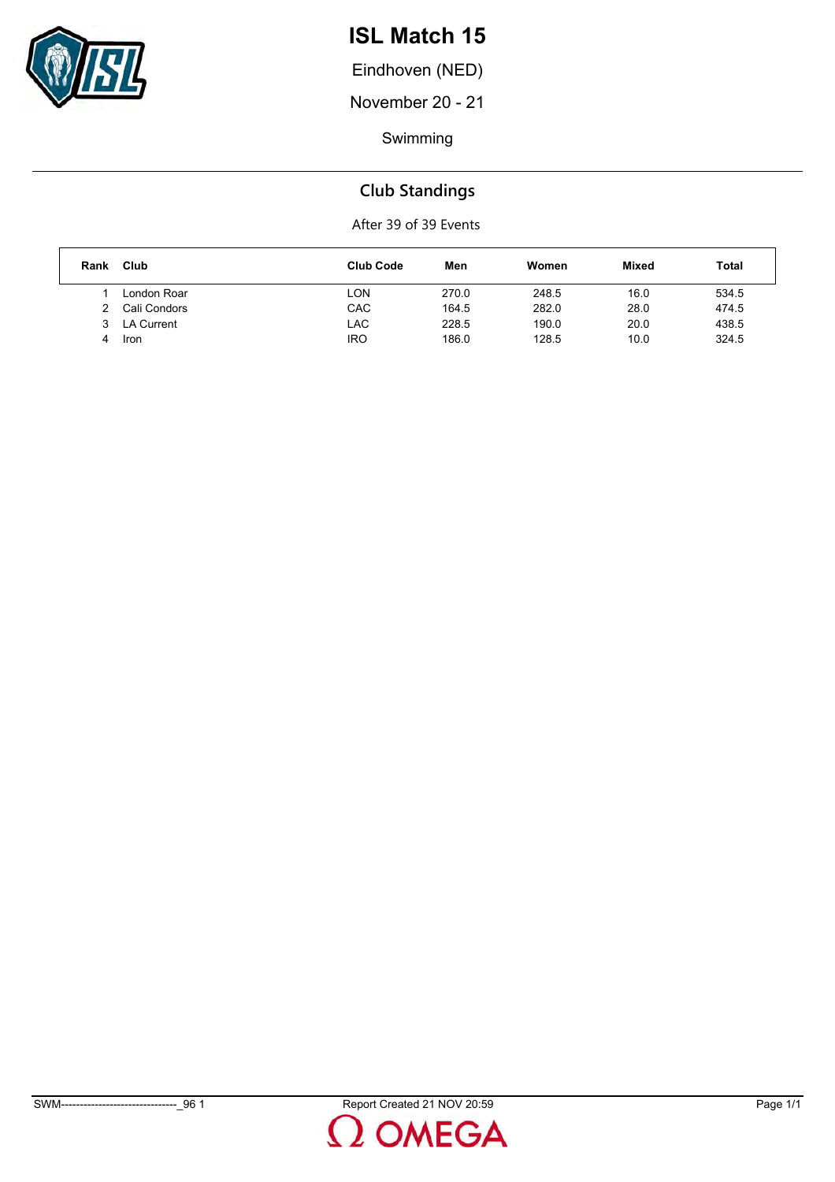# ISL Match 15

Eindhoven (NED)

November 20 - 21

Swimming

## Club Standings

After 39 of 39 Events

| Rank | Club | Club Code | Men | Women | Mixed | Total |
|---|---|---|---|---|---|---|
| 1 | London Roar | LON | 270.0 | 248.5 | 16.0 | 534.5 |
| 2 | Cali Condors | CAC | 164.5 | 282.0 | 28.0 | 474.5 |
| 3 | LA Current | LAC | 228.5 | 190.0 | 20.0 | 438.5 |
| 4 | Iron | IRO | 186.0 | 128.5 | 10.0 | 324.5 |

SWM-------------------------------_96 1 Report Created 21 NOV 20:59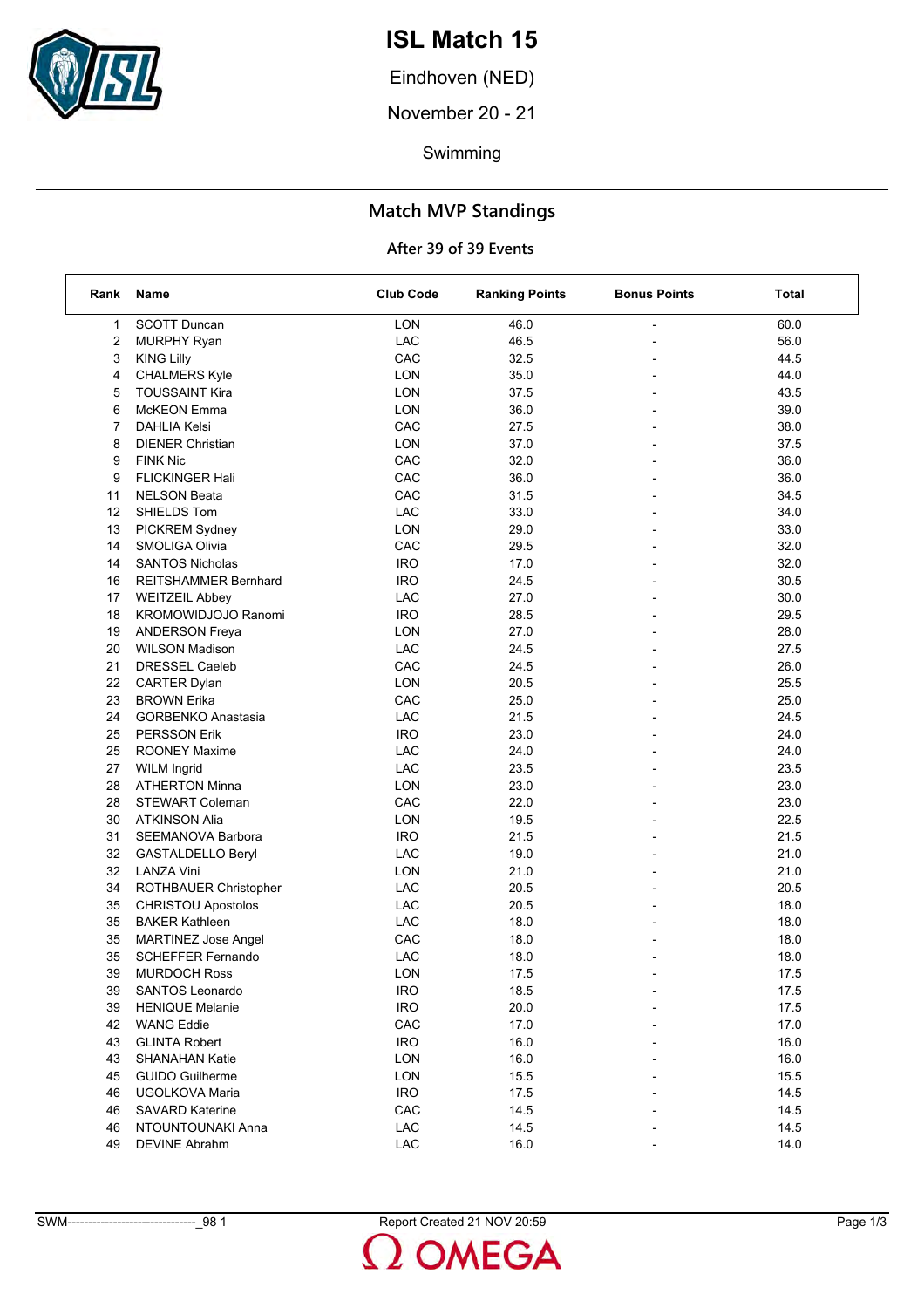# ISL Match 15

Eindhoven (NED)

November 20 - 21

Swimming

## Match MVP Standings

### After 39 of 39 Events

| Rank | Name | Club Code | Ranking Points | Bonus Points | Total |
|---|---|---|---|---|---|
| 1 | SCOTT Duncan | LON | 46.0 | - | 60.0 |
| 2 | MURPHY Ryan | LAC | 46.5 | - | 56.0 |
| 3 | KING Lilly | CAC | 32.5 | - | 44.5 |
| 4 | CHALMERS Kyle | LON | 35.0 | - | 44.0 |
| 5 | TOUSSAINT Kira | LON | 37.5 | - | 43.5 |
| 6 | McKEON Emma | LON | 36.0 | - | 39.0 |
| 7 | DAHLIA Kelsi | CAC | 27.5 | - | 38.0 |
| 8 | DIENER Christian | LON | 37.0 | - | 37.5 |
| 9 | FINK Nic | CAC | 32.0 | - | 36.0 |
| 9 | FLICKINGER Hali | CAC | 36.0 | - | 36.0 |
| 11 | NELSON Beata | CAC | 31.5 | - | 34.5 |
| 12 | SHIELDS Tom | LAC | 33.0 | - | 34.0 |
| 13 | PICKREM Sydney | LON | 29.0 | - | 33.0 |
| 14 | SMOLIGA Olivia | CAC | 29.5 | - | 32.0 |
| 14 | SANTOS Nicholas | IRO | 17.0 | - | 32.0 |
| 16 | REITSHAMMER Bernhard | IRO | 24.5 | - | 30.5 |
| 17 | WEITZEIL Abbey | LAC | 27.0 | - | 30.0 |
| 18 | KROMOWIDJOJO Ranomi | IRO | 28.5 | - | 29.5 |
| 19 | ANDERSON Freya | LON | 27.0 | - | 28.0 |
| 20 | WILSON Madison | LAC | 24.5 | - | 27.5 |
| 21 | DRESSEL Caeleb | CAC | 24.5 | - | 26.0 |
| 22 | CARTER Dylan | LON | 20.5 | - | 25.5 |
| 23 | BROWN Erika | CAC | 25.0 | - | 25.0 |
| 24 | GORBENKO Anastasia | LAC | 21.5 | - | 24.5 |
| 25 | PERSSON Erik | IRO | 23.0 | - | 24.0 |
| 25 | ROONEY Maxime | LAC | 24.0 | - | 24.0 |
| 27 | WILM Ingrid | LAC | 23.5 | - | 23.5 |
| 28 | ATHERTON Minna | LON | 23.0 | - | 23.0 |
| 28 | STEWART Coleman | CAC | 22.0 | - | 23.0 |
| 30 | ATKINSON Alia | LON | 19.5 | - | 22.5 |
| 31 | SEEMANOVA Barbora | IRO | 21.5 | - | 21.5 |
| 32 | GASTALDELLO Beryl | LAC | 19.0 | - | 21.0 |
| 32 | LANZA Vini | LON | 21.0 | - | 21.0 |
| 34 | ROTHBAUER Christopher | LAC | 20.5 | - | 20.5 |
| 35 | CHRISTOU Apostolos | LAC | 20.5 | - | 18.0 |
| 35 | BAKER Kathleen | LAC | 18.0 | - | 18.0 |
| 35 | MARTINEZ Jose Angel | CAC | 18.0 | - | 18.0 |
| 35 | SCHEFFER Fernando | LAC | 18.0 | - | 18.0 |
| 39 | MURDOCH Ross | LON | 17.5 | - | 17.5 |
| 39 | SANTOS Leonardo | IRO | 18.5 | - | 17.5 |
| 39 | HENIQUE Melanie | IRO | 20.0 | - | 17.5 |
| 42 | WANG Eddie | CAC | 17.0 | - | 17.0 |
| 43 | GLINTA Robert | IRO | 16.0 | - | 16.0 |
| 43 | SHANAHAN Katie | LON | 16.0 | - | 16.0 |
| 45 | GUIDO Guilherme | LON | 15.5 | - | 15.5 |
| 46 | UGOLKOVA Maria | IRO | 17.5 | - | 14.5 |
| 46 | SAVARD Katerine | CAC | 14.5 | - | 14.5 |
| 46 | NTOUNTOUNAKI Anna | LAC | 14.5 | - | 14.5 |
| 49 | DEVINE Abrahm | LAC | 16.0 | - | 14.0 |

SWM-------------------------------_98 1 Report Created 21 NOV 20:59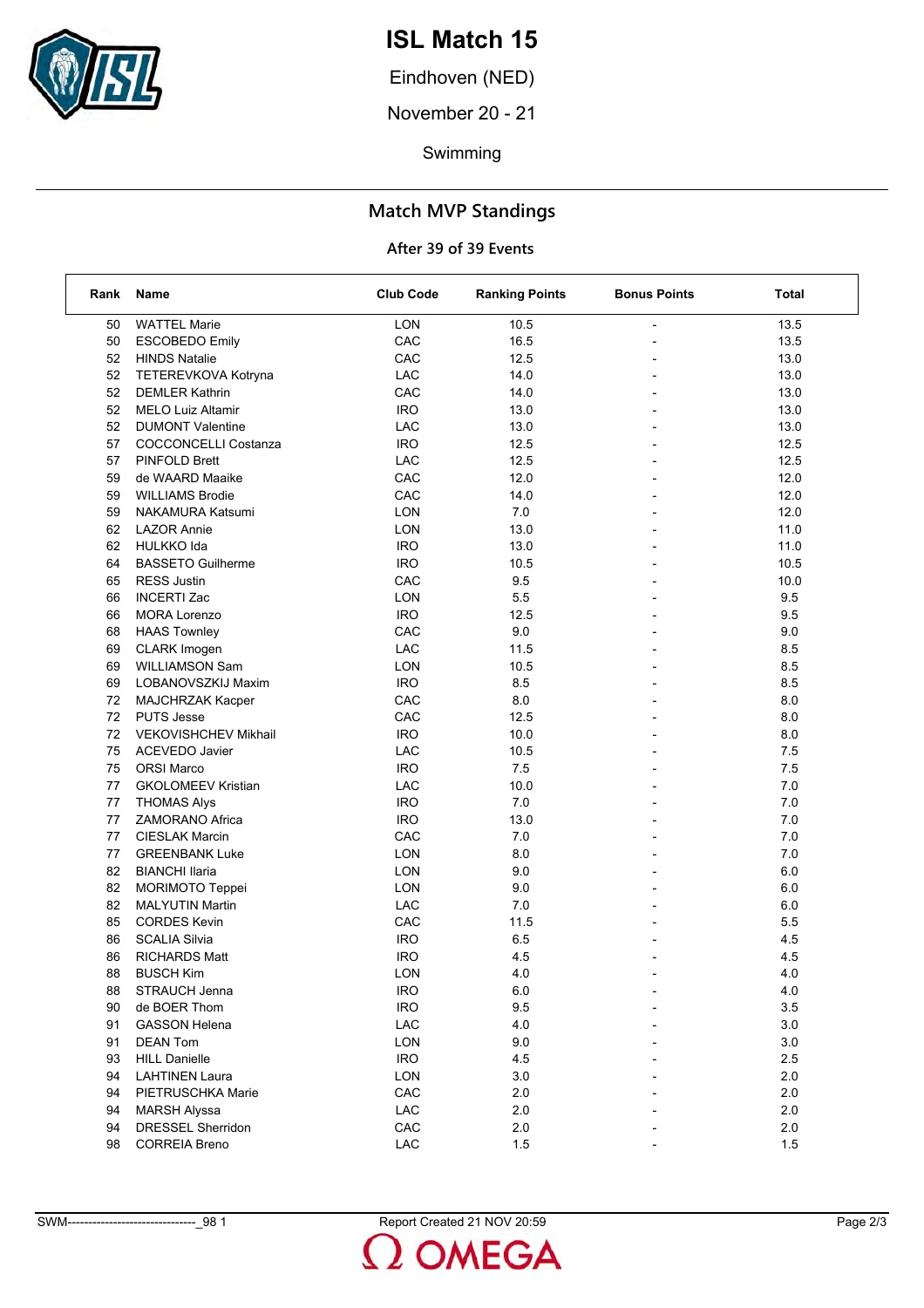# ISL Match 15

Eindhoven (NED)

November 20 - 21

Swimming

## Match MVP Standings

### After 39 of 39 Events

| Rank | Name | Club Code | Ranking Points | Bonus Points | Total |
|---|---|---|---|---|---|
| 50 | WATTEL Marie | LON | 10.5 | - | 13.5 |
| 50 | ESCOBEDO Emily | CAC | 16.5 | - | 13.5 |
| 52 | HINDS Natalie | CAC | 12.5 | - | 13.0 |
| 52 | TETEREVKOVA Kotryna | LAC | 14.0 | - | 13.0 |
| 52 | DEMLER Kathrin | CAC | 14.0 | - | 13.0 |
| 52 | MELO Luiz Altamir | IRO | 13.0 | - | 13.0 |
| 52 | DUMONT Valentine | LAC | 13.0 | - | 13.0 |
| 57 | COCCONCELLI Costanza | IRO | 12.5 | - | 12.5 |
| 57 | PINFOLD Brett | LAC | 12.5 | - | 12.5 |
| 59 | de WAARD Maaike | CAC | 12.0 | - | 12.0 |
| 59 | WILLIAMS Brodie | CAC | 14.0 | - | 12.0 |
| 59 | NAKAMURA Katsumi | LON | 7.0 | - | 12.0 |
| 62 | LAZOR Annie | LON | 13.0 | - | 11.0 |
| 62 | HULKKO Ida | IRO | 13.0 | - | 11.0 |
| 64 | BASSETO Guilherme | IRO | 10.5 | - | 10.5 |
| 65 | RESS Justin | CAC | 9.5 | - | 10.0 |
| 66 | INCERTI Zac | LON | 5.5 | - | 9.5 |
| 66 | MORA Lorenzo | IRO | 12.5 | - | 9.5 |
| 68 | HAAS Townley | CAC | 9.0 | - | 9.0 |
| 69 | CLARK Imogen | LAC | 11.5 | - | 8.5 |
| 69 | WILLIAMSON Sam | LON | 10.5 | - | 8.5 |
| 69 | LOBANOVSZKIJ Maxim | IRO | 8.5 | - | 8.5 |
| 72 | MAJCHRZAK Kacper | CAC | 8.0 | - | 8.0 |
| 72 | PUTS Jesse | CAC | 12.5 | - | 8.0 |
| 72 | VEKOVISHCHEV Mikhail | IRO | 10.0 | - | 8.0 |
| 75 | ACEVEDO Javier | LAC | 10.5 | - | 7.5 |
| 75 | ORSI Marco | IRO | 7.5 | - | 7.5 |
| 77 | GKOLOMEEV Kristian | LAC | 10.0 | - | 7.0 |
| 77 | THOMAS Alys | IRO | 7.0 | - | 7.0 |
| 77 | ZAMORANO Africa | IRO | 13.0 | - | 7.0 |
| 77 | CIESLAK Marcin | CAC | 7.0 | - | 7.0 |
| 77 | GREENBANK Luke | LON | 8.0 | - | 7.0 |
| 82 | BIANCHI Ilaria | LON | 9.0 | - | 6.0 |
| 82 | MORIMOTO Teppei | LON | 9.0 | - | 6.0 |
| 82 | MALYUTIN Martin | LAC | 7.0 | - | 6.0 |
| 85 | CORDES Kevin | CAC | 11.5 | - | 5.5 |
| 86 | SCALIA Silvia | IRO | 6.5 | - | 4.5 |
| 86 | RICHARDS Matt | IRO | 4.5 | - | 4.5 |
| 88 | BUSCH Kim | LON | 4.0 | - | 4.0 |
| 88 | STRAUCH Jenna | IRO | 6.0 | - | 4.0 |
| 90 | de BOER Thom | IRO | 9.5 | - | 3.5 |
| 91 | GASSON Helena | LAC | 4.0 | - | 3.0 |
| 91 | DEAN Tom | LON | 9.0 | - | 3.0 |
| 93 | HILL Danielle | IRO | 4.5 | - | 2.5 |
| 94 | LAHTINEN Laura | LON | 3.0 | - | 2.0 |
| 94 | PIETRUSCHKA Marie | CAC | 2.0 | - | 2.0 |
| 94 | MARSH Alyssa | LAC | 2.0 | - | 2.0 |
| 94 | DRESSEL Sherridon | CAC | 2.0 | - | 2.0 |
| 98 | CORREIA Breno | LAC | 1.5 | - | 1.5 |

SWM--------------------------------_98 1 Report Created 21 NOV 20:59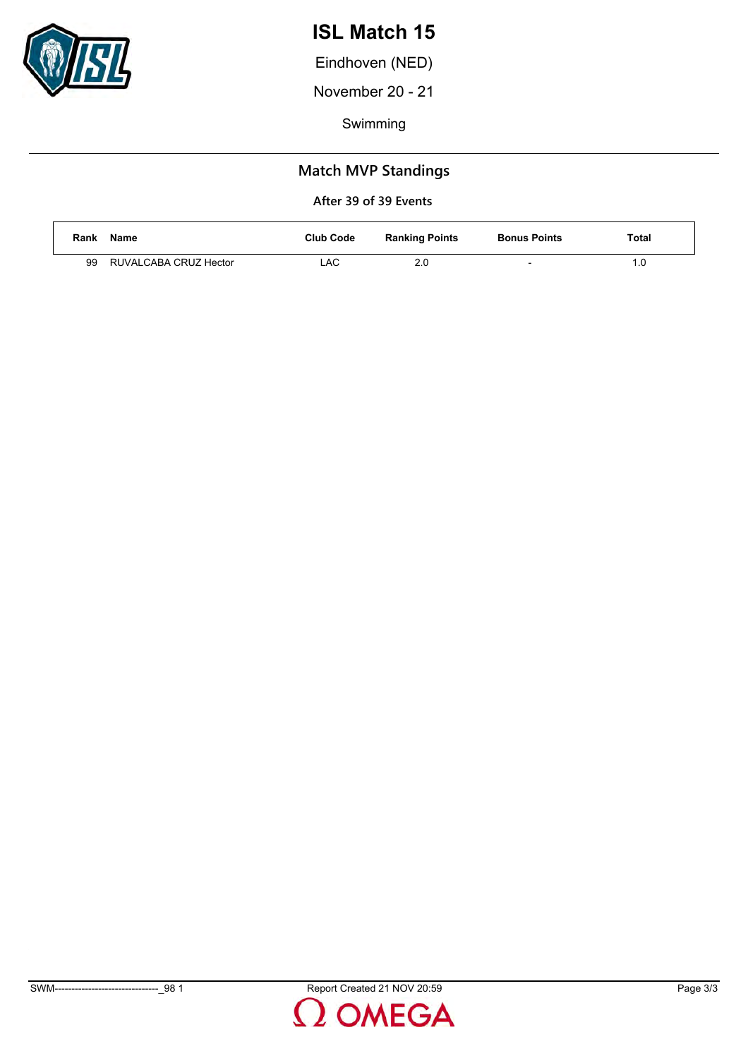# ISL Match 15

Eindhoven (NED)

November 20 - 21

Swimming

## Match MVP Standings

### After 39 of 39 Events

| Rank | Name | Club Code | Ranking Points | Bonus Points | Total |
|---|---|---|---|---|---|
| 99 | RUVALCABA CRUZ Hector | LAC | 2.0 | - | 1.0 |

SWM-------------------------------_98 1

Report Created 21 NOV 20:59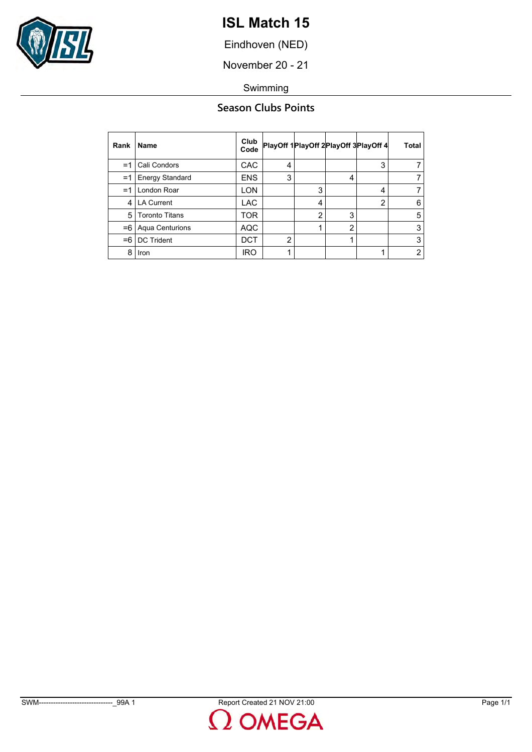# ISL Match 15

Eindhoven (NED)

November 20 - 21

Swimming

## Season Clubs Points

| Rank | Name | Club Code | PlayOff 1 | PlayOff 2 | PlayOff 3 | PlayOff 4 | Total |
|---|---|---|---|---|---|---|---|
| =1 | Cali Condors | CAC | 4 | | | 3 | 7 |
| =1 | Energy Standard | ENS | 3 | | 4 | | 7 |
| =1 | London Roar | LON | | 3 | | 4 | 7 |
| 4 | LA Current | LAC | | 4 | | 2 | 6 |
| 5 | Toronto Titans | TOR | | 2 | 3 | | 5 |
| =6 | Aqua Centurions | AQC | | 1 | 2 | | 3 |
| =6 | DC Trident | DCT | 2 | | 1 | | 3 |
| 8 | Iron | IRO | 1 | | | 1 | 2 |

SWM-------------------------------_99A 1    Report Created 21 NOV 21:00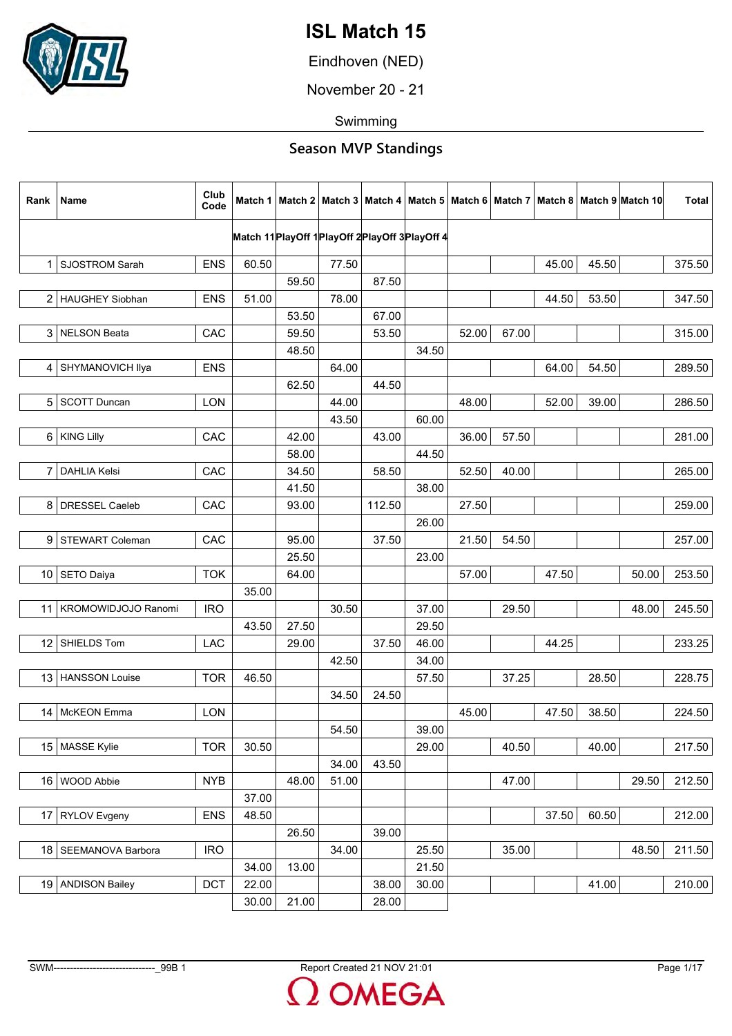# ISL Match 15

Eindhoven (NED)

November 20 - 21

Swimming

## Season MVP Standings

| Rank | Name | Club Code | Match 1 | Match 2 | Match 3 | Match 4 | Match 5 | Match 6 | Match 7 | Match 8 | Match 9 | Match 10 | Total |
|---|---|---|---|---|---|---|---|---|---|---|---|---|---|
| | | | Match 11 | PlayOff 1 | PlayOff 2 | PlayOff 3 | PlayOff 4 | | | | | | |
| 1 | SJOSTROM Sarah | ENS | 60.50 | | 77.50 | | | | | 45.00 | 45.50 | | 375.50 |
| | | | | 59.50 | | 87.50 | | | | | | | |
| 2 | HAUGHEY Siobhan | ENS | 51.00 | | 78.00 | | | | | 44.50 | 53.50 | | 347.50 |
| | | | | 53.50 | | 67.00 | | | | | | | |
| 3 | NELSON Beata | CAC | | 59.50 | | 53.50 | | 52.00 | 67.00 | | | | 315.00 |
| | | | | 48.50 | | | 34.50 | | | | | | |
| 4 | SHYMANOVICH Ilya | ENS | | | 64.00 | | | | | 64.00 | 54.50 | | 289.50 |
| | | | | 62.50 | | 44.50 | | | | | | | |
| 5 | SCOTT Duncan | LON | | | 44.00 | | | 48.00 | | 52.00 | 39.00 | | 286.50 |
| | | | | | 43.50 | | 60.00 | | | | | | |
| 6 | KING Lilly | CAC | | 42.00 | | 43.00 | | 36.00 | 57.50 | | | | 281.00 |
| | | | | 58.00 | | | 44.50 | | | | | | |
| 7 | DAHLIA Kelsi | CAC | | 34.50 | | 58.50 | | 52.50 | 40.00 | | | | 265.00 |
| | | | | 41.50 | | | 38.00 | | | | | | |
| 8 | DRESSEL Caeleb | CAC | | 93.00 | | 112.50 | | 27.50 | | | | | 259.00 |
| | | | | | | | 26.00 | | | | | | |
| 9 | STEWART Coleman | CAC | | 95.00 | | 37.50 | | 21.50 | 54.50 | | | | 257.00 |
| | | | | 25.50 | | | 23.00 | | | | | | |
| 10 | SETO Daiya | TOK | | 64.00 | | | | 57.00 | | 47.50 | | 50.00 | 253.50 |
| | | | 35.00 | | | | | | | | | | |
| 11 | KROMOWIDJOJO Ranomi | IRO | | | 30.50 | | 37.00 | | 29.50 | | | 48.00 | 245.50 |
| | | | 43.50 | 27.50 | | | 29.50 | | | | | | |
| 12 | SHIELDS Tom | LAC | | 29.00 | | 37.50 | 46.00 | | | 44.25 | | | 233.25 |
| | | | | | 42.50 | | 34.00 | | | | | | |
| 13 | HANSSON Louise | TOR | 46.50 | | | | 57.50 | | 37.25 | | 28.50 | | 228.75 |
| | | | | | 34.50 | 24.50 | | | | | | | |
| 14 | McKEON Emma | LON | | | | | | 45.00 | | 47.50 | 38.50 | | 224.50 |
| | | | | | 54.50 | | 39.00 | | | | | | |
| 15 | MASSE Kylie | TOR | 30.50 | | | | 29.00 | | 40.50 | | 40.00 | | 217.50 |
| | | | | | 34.00 | 43.50 | | | | | | | |
| 16 | WOOD Abbie | NYB | | 48.00 | 51.00 | | | | 47.00 | | | 29.50 | 212.50 |
| | | | 37.00 | | | | | | | | | | |
| 17 | RYLOV Evgeny | ENS | 48.50 | | | | | | | 37.50 | 60.50 | | 212.00 |
| | | | | 26.50 | | 39.00 | | | | | | | |
| 18 | SEEMANOVA Barbora | IRO | | | 34.00 | | 25.50 | | 35.00 | | | 48.50 | 211.50 |
| | | | 34.00 | 13.00 | | | 21.50 | | | | | | |
| 19 | ANDISON Bailey | DCT | 22.00 | | | 38.00 | 30.00 | | | | 41.00 | | 210.00 |
| | | | 30.00 | 21.00 | | 28.00 | | | | | | | |

SWM-------------------------------_99B 1 Report Created 21 NOV 21:01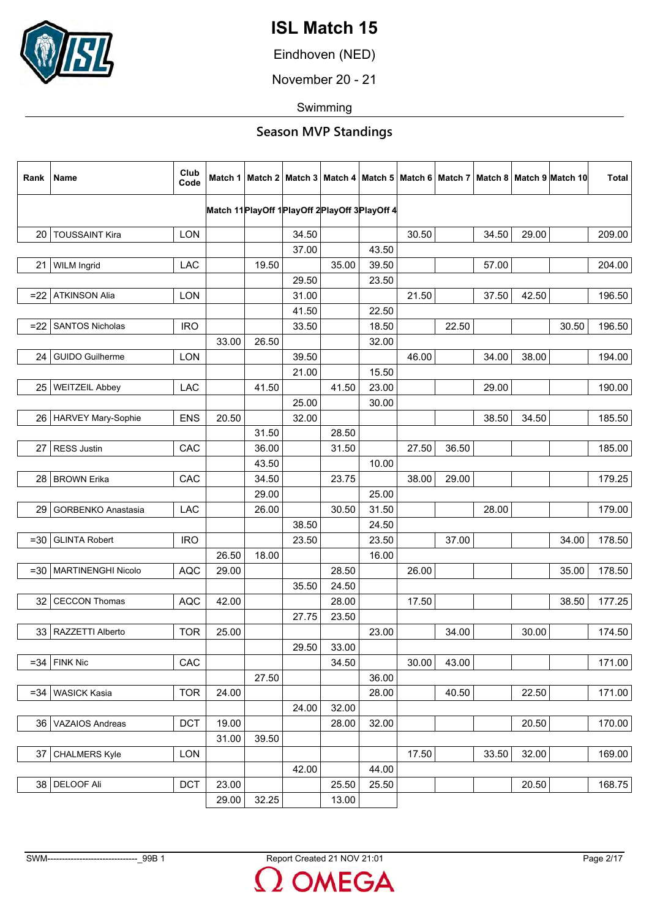# ISL Match 15

Eindhoven (NED)

November 20 - 21

Swimming

## Season MVP Standings

| Rank | Name | Club Code | Match 1 | Match 2 | Match 3 | Match 4 | Match 5 | Match 6 | Match 7 | Match 8 | Match 9 | Match 10 | Total |
|---|---|---|---|---|---|---|---|---|---|---|---|---|---|
| | | | Match 11 | PlayOff 1 | PlayOff 2 | PlayOff 3 | PlayOff 4 | | | | | | |
| 20 | TOUSSAINT Kira | LON | | | 34.50 | | | 30.50 | | 34.50 | 29.00 | | 209.00 |
| | | | | | 37.00 | | 43.50 | | | | | | |
| 21 | WILM Ingrid | LAC | | 19.50 | | 35.00 | 39.50 | | | 57.00 | | | 204.00 |
| | | | | | 29.50 | | 23.50 | | | | | | |
| =22 | ATKINSON Alia | LON | | | 31.00 | | | 21.50 | | 37.50 | 42.50 | | 196.50 |
| | | | | | 41.50 | | 22.50 | | | | | | |
| =22 | SANTOS Nicholas | IRO | | | 33.50 | | 18.50 | | 22.50 | | | 30.50 | 196.50 |
| | | | 33.00 | 26.50 | | | 32.00 | | | | | | |
| 24 | GUIDO Guilherme | LON | | | 39.50 | | | 46.00 | | 34.00 | 38.00 | | 194.00 |
| | | | | | 21.00 | | 15.50 | | | | | | |
| 25 | WEITZEIL Abbey | LAC | | 41.50 | | 41.50 | 23.00 | | | 29.00 | | | 190.00 |
| | | | | | 25.00 | | 30.00 | | | | | | |
| 26 | HARVEY Mary-Sophie | ENS | 20.50 | | 32.00 | | | | | 38.50 | 34.50 | | 185.50 |
| | | | | 31.50 | | 28.50 | | | | | | | |
| 27 | RESS Justin | CAC | | 36.00 | | 31.50 | | 27.50 | 36.50 | | | | 185.00 |
| | | | | 43.50 | | | 10.00 | | | | | | |
| 28 | BROWN Erika | CAC | | 34.50 | | 23.75 | | 38.00 | 29.00 | | | | 179.25 |
| | | | | 29.00 | | | 25.00 | | | | | | |
| 29 | GORBENKO Anastasia | LAC | | 26.00 | | 30.50 | 31.50 | | | 28.00 | | | 179.00 |
| | | | | | 38.50 | | 24.50 | | | | | | |
| =30 | GLINTA Robert | IRO | | | 23.50 | | 23.50 | | 37.00 | | | 34.00 | 178.50 |
| | | | 26.50 | 18.00 | | | 16.00 | | | | | | |
| =30 | MARTINENGHI Nicolo | AQC | 29.00 | | | 28.50 | | 26.00 | | | | 35.00 | 178.50 |
| | | | | | 35.50 | 24.50 | | | | | | | |
| 32 | CECCON Thomas | AQC | 42.00 | | | 28.00 | | 17.50 | | | | 38.50 | 177.25 |
| | | | | | 27.75 | 23.50 | | | | | | | |
| 33 | RAZZETTI Alberto | TOR | 25.00 | | | | 23.00 | | 34.00 | | 30.00 | | 174.50 |
| | | | | | 29.50 | 33.00 | | | | | | | |
| =34 | FINK Nic | CAC | | | | 34.50 | | 30.00 | 43.00 | | | | 171.00 |
| | | | | 27.50 | | | 36.00 | | | | | | |
| =34 | WASICK Kasia | TOR | 24.00 | | | | 28.00 | | 40.50 | | 22.50 | | 171.00 |
| | | | | | 24.00 | 32.00 | | | | | | | |
| 36 | VAZAIOS Andreas | DCT | 19.00 | | | 28.00 | 32.00 | | | | 20.50 | | 170.00 |
| | | | 31.00 | 39.50 | | | | | | | | | |
| 37 | CHALMERS Kyle | LON | | | | | | 17.50 | | 33.50 | 32.00 | | 169.00 |
| | | | | | 42.00 | | 44.00 | | | | | | |
| 38 | DELOOF Ali | DCT | 23.00 | | | 25.50 | 25.50 | | | | 20.50 | | 168.75 |
| | | | 29.00 | 32.25 | | 13.00 | | | | | | | |

SWM--------------------------------_99B 1 Report Created 21 NOV 21:01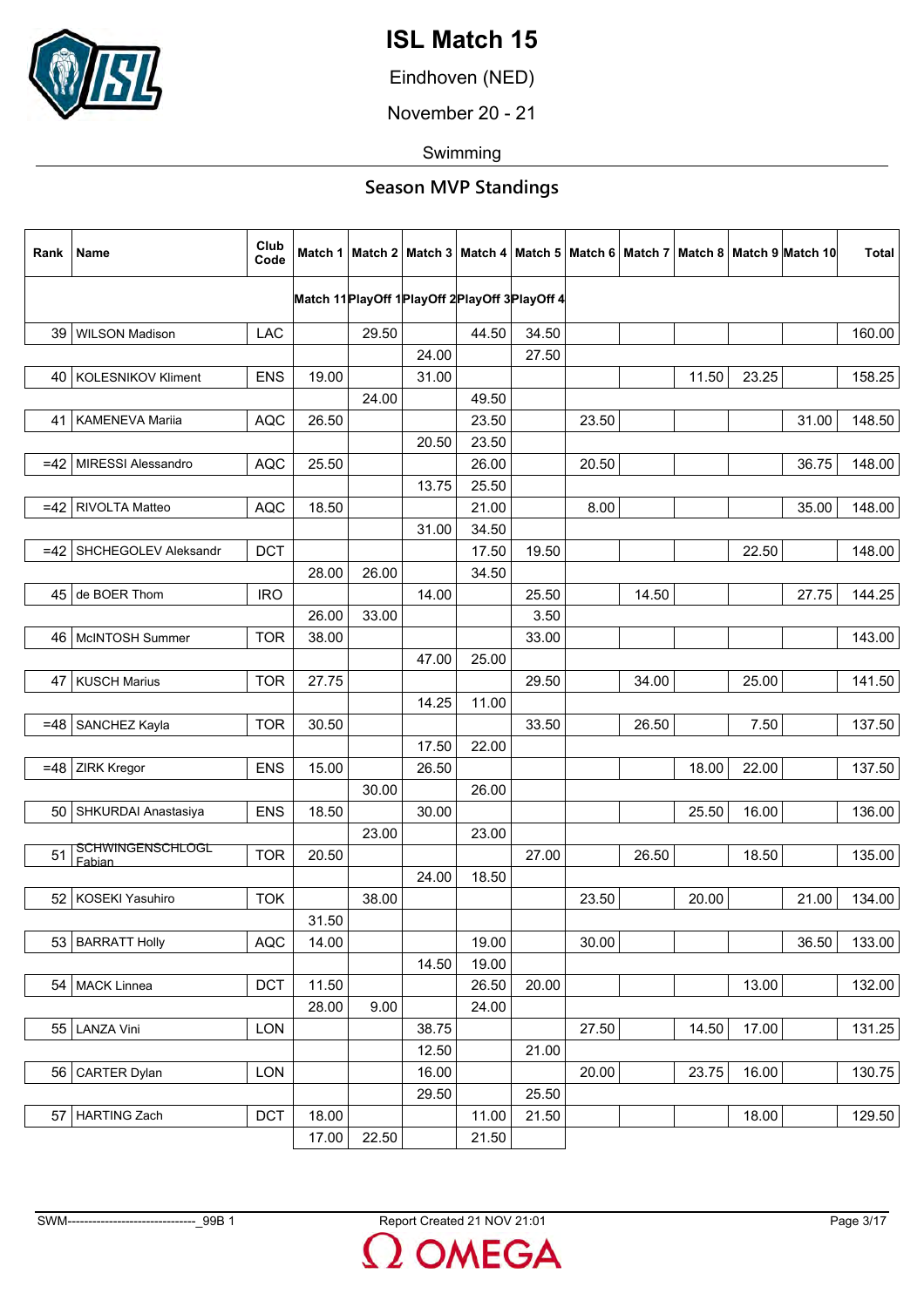# ISL Match 15

Eindhoven (NED)

November 20 - 21

Swimming

## Season MVP Standings

| Rank | Name | Club Code | Match 1 | Match 2 | Match 3 | Match 4 | Match 5 | Match 6 | Match 7 | Match 8 | Match 9 | Match 10 | Total |
|---|---|---|---|---|---|---|---|---|---|---|---|---|---|
| | | | Match 11 | PlayOff 1 | PlayOff 2 | PlayOff 3 | PlayOff 4 | | | | | | |
| 39 | WILSON Madison | LAC | | 29.50 | | 44.50 | 34.50 | | | | | | 160.00 |
| | | | | | 24.00 | | 27.50 | | | | | | |
| 40 | KOLESNIKOV Kliment | ENS | 19.00 | | 31.00 | | | | | 11.50 | 23.25 | | 158.25 |
| | | | | 24.00 | | 49.50 | | | | | | | |
| 41 | KAMENEVA Mariia | AQC | 26.50 | | | 23.50 | | 23.50 | | | | 31.00 | 148.50 |
| | | | | | 20.50 | 23.50 | | | | | | | |
| =42 | MIRESSI Alessandro | AQC | 25.50 | | | 26.00 | | 20.50 | | | | 36.75 | 148.00 |
| | | | | | 13.75 | 25.50 | | | | | | | |
| =42 | RIVOLTA Matteo | AQC | 18.50 | | | 21.00 | | 8.00 | | | | 35.00 | 148.00 |
| | | | | | 31.00 | 34.50 | | | | | | | |
| =42 | SHCHEGOLEV Aleksandr | DCT | | | | 17.50 | 19.50 | | | | 22.50 | | 148.00 |
| | | | 28.00 | 26.00 | | 34.50 | | | | | | | |
| 45 | de BOER Thom | IRO | | | 14.00 | | 25.50 | | 14.50 | | | 27.75 | 144.25 |
| | | | 26.00 | 33.00 | | | 3.50 | | | | | | |
| 46 | McINTOSH Summer | TOR | 38.00 | | | | 33.00 | | | | | | 143.00 |
| | | | | | 47.00 | 25.00 | | | | | | | |
| 47 | KUSCH Marius | TOR | 27.75 | | | | 29.50 | | 34.00 | | 25.00 | | 141.50 |
| | | | | | 14.25 | 11.00 | | | | | | | |
| =48 | SANCHEZ Kayla | TOR | 30.50 | | | | 33.50 | | 26.50 | | 7.50 | | 137.50 |
| | | | | | 17.50 | 22.00 | | | | | | | |
| =48 | ZIRK Kregor | ENS | 15.00 | | 26.50 | | | | | 18.00 | 22.00 | | 137.50 |
| | | | | 30.00 | | 26.00 | | | | | | | |
| 50 | SHKURDAI Anastasiya | ENS | 18.50 | | 30.00 | | | | | 25.50 | 16.00 | | 136.00 |
| | | | | 23.00 | | 23.00 | | | | | | | |
| 51 | SCHWINGENSCHLOGL Fabian | TOR | 20.50 | | | | 27.00 | | 26.50 | | 18.50 | | 135.00 |
| | | | | | 24.00 | 18.50 | | | | | | | |
| 52 | KOSEKI Yasuhiro | TOK | | 38.00 | | | | 23.50 | | 20.00 | | 21.00 | 134.00 |
| | | | 31.50 | | | | | | | | | | |
| 53 | BARRATT Holly | AQC | 14.00 | | | 19.00 | | 30.00 | | | | 36.50 | 133.00 |
| | | | | | 14.50 | 19.00 | | | | | | | |
| 54 | MACK Linnea | DCT | 11.50 | | | 26.50 | 20.00 | | | | 13.00 | | 132.00 |
| | | | 28.00 | 9.00 | | 24.00 | | | | | | | |
| 55 | LANZA Vini | LON | | | 38.75 | | | 27.50 | | 14.50 | 17.00 | | 131.25 |
| | | | | | 12.50 | | 21.00 | | | | | | |
| 56 | CARTER Dylan | LON | | | 16.00 | | | 20.00 | | 23.75 | 16.00 | | 130.75 |
| | | | | | 29.50 | | 25.50 | | | | | | |
| 57 | HARTING Zach | DCT | 18.00 | | | 11.00 | 21.50 | | | | 18.00 | | 129.50 |
| | | | 17.00 | 22.50 | | 21.50 | | | | | | | |

SWM-------------------------------_99B 1 Report Created 21 NOV 21:01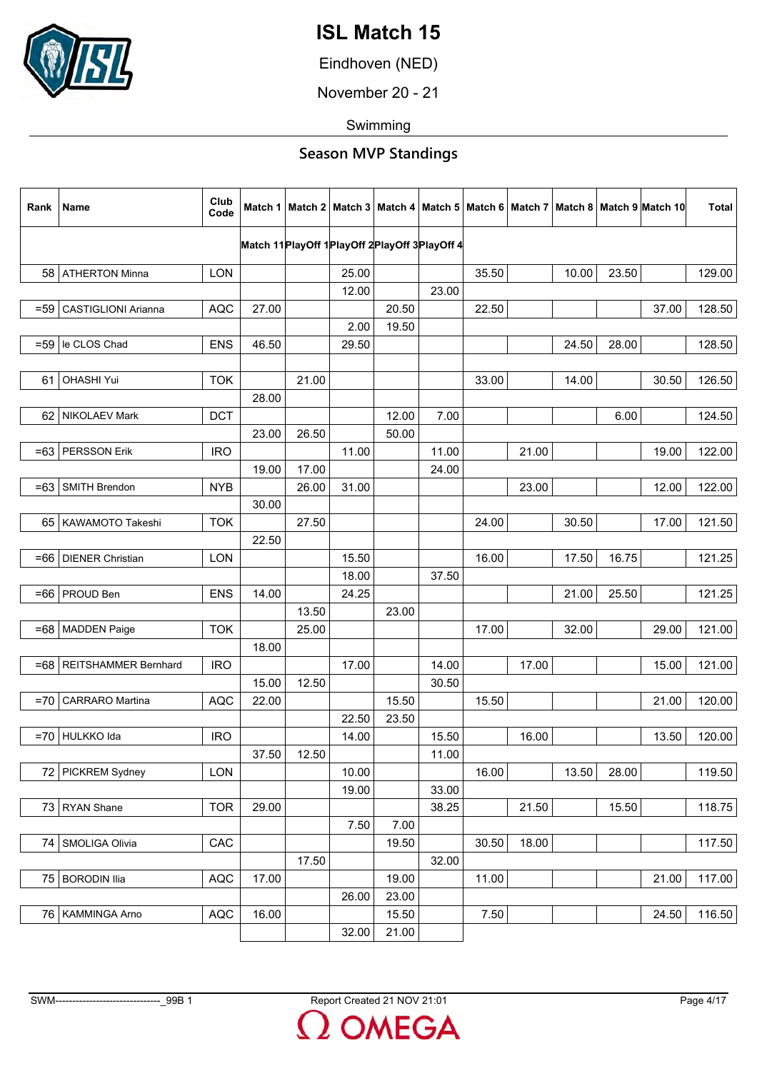# ISL Match 15

Eindhoven (NED)

November 20 - 21

Swimming

## Season MVP Standings

| Rank | Name | Club Code | Match 1 | Match 2 | Match 3 | Match 4 | Match 5 | Match 6 | Match 7 | Match 8 | Match 9 | Match 10 | Total |
|---|---|---|---|---|---|---|---|---|---|---|---|---|---|
| | | | Match 11 | PlayOff 1 | PlayOff 2 | PlayOff 3 | PlayOff 4 | | | | | | |
| 58 | ATHERTON Minna | LON | | | 25.00 | | | 35.50 | | 10.00 | 23.50 | | 129.00 |
| | | | | | 12.00 | | 23.00 | | | | | | |
| =59 | CASTIGLIONI Arianna | AQC | 27.00 | | | 20.50 | | 22.50 | | | | 37.00 | 128.50 |
| | | | | | 2.00 | 19.50 | | | | | | | |
| =59 | le CLOS Chad | ENS | 46.50 | | 29.50 | | | | | 24.50 | 28.00 | | 128.50 |
| | | | | | | | | | | | | | |
| 61 | OHASHI Yui | TOK | | 21.00 | | | | 33.00 | | 14.00 | | 30.50 | 126.50 |
| | | | 28.00 | | | | | | | | | | |
| 62 | NIKOLAEV Mark | DCT | | | | 12.00 | 7.00 | | | | 6.00 | | 124.50 |
| | | | 23.00 | 26.50 | | 50.00 | | | | | | | |
| =63 | PERSSON Erik | IRO | | | 11.00 | | 11.00 | | 21.00 | | | 19.00 | 122.00 |
| | | | 19.00 | 17.00 | | | 24.00 | | | | | | |
| =63 | SMITH Brendon | NYB | | 26.00 | 31.00 | | | | 23.00 | | | 12.00 | 122.00 |
| | | | 30.00 | | | | | | | | | | |
| 65 | KAWAMOTO Takeshi | TOK | | 27.50 | | | | 24.00 | | 30.50 | | 17.00 | 121.50 |
| | | | 22.50 | | | | | | | | | | |
| =66 | DIENER Christian | LON | | | 15.50 | | | 16.00 | | 17.50 | 16.75 | | 121.25 |
| | | | | | 18.00 | | 37.50 | | | | | | |
| =66 | PROUD Ben | ENS | 14.00 | | 24.25 | | | | | 21.00 | 25.50 | | 121.25 |
| | | | | 13.50 | | 23.00 | | | | | | | |
| =68 | MADDEN Paige | TOK | | 25.00 | | | | 17.00 | | 32.00 | | 29.00 | 121.00 |
| | | | 18.00 | | | | | | | | | | |
| =68 | REITSHAMMER Bernhard | IRO | | | 17.00 | | 14.00 | | 17.00 | | | 15.00 | 121.00 |
| | | | 15.00 | 12.50 | | | 30.50 | | | | | | |
| =70 | CARRARO Martina | AQC | 22.00 | | | 15.50 | | 15.50 | | | | 21.00 | 120.00 |
| | | | | | 22.50 | 23.50 | | | | | | | |
| =70 | HULKKO Ida | IRO | | | 14.00 | | 15.50 | | 16.00 | | | 13.50 | 120.00 |
| | | | 37.50 | 12.50 | | | 11.00 | | | | | | |
| 72 | PICKREM Sydney | LON | | | 10.00 | | | 16.00 | | 13.50 | 28.00 | | 119.50 |
| | | | | | 19.00 | | 33.00 | | | | | | |
| 73 | RYAN Shane | TOR | 29.00 | | | | 38.25 | | 21.50 | | 15.50 | | 118.75 |
| | | | | | 7.50 | 7.00 | | | | | | | |
| 74 | SMOLIGA Olivia | CAC | | | | 19.50 | | 30.50 | 18.00 | | | | 117.50 |
| | | | | 17.50 | | | 32.00 | | | | | | |
| 75 | BORODIN Ilia | AQC | 17.00 | | | 19.00 | | 11.00 | | | | 21.00 | 117.00 |
| | | | | | 26.00 | 23.00 | | | | | | | |
| 76 | KAMMINGA Arno | AQC | 16.00 | | | 15.50 | | 7.50 | | | | 24.50 | 116.50 |
| | | | | | 32.00 | 21.00 | | | | | | | |

SWM--------------------------------_99B 1 Report Created 21 NOV 21:01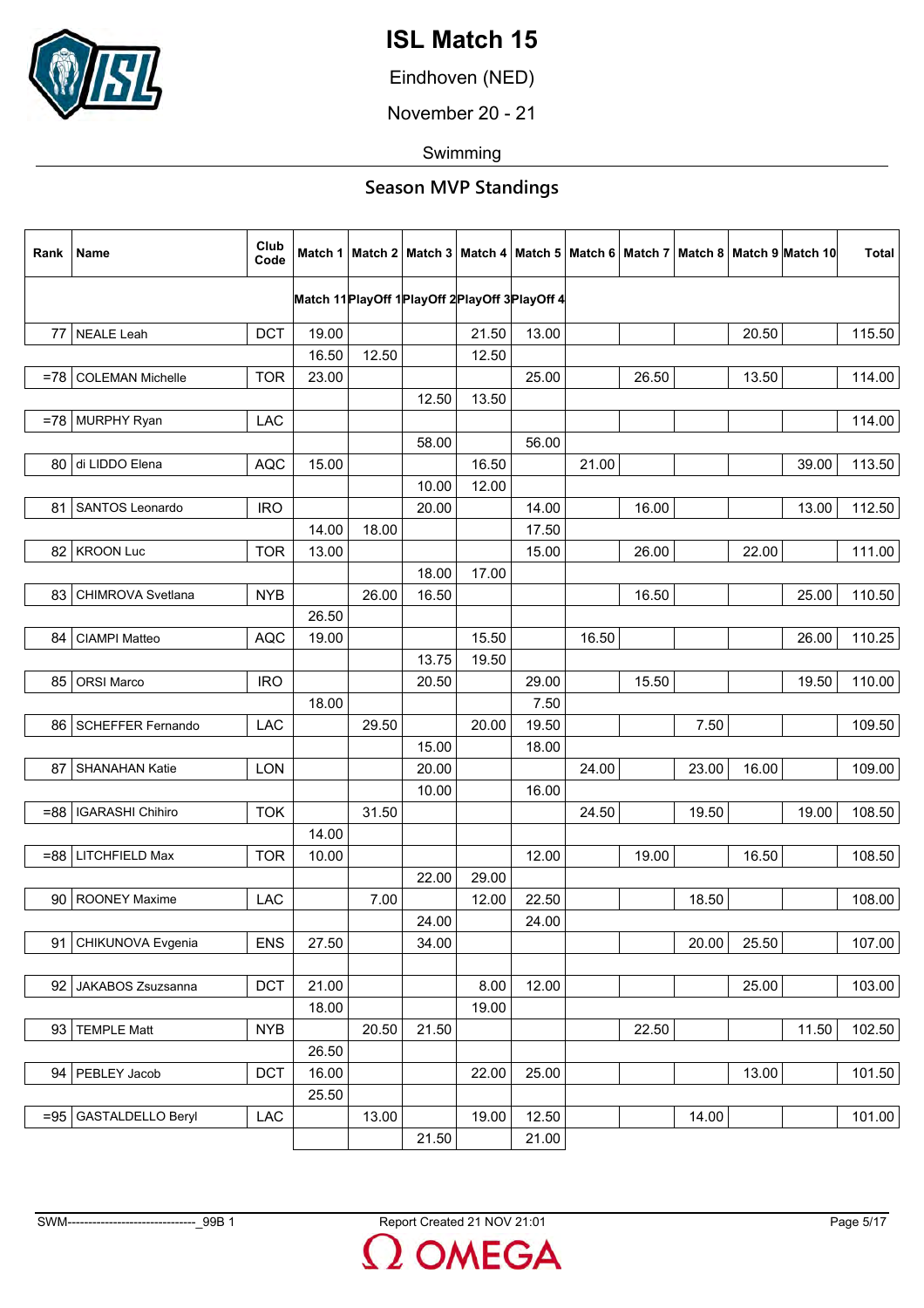# ISL Match 15

Eindhoven (NED)

November 20 - 21

Swimming

## Season MVP Standings

| Rank | Name | Club Code | Match 1 | Match 2 | Match 3 | Match 4 | Match 5 | Match 6 | Match 7 | Match 8 | Match 9 | Match 10 | Total |
|---|---|---|---|---|---|---|---|---|---|---|---|---|---|
| | | | Match 11 | PlayOff 1 | PlayOff 2 | PlayOff 3 | PlayOff 4 | | | | | | |
| 77 | NEALE Leah | DCT | 19.00 | | | 21.50 | 13.00 | | | | 20.50 | | 115.50 |
| | | | 16.50 | 12.50 | | 12.50 | | | | | | | |
| =78 | COLEMAN Michelle | TOR | 23.00 | | | | 25.00 | | 26.50 | | 13.50 | | 114.00 |
| | | | | | 12.50 | 13.50 | | | | | | | |
| =78 | MURPHY Ryan | LAC | | | | | | | | | | | 114.00 |
| | | | | | 58.00 | | 56.00 | | | | | | |
| 80 | di LIDDO Elena | AQC | 15.00 | | | 16.50 | | 21.00 | | | | 39.00 | 113.50 |
| | | | | | 10.00 | 12.00 | | | | | | | |
| 81 | SANTOS Leonardo | IRO | | | 20.00 | | 14.00 | | 16.00 | | | 13.00 | 112.50 |
| | | | 14.00 | 18.00 | | | 17.50 | | | | | | |
| 82 | KROON Luc | TOR | 13.00 | | | | 15.00 | | 26.00 | | 22.00 | | 111.00 |
| | | | | | 18.00 | 17.00 | | | | | | | |
| 83 | CHIMROVA Svetlana | NYB | | 26.00 | 16.50 | | | | 16.50 | | | 25.00 | 110.50 |
| | | | 26.50 | | | | | | | | | | |
| 84 | CIAMPI Matteo | AQC | 19.00 | | | 15.50 | | 16.50 | | | | 26.00 | 110.25 |
| | | | | | 13.75 | 19.50 | | | | | | | |
| 85 | ORSI Marco | IRO | | | 20.50 | | 29.00 | | 15.50 | | | 19.50 | 110.00 |
| | | | 18.00 | | | | 7.50 | | | | | | |
| 86 | SCHEFFER Fernando | LAC | | 29.50 | | 20.00 | 19.50 | | | 7.50 | | | 109.50 |
| | | | | | 15.00 | | 18.00 | | | | | | |
| 87 | SHANAHAN Katie | LON | | | 20.00 | | | 24.00 | | 23.00 | 16.00 | | 109.00 |
| | | | | | 10.00 | | 16.00 | | | | | | |
| =88 | IGARASHI Chihiro | TOK | | 31.50 | | | | 24.50 | | 19.50 | | 19.00 | 108.50 |
| | | | 14.00 | | | | | | | | | | |
| =88 | LITCHFIELD Max | TOR | 10.00 | | | | 12.00 | | 19.00 | | 16.50 | | 108.50 |
| | | | | | 22.00 | 29.00 | | | | | | | |
| 90 | ROONEY Maxime | LAC | | 7.00 | | 12.00 | 22.50 | | | 18.50 | | | 108.00 |
| | | | | | 24.00 | | 24.00 | | | | | | |
| 91 | CHIKUNOVA Evgenia | ENS | 27.50 | | 34.00 | | | | | 20.00 | 25.50 | | 107.00 |
| | | | | | | | | | | | | | |
| 92 | JAKABOS Zsuzsanna | DCT | 21.00 | | | 8.00 | 12.00 | | | | 25.00 | | 103.00 |
| | | | 18.00 | | | 19.00 | | | | | | | |
| 93 | TEMPLE Matt | NYB | | 20.50 | 21.50 | | | | 22.50 | | | 11.50 | 102.50 |
| | | | 26.50 | | | | | | | | | | |
| 94 | PEBLEY Jacob | DCT | 16.00 | | | 22.00 | 25.00 | | | | 13.00 | | 101.50 |
| | | | 25.50 | | | | | | | | | | |
| =95 | GASTALDELLO Beryl | LAC | | 13.00 | | 19.00 | 12.50 | | | 14.00 | | | 101.00 |
| | | | | | 21.50 | | 21.00 | | | | | | |

SWM-------------------------------_99B 1 Report Created 21 NOV 21:01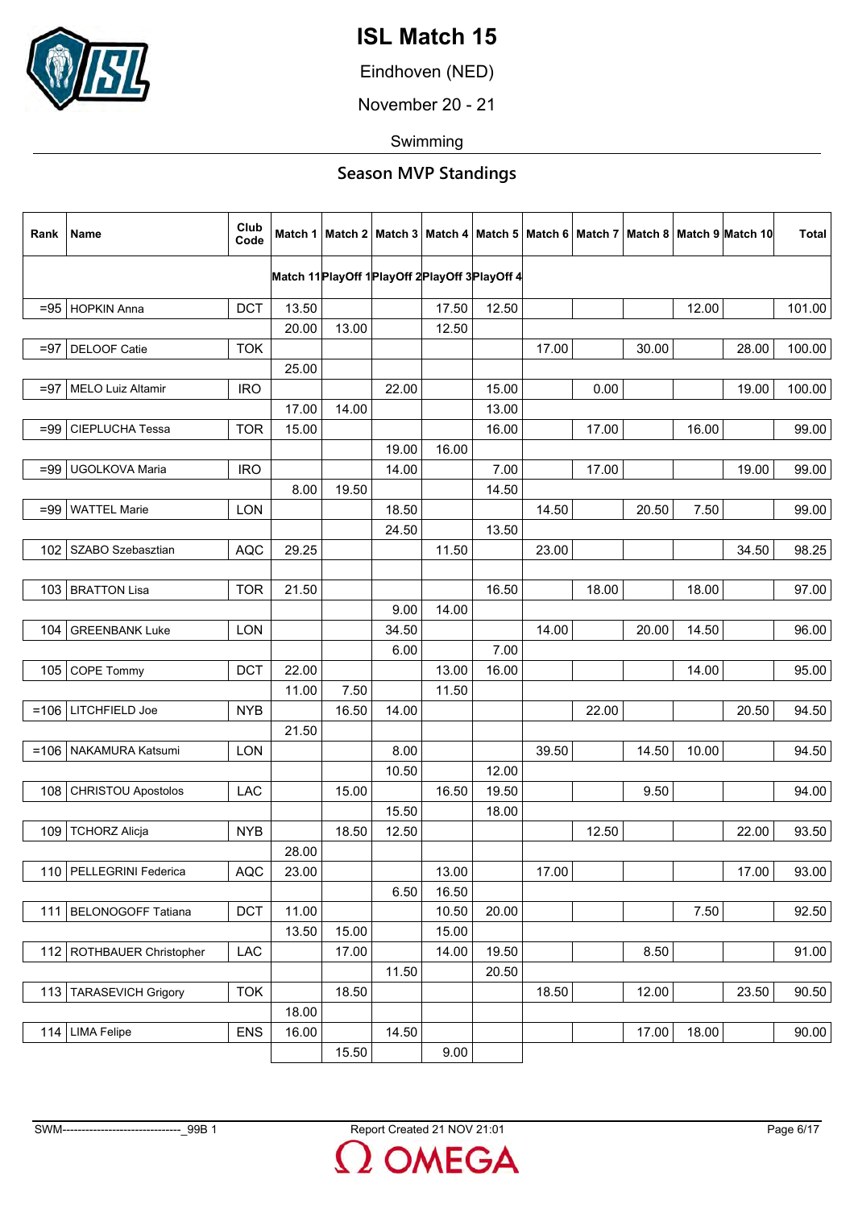# ISL Match 15

Eindhoven (NED)

November 20 - 21

Swimming

## Season MVP Standings

| Rank | Name | Club Code | Match 1 | Match 2 | Match 3 | Match 4 | Match 5 | Match 6 | Match 7 | Match 8 | Match 9 | Match 10 | Total |
|---|---|---|---|---|---|---|---|---|---|---|---|---|---|
| | | | Match 11 | PlayOff 1 | PlayOff 2 | PlayOff 3 | PlayOff 4 | | | | | | |
| =95 | HOPKIN Anna | DCT | 13.50 | | | 17.50 | 12.50 | | | | 12.00 | | 101.00 |
| | | | 20.00 | 13.00 | | 12.50 | | | | | | | |
| =97 | DELOOF Catie | TOK | | | | | | 17.00 | | 30.00 | | 28.00 | 100.00 |
| | | | 25.00 | | | | | | | | | | |
| =97 | MELO Luiz Altamir | IRO | | | 22.00 | | 15.00 | | 0.00 | | | 19.00 | 100.00 |
| | | | 17.00 | 14.00 | | | 13.00 | | | | | | |
| =99 | CIEPLUCHA Tessa | TOR | 15.00 | | | | 16.00 | | 17.00 | | 16.00 | | 99.00 |
| | | | | | 19.00 | 16.00 | | | | | | | |
| =99 | UGOLKOVA Maria | IRO | | | 14.00 | | 7.00 | | 17.00 | | | 19.00 | 99.00 |
| | | | 8.00 | 19.50 | | | 14.50 | | | | | | |
| =99 | WATTEL Marie | LON | | | 18.50 | | | 14.50 | | 20.50 | 7.50 | | 99.00 |
| | | | | | 24.50 | | 13.50 | | | | | | |
| 102 | SZABO Szebasztian | AQC | 29.25 | | | 11.50 | | 23.00 | | | | 34.50 | 98.25 |
| | | | | | | | | | | | | | |
| 103 | BRATTON Lisa | TOR | 21.50 | | | | 16.50 | | 18.00 | | 18.00 | | 97.00 |
| | | | | | 9.00 | 14.00 | | | | | | | |
| 104 | GREENBANK Luke | LON | | | 34.50 | | | 14.00 | | 20.00 | 14.50 | | 96.00 |
| | | | | | 6.00 | | 7.00 | | | | | | |
| 105 | COPE Tommy | DCT | 22.00 | | | 13.00 | 16.00 | | | | 14.00 | | 95.00 |
| | | | 11.00 | 7.50 | | 11.50 | | | | | | | |
| =106 | LITCHFIELD Joe | NYB | | 16.50 | 14.00 | | | | 22.00 | | | 20.50 | 94.50 |
| | | | 21.50 | | | | | | | | | | |
| =106 | NAKAMURA Katsumi | LON | | | 8.00 | | | 39.50 | | 14.50 | 10.00 | | 94.50 |
| | | | | | 10.50 | | 12.00 | | | | | | |
| 108 | CHRISTOU Apostolos | LAC | | 15.00 | | 16.50 | 19.50 | | | 9.50 | | | 94.00 |
| | | | | | 15.50 | | 18.00 | | | | | | |
| 109 | TCHORZ Alicja | NYB | | 18.50 | 12.50 | | | | 12.50 | | | 22.00 | 93.50 |
| | | | 28.00 | | | | | | | | | | |
| 110 | PELLEGRINI Federica | AQC | 23.00 | | | 13.00 | | 17.00 | | | | 17.00 | 93.00 |
| | | | | | 6.50 | 16.50 | | | | | | | |
| 111 | BELONOGOFF Tatiana | DCT | 11.00 | | | 10.50 | 20.00 | | | | 7.50 | | 92.50 |
| | | | 13.50 | 15.00 | | 15.00 | | | | | | | |
| 112 | ROTHBAUER Christopher | LAC | | 17.00 | | 14.00 | 19.50 | | | 8.50 | | | 91.00 |
| | | | | | 11.50 | | 20.50 | | | | | | |
| 113 | TARASEVICH Grigory | TOK | | 18.50 | | | | 18.50 | | 12.00 | | 23.50 | 90.50 |
| | | | 18.00 | | | | | | | | | | |
| 114 | LIMA Felipe | ENS | 16.00 | | 14.50 | | | | | 17.00 | 18.00 | | 90.00 |
| | | | | 15.50 | | 9.00 | | | | | | | |

SWM-------------------------------_99B 1 Report Created 21 NOV 21:01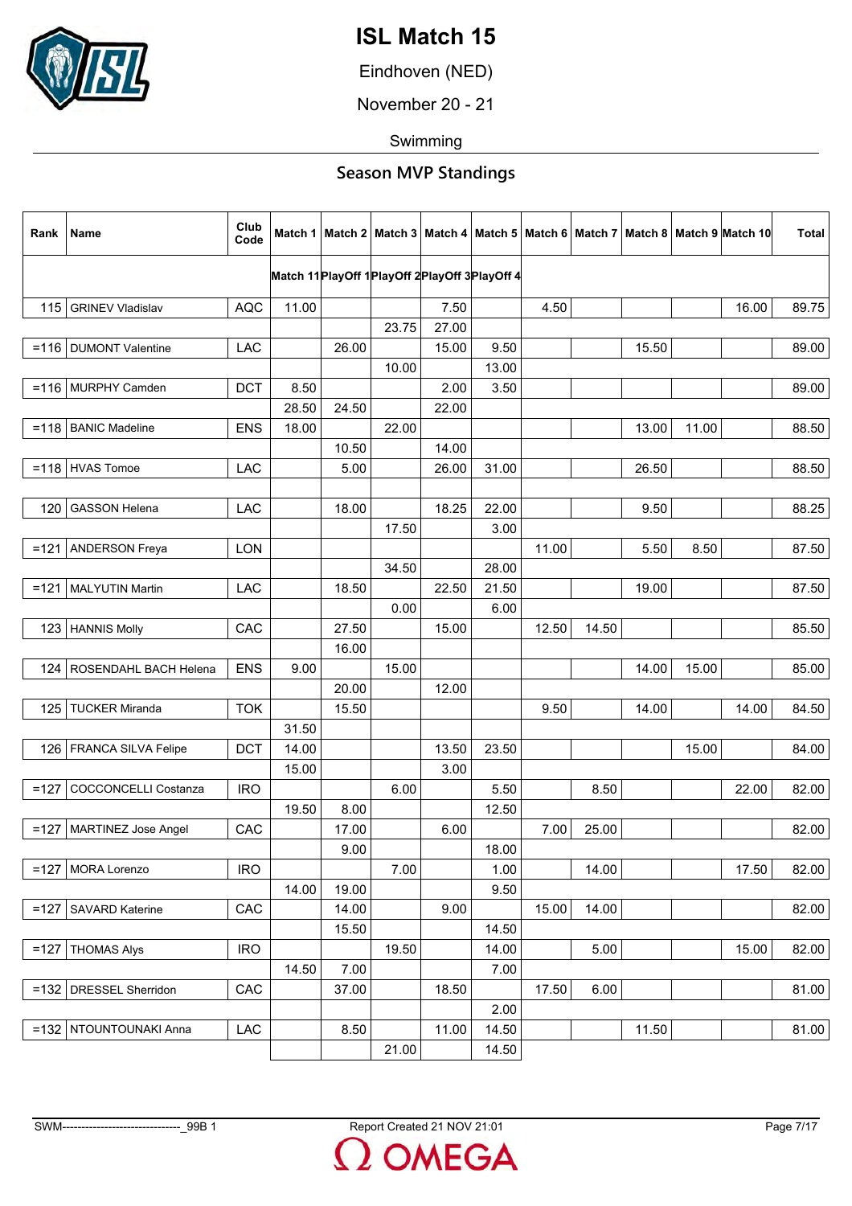# ISL Match 15

Eindhoven (NED)

November 20 - 21

Swimming

## Season MVP Standings

| Rank | Name | Club Code | Match 1 | Match 2 | Match 3 | Match 4 | Match 5 | Match 6 | Match 7 | Match 8 | Match 9 | Match 10 | Total |
|---|---|---|---|---|---|---|---|---|---|---|---|---|---|
| | | | Match 11 | PlayOff 1 | PlayOff 2 | PlayOff 3 | PlayOff 4 | | | | | | |
| 115 | GRINEV Vladislav | AQC | 11.00 | | | 7.50 | | 4.50 | | | | 16.00 | 89.75 |
| | | | | | 23.75 | 27.00 | | | | | | | |
| =116 | DUMONT Valentine | LAC | | 26.00 | | 15.00 | 9.50 | | | 15.50 | | | 89.00 |
| | | | | | 10.00 | | 13.00 | | | | | | |
| =116 | MURPHY Camden | DCT | 8.50 | | | 2.00 | 3.50 | | | | | | 89.00 |
| | | | 28.50 | 24.50 | | 22.00 | | | | | | | |
| =118 | BANIC Madeline | ENS | 18.00 | | 22.00 | | | | | 13.00 | 11.00 | | 88.50 |
| | | | | 10.50 | | 14.00 | | | | | | | |
| =118 | HVAS Tomoe | LAC | | 5.00 | | 26.00 | 31.00 | | | 26.50 | | | 88.50 |
| | | | | | | | | | | | | | |
| 120 | GASSON Helena | LAC | | 18.00 | | 18.25 | 22.00 | | | 9.50 | | | 88.25 |
| | | | | | 17.50 | | 3.00 | | | | | | |
| =121 | ANDERSON Freya | LON | | | | | | 11.00 | | 5.50 | 8.50 | | 87.50 |
| | | | | | 34.50 | | 28.00 | | | | | | |
| =121 | MALYUTIN Martin | LAC | | 18.50 | | 22.50 | 21.50 | | | 19.00 | | | 87.50 |
| | | | | | 0.00 | | 6.00 | | | | | | |
| 123 | HANNIS Molly | CAC | | 27.50 | | 15.00 | | 12.50 | 14.50 | | | | 85.50 |
| | | | | 16.00 | | | | | | | | | |
| 124 | ROSENDAHL BACH Helena | ENS | 9.00 | | 15.00 | | | | | 14.00 | 15.00 | | 85.00 |
| | | | | 20.00 | | 12.00 | | | | | | | |
| 125 | TUCKER Miranda | TOK | | 15.50 | | | | 9.50 | | 14.00 | | 14.00 | 84.50 |
| | | | 31.50 | | | | | | | | | | |
| 126 | FRANCA SILVA Felipe | DCT | 14.00 | | | 13.50 | 23.50 | | | | 15.00 | | 84.00 |
| | | | 15.00 | | | 3.00 | | | | | | | |
| =127 | COCCONCELLI Costanza | IRO | | | 6.00 | | 5.50 | | 8.50 | | | 22.00 | 82.00 |
| | | | 19.50 | 8.00 | | | 12.50 | | | | | | |
| =127 | MARTINEZ Jose Angel | CAC | | 17.00 | | 6.00 | | 7.00 | 25.00 | | | | 82.00 |
| | | | | 9.00 | | | 18.00 | | | | | | |
| =127 | MORA Lorenzo | IRO | | | 7.00 | | 1.00 | | 14.00 | | | 17.50 | 82.00 |
| | | | 14.00 | 19.00 | | | 9.50 | | | | | | |
| =127 | SAVARD Katerine | CAC | | 14.00 | | 9.00 | | 15.00 | 14.00 | | | | 82.00 |
| | | | | 15.50 | | | 14.50 | | | | | | |
| =127 | THOMAS Alys | IRO | | | 19.50 | | 14.00 | | 5.00 | | | 15.00 | 82.00 |
| | | | 14.50 | 7.00 | | | 7.00 | | | | | | |
| =132 | DRESSEL Sherridon | CAC | | 37.00 | | 18.50 | | 17.50 | 6.00 | | | | 81.00 |
| | | | | | | | 2.00 | | | | | | |
| =132 | NTOUNTOUNAKI Anna | LAC | | 8.50 | | 11.00 | 14.50 | | | 11.50 | | | 81.00 |
| | | | | | 21.00 | | 14.50 | | | | | | |

SWM-------------------------------_99B 1 Report Created 21 NOV 21:01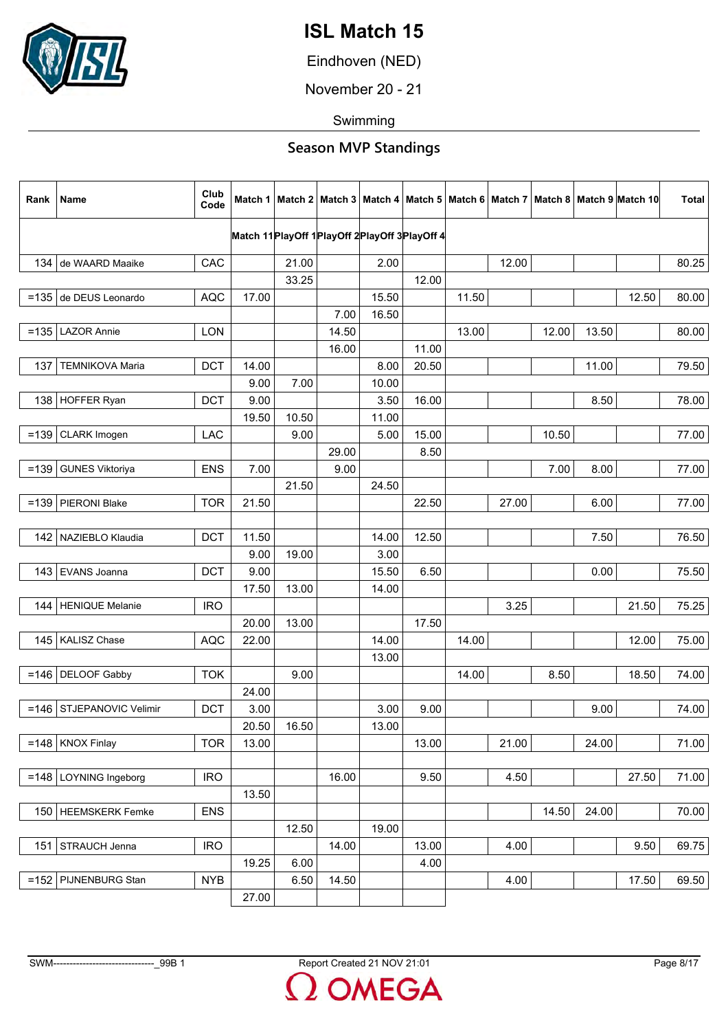# ISL Match 15

Eindhoven (NED)

November 20 - 21

Swimming

## Season MVP Standings

| Rank | Name | Club Code | Match 1 | Match 2 | Match 3 | Match 4 | Match 5 | Match 6 | Match 7 | Match 8 | Match 9 | Match 10 | Total |
|---|---|---|---|---|---|---|---|---|---|---|---|---|---|
| | | | Match 11 | PlayOff 1 | PlayOff 2 | PlayOff 3 | PlayOff 4 | | | | | | |
| 134 | de WAARD Maaike | CAC | | 21.00 | | 2.00 | | | 12.00 | | | | 80.25 |
| | | | | 33.25 | | | 12.00 | | | | | | |
| =135 | de DEUS Leonardo | AQC | 17.00 | | | 15.50 | | 11.50 | | | | 12.50 | 80.00 |
| | | | | | 7.00 | 16.50 | | | | | | | |
| =135 | LAZOR Annie | LON | | | 14.50 | | | 13.00 | | 12.00 | 13.50 | | 80.00 |
| | | | | | 16.00 | | 11.00 | | | | | | |
| 137 | TEMNIKOVA Maria | DCT | 14.00 | | | 8.00 | 20.50 | | | | 11.00 | | 79.50 |
| | | | 9.00 | 7.00 | | 10.00 | | | | | | | |
| 138 | HOFFER Ryan | DCT | 9.00 | | | 3.50 | 16.00 | | | | 8.50 | | 78.00 |
| | | | 19.50 | 10.50 | | 11.00 | | | | | | | |
| =139 | CLARK Imogen | LAC | | 9.00 | | 5.00 | 15.00 | | | 10.50 | | | 77.00 |
| | | | | | 29.00 | | 8.50 | | | | | | |
| =139 | GUNES Viktoriya | ENS | 7.00 | | 9.00 | | | | | 7.00 | 8.00 | | 77.00 |
| | | | | 21.50 | | 24.50 | | | | | | | |
| =139 | PIERONI Blake | TOR | 21.50 | | | | 22.50 | | 27.00 | | 6.00 | | 77.00 |
| | | | | | | | | | | | | | |
| 142 | NAZIEBLO Klaudia | DCT | 11.50 | | | 14.00 | 12.50 | | | | 7.50 | | 76.50 |
| | | | 9.00 | 19.00 | | 3.00 | | | | | | | |
| 143 | EVANS Joanna | DCT | 9.00 | | | 15.50 | 6.50 | | | | 0.00 | | 75.50 |
| | | | 17.50 | 13.00 | | 14.00 | | | | | | | |
| 144 | HENIQUE Melanie | IRO | | | | | | | 3.25 | | | 21.50 | 75.25 |
| | | | 20.00 | 13.00 | | | 17.50 | | | | | | |
| 145 | KALISZ Chase | AQC | 22.00 | | | 14.00 | | 14.00 | | | | 12.00 | 75.00 |
| | | | | | | 13.00 | | | | | | | |
| =146 | DELOOF Gabby | TOK | | 9.00 | | | | 14.00 | | 8.50 | | 18.50 | 74.00 |
| | | | 24.00 | | | | | | | | | | |
| =146 | STJEPANOVIC Velimir | DCT | 3.00 | | | 3.00 | 9.00 | | | | 9.00 | | 74.00 |
| | | | 20.50 | 16.50 | | 13.00 | | | | | | | |
| =148 | KNOX Finlay | TOR | 13.00 | | | | 13.00 | | 21.00 | | 24.00 | | 71.00 |
| | | | | | | | | | | | | | |
| =148 | LOYNING Ingeborg | IRO | | | 16.00 | | 9.50 | | 4.50 | | | 27.50 | 71.00 |
| | | | 13.50 | | | | | | | | | | |
| 150 | HEEMSKERK Femke | ENS | | | | | | | | 14.50 | 24.00 | | 70.00 |
| | | | | 12.50 | | 19.00 | | | | | | | |
| 151 | STRAUCH Jenna | IRO | | | 14.00 | | 13.00 | | 4.00 | | | 9.50 | 69.75 |
| | | | 19.25 | 6.00 | | | 4.00 | | | | | | |
| =152 | PIJNENBURG Stan | NYB | | 6.50 | 14.50 | | | | 4.00 | | | 17.50 | 69.50 |
| | | | 27.00 | | | | | | | | | | |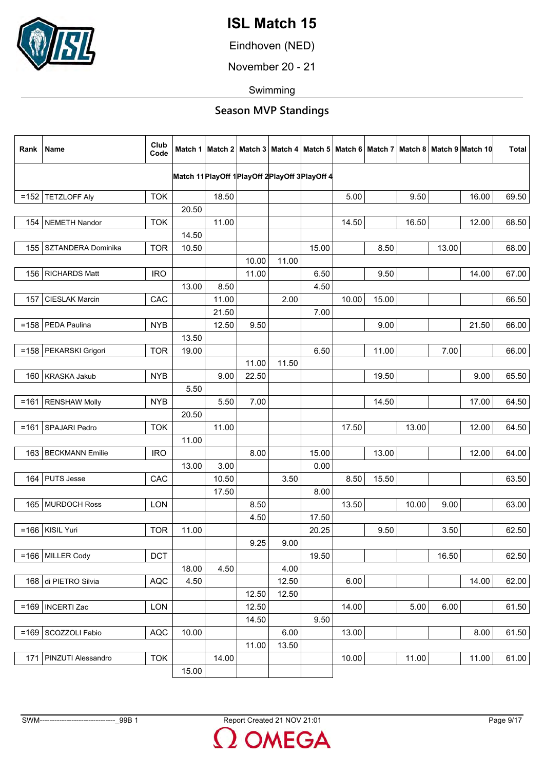# ISL Match 15

Eindhoven (NED)

November 20 - 21

Swimming

## Season MVP Standings

| Rank | Name | Club Code | Match 1 | Match 2 | Match 3 | Match 4 | Match 5 | Match 6 | Match 7 | Match 8 | Match 9 | Match 10 | Total |
|---|---|---|---|---|---|---|---|---|---|---|---|---|---|
| | | | Match 11 | PlayOff 1 | PlayOff 2 | PlayOff 3 | PlayOff 4 | | | | | | |
| =152 | TETZLOFF Aly | TOK | | 18.50 | | | | 5.00 | | 9.50 | | 16.00 | 69.50 |
| | | | 20.50 | | | | | | | | | | |
| 154 | NEMETH Nandor | TOK | | 11.00 | | | | 14.50 | | 16.50 | | 12.00 | 68.50 |
| | | | 14.50 | | | | | | | | | | |
| 155 | SZTANDERA Dominika | TOR | 10.50 | | | | 15.00 | | 8.50 | | 13.00 | | 68.00 |
| | | | | | 10.00 | 11.00 | | | | | | | |
| 156 | RICHARDS Matt | IRO | | | 11.00 | | 6.50 | | 9.50 | | | 14.00 | 67.00 |
| | | | 13.00 | 8.50 | | | 4.50 | | | | | | |
| 157 | CIESLAK Marcin | CAC | | 11.00 | | 2.00 | | 10.00 | 15.00 | | | | 66.50 |
| | | | | 21.50 | | | 7.00 | | | | | | |
| =158 | PEDA Paulina | NYB | | 12.50 | 9.50 | | | | 9.00 | | | 21.50 | 66.00 |
| | | | 13.50 | | | | | | | | | | |
| =158 | PEKARSKI Grigori | TOR | 19.00 | | | | 6.50 | | 11.00 | | 7.00 | | 66.00 |
| | | | | | 11.00 | 11.50 | | | | | | | |
| 160 | KRASKA Jakub | NYB | | 9.00 | 22.50 | | | | 19.50 | | | 9.00 | 65.50 |
| | | | 5.50 | | | | | | | | | | |
| =161 | RENSHAW Molly | NYB | | 5.50 | 7.00 | | | | 14.50 | | | 17.00 | 64.50 |
| | | | 20.50 | | | | | | | | | | |
| =161 | SPAJARI Pedro | TOK | | 11.00 | | | | 17.50 | | 13.00 | | 12.00 | 64.50 |
| | | | 11.00 | | | | | | | | | | |
| 163 | BECKMANN Emilie | IRO | | | 8.00 | | 15.00 | | 13.00 | | | 12.00 | 64.00 |
| | | | 13.00 | 3.00 | | | 0.00 | | | | | | |
| 164 | PUTS Jesse | CAC | | 10.50 | | 3.50 | | 8.50 | 15.50 | | | | 63.50 |
| | | | | 17.50 | | | 8.00 | | | | | | |
| 165 | MURDOCH Ross | LON | | | 8.50 | | | 13.50 | | 10.00 | 9.00 | | 63.00 |
| | | | | | 4.50 | | 17.50 | | | | | | |
| =166 | KISIL Yuri | TOR | 11.00 | | | | 20.25 | | 9.50 | | 3.50 | | 62.50 |
| | | | | | 9.25 | 9.00 | | | | | | | |
| =166 | MILLER Cody | DCT | | | | | 19.50 | | | | 16.50 | | 62.50 |
| | | | 18.00 | 4.50 | | 4.00 | | | | | | | |
| 168 | di PIETRO Silvia | AQC | 4.50 | | | 12.50 | | 6.00 | | | | 14.00 | 62.00 |
| | | | | | 12.50 | 12.50 | | | | | | | |
| =169 | INCERTI Zac | LON | | | 12.50 | | | 14.00 | | 5.00 | 6.00 | | 61.50 |
| | | | | | 14.50 | | 9.50 | | | | | | |
| =169 | SCOZZOLI Fabio | AQC | 10.00 | | | 6.00 | | 13.00 | | | | 8.00 | 61.50 |
| | | | | | 11.00 | 13.50 | | | | | | | |
| 171 | PINZUTI Alessandro | TOK | | 14.00 | | | | 10.00 | | 11.00 | | 11.00 | 61.00 |
| | | | 15.00 | | | | | | | | | | |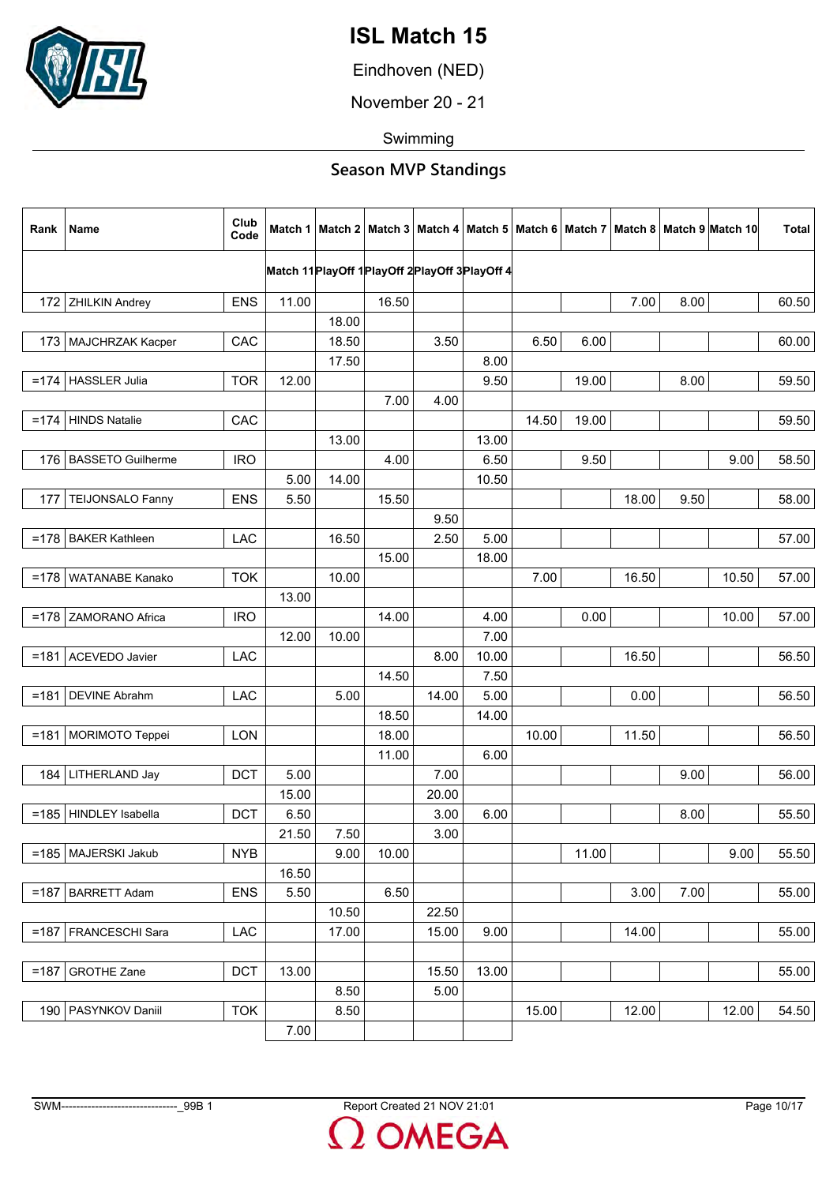# ISL Match 15

Eindhoven (NED)

November 20 - 21

Swimming

## Season MVP Standings

| Rank | Name | Club Code | Match 1 | Match 2 | Match 3 | Match 4 | Match 5 | Match 6 | Match 7 | Match 8 | Match 9 | Match 10 | Total |
|---|---|---|---|---|---|---|---|---|---|---|---|---|---|
| | | | Match 11 | PlayOff 1 | PlayOff 2 | PlayOff 3 | PlayOff 4 | | | | | | |
| 172 | ZHILKIN Andrey | ENS | 11.00 | | 16.50 | | | | | 7.00 | 8.00 | | 60.50 |
| | | | | 18.00 | | | | | | | | | |
| 173 | MAJCHRZAK Kacper | CAC | | 18.50 | | 3.50 | | 6.50 | 6.00 | | | | 60.00 |
| | | | | 17.50 | | | 8.00 | | | | | | |
| =174 | HASSLER Julia | TOR | 12.00 | | | | 9.50 | | 19.00 | | 8.00 | | 59.50 |
| | | | | | 7.00 | 4.00 | | | | | | | |
| =174 | HINDS Natalie | CAC | | | | | | 14.50 | 19.00 | | | | 59.50 |
| | | | | 13.00 | | | 13.00 | | | | | | |
| 176 | BASSETO Guilherme | IRO | | | 4.00 | | 6.50 | | 9.50 | | | 9.00 | 58.50 |
| | | | 5.00 | 14.00 | | | 10.50 | | | | | | |
| 177 | TEIJONSALO Fanny | ENS | 5.50 | | 15.50 | | | | | 18.00 | 9.50 | | 58.00 |
| | | | | | | 9.50 | | | | | | | |
| =178 | BAKER Kathleen | LAC | | 16.50 | | 2.50 | 5.00 | | | | | | 57.00 |
| | | | | | 15.00 | | 18.00 | | | | | | |
| =178 | WATANABE Kanako | TOK | | 10.00 | | | | 7.00 | | 16.50 | | 10.50 | 57.00 |
| | | | 13.00 | | | | | | | | | | |
| =178 | ZAMORANO Africa | IRO | | | 14.00 | | 4.00 | | 0.00 | | | 10.00 | 57.00 |
| | | | 12.00 | 10.00 | | | 7.00 | | | | | | |
| =181 | ACEVEDO Javier | LAC | | | | 8.00 | 10.00 | | | 16.50 | | | 56.50 |
| | | | | | 14.50 | | 7.50 | | | | | | |
| =181 | DEVINE Abrahm | LAC | | 5.00 | | 14.00 | 5.00 | | | 0.00 | | | 56.50 |
| | | | | | 18.50 | | 14.00 | | | | | | |
| =181 | MORIMOTO Teppei | LON | | | 18.00 | | | 10.00 | | 11.50 | | | 56.50 |
| | | | | | 11.00 | | 6.00 | | | | | | |
| 184 | LITHERLAND Jay | DCT | 5.00 | | | 7.00 | | | | | 9.00 | | 56.00 |
| | | | 15.00 | | | 20.00 | | | | | | | |
| =185 | HINDLEY Isabella | DCT | 6.50 | | | 3.00 | 6.00 | | | | 8.00 | | 55.50 |
| | | | 21.50 | 7.50 | | 3.00 | | | | | | | |
| =185 | MAJERSKI Jakub | NYB | | 9.00 | 10.00 | | | | 11.00 | | | 9.00 | 55.50 |
| | | | 16.50 | | | | | | | | | | |
| =187 | BARRETT Adam | ENS | 5.50 | | 6.50 | | | | | 3.00 | 7.00 | | 55.00 |
| | | | | 10.50 | | 22.50 | | | | | | | |
| =187 | FRANCESCHI Sara | LAC | | 17.00 | | 15.00 | 9.00 | | | 14.00 | | | 55.00 |
| | | | | | | | | | | | | | |
| =187 | GROTHE Zane | DCT | 13.00 | | | 15.50 | 13.00 | | | | | | 55.00 |
| | | | | 8.50 | | 5.00 | | | | | | | |
| 190 | PASYNKOV Daniil | TOK | | 8.50 | | | | 15.00 | | 12.00 | | 12.00 | 54.50 |
| | | | 7.00 | | | | | | | | | | |

SWM-------------------------------_99B 1 Report Created 21 NOV 21:01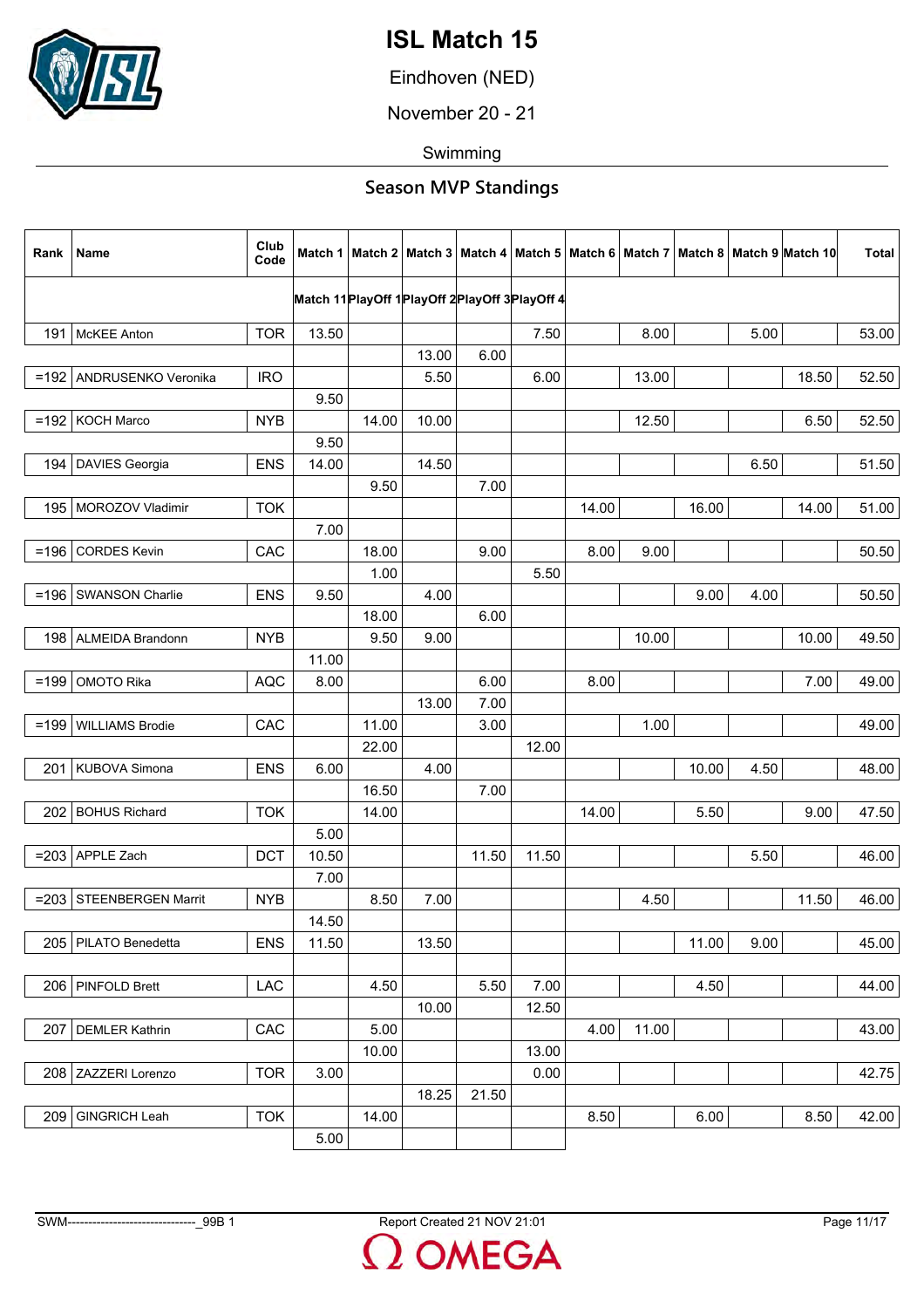# ISL Match 15

Eindhoven (NED)

November 20 - 21

Swimming

## Season MVP Standings

| Rank | Name | Club Code | Match 1 | Match 2 | Match 3 | Match 4 | Match 5 | Match 6 | Match 7 | Match 8 | Match 9 | Match 10 | Total |
|---|---|---|---|---|---|---|---|---|---|---|---|---|---|
| | | | Match 11 | PlayOff 1 | PlayOff 2 | PlayOff 3 | PlayOff 4 | | | | | | |
| 191 | McKEE Anton | TOR | 13.50 | | | | 7.50 | | 8.00 | | 5.00 | | 53.00 |
| | | | | | 13.00 | 6.00 | | | | | | | |
| =192 | ANDRUSENKO Veronika | IRO | | | 5.50 | | 6.00 | | 13.00 | | | 18.50 | 52.50 |
| | | | 9.50 | | | | | | | | | | |
| =192 | KOCH Marco | NYB | | 14.00 | 10.00 | | | | 12.50 | | | 6.50 | 52.50 |
| | | | 9.50 | | | | | | | | | | |
| 194 | DAVIES Georgia | ENS | 14.00 | | 14.50 | | | | | | 6.50 | | 51.50 |
| | | | | 9.50 | | 7.00 | | | | | | | |
| 195 | MOROZOV Vladimir | TOK | | | | | | 14.00 | | 16.00 | | 14.00 | 51.00 |
| | | | 7.00 | | | | | | | | | | |
| =196 | CORDES Kevin | CAC | | 18.00 | | 9.00 | | 8.00 | 9.00 | | | | 50.50 |
| | | | | 1.00 | | | 5.50 | | | | | | |
| =196 | SWANSON Charlie | ENS | 9.50 | | 4.00 | | | | | 9.00 | 4.00 | | 50.50 |
| | | | | 18.00 | | 6.00 | | | | | | | |
| 198 | ALMEIDA Brandonn | NYB | | 9.50 | 9.00 | | | | 10.00 | | | 10.00 | 49.50 |
| | | | 11.00 | | | | | | | | | | |
| =199 | OMOTO Rika | AQC | 8.00 | | | 6.00 | | 8.00 | | | | 7.00 | 49.00 |
| | | | | | 13.00 | 7.00 | | | | | | | |
| =199 | WILLIAMS Brodie | CAC | | 11.00 | | 3.00 | | | 1.00 | | | | 49.00 |
| | | | | 22.00 | | | 12.00 | | | | | | |
| 201 | KUBOVA Simona | ENS | 6.00 | | 4.00 | | | | | 10.00 | 4.50 | | 48.00 |
| | | | | 16.50 | | 7.00 | | | | | | | |
| 202 | BOHUS Richard | TOK | | 14.00 | | | | 14.00 | | 5.50 | | 9.00 | 47.50 |
| | | | 5.00 | | | | | | | | | | |
| =203 | APPLE Zach | DCT | 10.50 | | | 11.50 | 11.50 | | | | 5.50 | | 46.00 |
| | | | 7.00 | | | | | | | | | | |
| =203 | STEENBERGEN Marrit | NYB | | 8.50 | 7.00 | | | | 4.50 | | | 11.50 | 46.00 |
| | | | 14.50 | | | | | | | | | | |
| 205 | PILATO Benedetta | ENS | 11.50 | | 13.50 | | | | | 11.00 | 9.00 | | 45.00 |
| | | | | | | | | | | | | | |
| 206 | PINFOLD Brett | LAC | | 4.50 | | 5.50 | 7.00 | | | 4.50 | | | 44.00 |
| | | | | | 10.00 | | 12.50 | | | | | | |
| 207 | DEMLER Kathrin | CAC | | 5.00 | | | | 4.00 | 11.00 | | | | 43.00 |
| | | | | 10.00 | | | 13.00 | | | | | | |
| 208 | ZAZZERI Lorenzo | TOR | 3.00 | | | | 0.00 | | | | | | 42.75 |
| | | | | | 18.25 | 21.50 | | | | | | | |
| 209 | GINGRICH Leah | TOK | | 14.00 | | | | 8.50 | | 6.00 | | 8.50 | 42.00 |
| | | | 5.00 | | | | | | | | | | |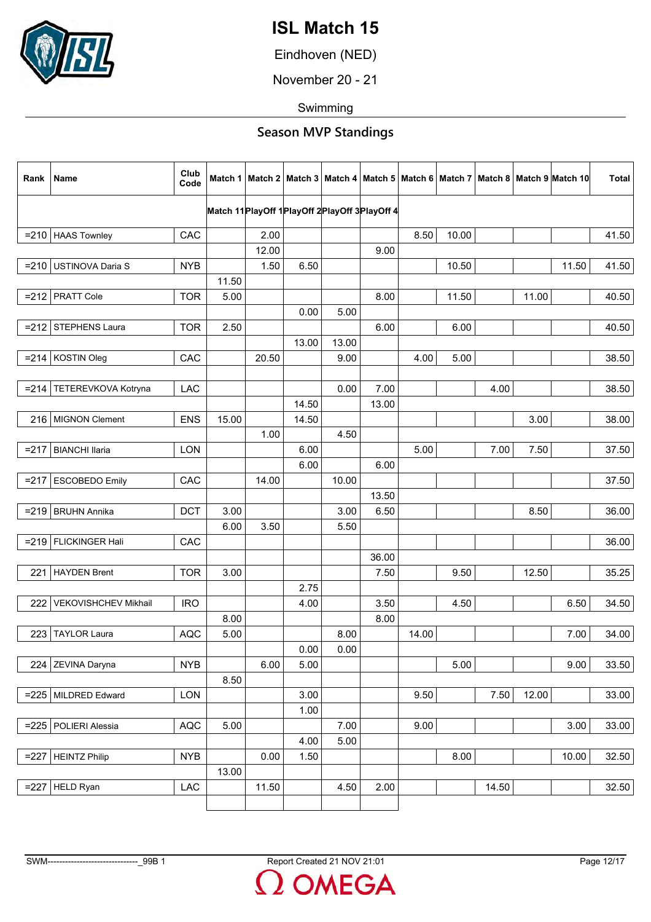# ISL Match 15

Eindhoven (NED)

November 20 - 21

Swimming

## Season MVP Standings

| Rank | Name | Club Code | Match 1 | Match 2 | Match 3 | Match 4 | Match 5 | Match 6 | Match 7 | Match 8 | Match 9 | Match 10 | Total |
|---|---|---|---|---|---|---|---|---|---|---|---|---|---|
| | | | Match 11 | PlayOff 1 | PlayOff 2 | PlayOff 3 | PlayOff 4 | | | | | | |
| =210 | HAAS Townley | CAC | | 2.00 | | | | 8.50 | 10.00 | | | | 41.50 |
| | | | | 12.00 | | | 9.00 | | | | | | |
| =210 | USTINOVA Daria S | NYB | | 1.50 | 6.50 | | | | 10.50 | | | 11.50 | 41.50 |
| | | | 11.50 | | | | | | | | | | |
| =212 | PRATT Cole | TOR | 5.00 | | | | 8.00 | | 11.50 | | 11.00 | | 40.50 |
| | | | | | 0.00 | 5.00 | | | | | | | |
| =212 | STEPHENS Laura | TOR | 2.50 | | | | 6.00 | | 6.00 | | | | 40.50 |
| | | | | | 13.00 | 13.00 | | | | | | | |
| =214 | KOSTIN Oleg | CAC | | 20.50 | | 9.00 | | 4.00 | 5.00 | | | | 38.50 |
| | | | | | | | | | | | | | |
| =214 | TETEREVKOVA Kotryna | LAC | | | | 0.00 | 7.00 | | | 4.00 | | | 38.50 |
| | | | | | 14.50 | | 13.00 | | | | | | |
| 216 | MIGNON Clement | ENS | 15.00 | | 14.50 | | | | | | 3.00 | | 38.00 |
| | | | | 1.00 | | 4.50 | | | | | | | |
| =217 | BIANCHI Ilaria | LON | | | 6.00 | | | 5.00 | | 7.00 | 7.50 | | 37.50 |
| | | | | | 6.00 | | 6.00 | | | | | | |
| =217 | ESCOBEDO Emily | CAC | | 14.00 | | 10.00 | | | | | | | 37.50 |
| | | | | | | | 13.50 | | | | | | |
| =219 | BRUHN Annika | DCT | 3.00 | | | 3.00 | 6.50 | | | | 8.50 | | 36.00 |
| | | | 6.00 | 3.50 | | 5.50 | | | | | | | |
| =219 | FLICKINGER Hali | CAC | | | | | | | | | | | 36.00 |
| | | | | | | | 36.00 | | | | | | |
| 221 | HAYDEN Brent | TOR | 3.00 | | | | 7.50 | | 9.50 | | 12.50 | | 35.25 |
| | | | | | 2.75 | | | | | | | | |
| 222 | VEKOVISHCHEV Mikhail | IRO | | | 4.00 | | 3.50 | | 4.50 | | | 6.50 | 34.50 |
| | | | 8.00 | | | | 8.00 | | | | | | |
| 223 | TAYLOR Laura | AQC | 5.00 | | | 8.00 | | 14.00 | | | | 7.00 | 34.00 |
| | | | | | 0.00 | 0.00 | | | | | | | |
| 224 | ZEVINA Daryna | NYB | | 6.00 | 5.00 | | | | 5.00 | | | 9.00 | 33.50 |
| | | | 8.50 | | | | | | | | | | |
| =225 | MILDRED Edward | LON | | | 3.00 | | | 9.50 | | 7.50 | 12.00 | | 33.00 |
| | | | | | 1.00 | | | | | | | | |
| =225 | POLIERI Alessia | AQC | 5.00 | | | 7.00 | | 9.00 | | | | 3.00 | 33.00 |
| | | | | | 4.00 | 5.00 | | | | | | | |
| =227 | HEINTZ Philip | NYB | | 0.00 | 1.50 | | | | 8.00 | | | 10.00 | 32.50 |
| | | | 13.00 | | | | | | | | | | |
| =227 | HELD Ryan | LAC | | 11.50 | | 4.50 | 2.00 | | | 14.50 | | | 32.50 |
| | | | | | | | | | | | | | |

SWM-------------------------------_99B 1 Report Created 21 NOV 21:01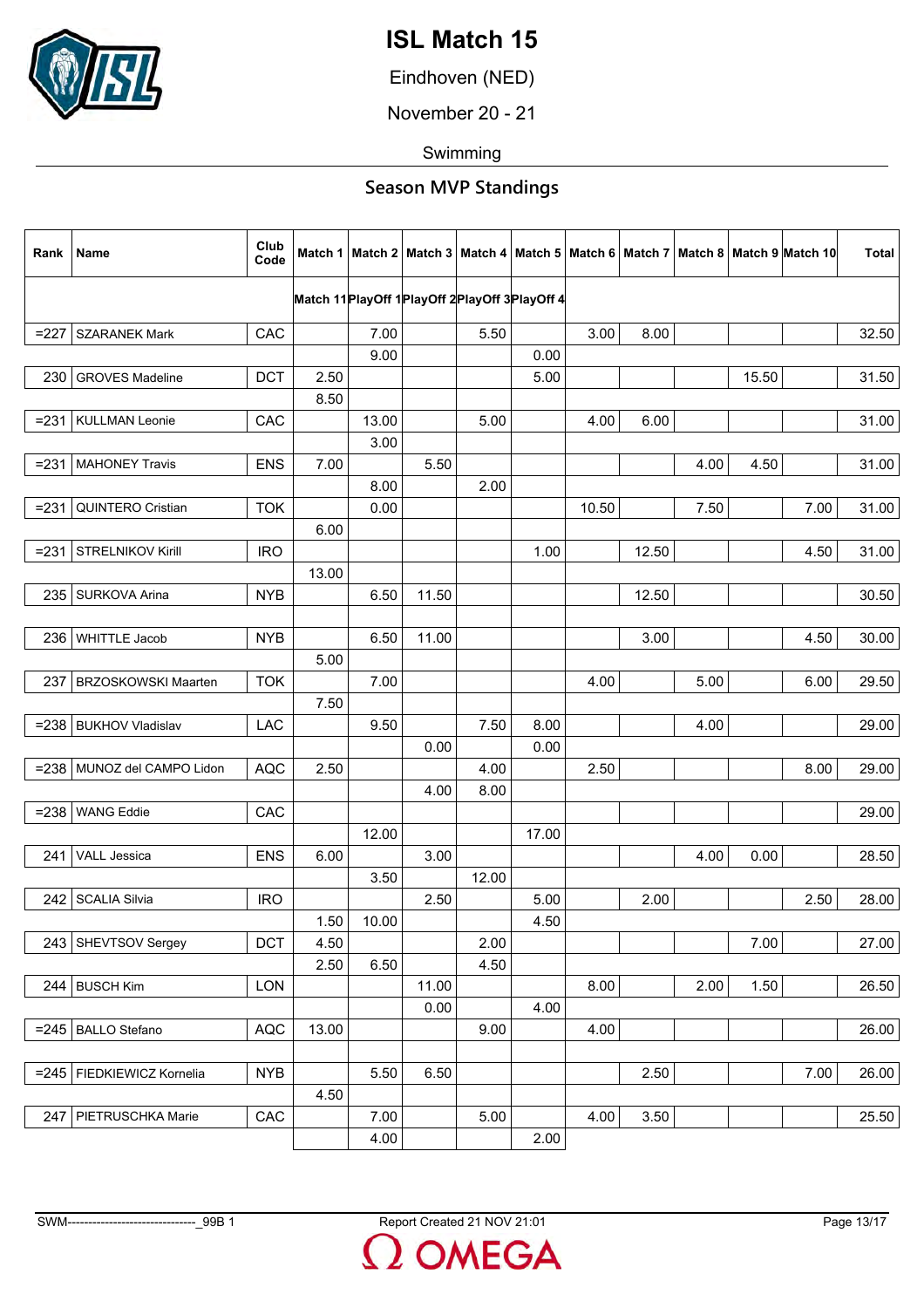# ISL Match 15

Eindhoven (NED)

November 20 - 21

Swimming

## Season MVP Standings

| Rank | Name | Club Code | Match 1 | Match 2 | Match 3 | Match 4 | Match 5 | Match 6 | Match 7 | Match 8 | Match 9 | Match 10 | Total |
|---|---|---|---|---|---|---|---|---|---|---|---|---|---|
| | | | Match 11 | PlayOff 1 | PlayOff 2 | PlayOff 3 | PlayOff 4 | | | | | | |
| =227 | SZARANEK Mark | CAC | | 7.00 | | 5.50 | | 3.00 | 8.00 | | | | 32.50 |
| | | | | 9.00 | | | 0.00 | | | | | | |
| 230 | GROVES Madeline | DCT | 2.50 | | | | 5.00 | | | | 15.50 | | 31.50 |
| | | | 8.50 | | | | | | | | | | |
| =231 | KULLMAN Leonie | CAC | | 13.00 | | 5.00 | | 4.00 | 6.00 | | | | 31.00 |
| | | | | 3.00 | | | | | | | | | |
| =231 | MAHONEY Travis | ENS | 7.00 | | 5.50 | | | | | 4.00 | 4.50 | | 31.00 |
| | | | | 8.00 | | 2.00 | | | | | | | |
| =231 | QUINTERO Cristian | TOK | | 0.00 | | | | 10.50 | | 7.50 | | 7.00 | 31.00 |
| | | | 6.00 | | | | | | | | | | |
| =231 | STRELNIKOV Kirill | IRO | | | | | 1.00 | | 12.50 | | | 4.50 | 31.00 |
| | | | 13.00 | | | | | | | | | | |
| 235 | SURKOVA Arina | NYB | | 6.50 | 11.50 | | | | 12.50 | | | | 30.50 |
| | | | | | | | | | | | | | |
| 236 | WHITTLE Jacob | NYB | | 6.50 | 11.00 | | | | 3.00 | | | 4.50 | 30.00 |
| | | | 5.00 | | | | | | | | | | |
| 237 | BRZOSKOWSKI Maarten | TOK | | 7.00 | | | | 4.00 | | 5.00 | | 6.00 | 29.50 |
| | | | 7.50 | | | | | | | | | | |
| =238 | BUKHOV Vladislav | LAC | | 9.50 | | 7.50 | 8.00 | | | 4.00 | | | 29.00 |
| | | | | | 0.00 | | 0.00 | | | | | | |
| =238 | MUNOZ del CAMPO Lidon | AQC | 2.50 | | | 4.00 | | 2.50 | | | | 8.00 | 29.00 |
| | | | | | 4.00 | 8.00 | | | | | | | |
| =238 | WANG Eddie | CAC | | | | | | | | | | | 29.00 |
| | | | | 12.00 | | | 17.00 | | | | | | |
| 241 | VALL Jessica | ENS | 6.00 | | 3.00 | | | | | 4.00 | 0.00 | | 28.50 |
| | | | | 3.50 | | 12.00 | | | | | | | |
| 242 | SCALIA Silvia | IRO | | | 2.50 | | 5.00 | | 2.00 | | | 2.50 | 28.00 |
| | | | 1.50 | 10.00 | | | 4.50 | | | | | | |
| 243 | SHEVTSOV Sergey | DCT | 4.50 | | | 2.00 | | | | | 7.00 | | 27.00 |
| | | | 2.50 | 6.50 | | 4.50 | | | | | | | |
| 244 | BUSCH Kim | LON | | | 11.00 | | | 8.00 | | 2.00 | 1.50 | | 26.50 |
| | | | | | 0.00 | | 4.00 | | | | | | |
| =245 | BALLO Stefano | AQC | 13.00 | | | 9.00 | | 4.00 | | | | | 26.00 |
| | | | | | | | | | | | | | |
| =245 | FIEDKIEWICZ Kornelia | NYB | | 5.50 | 6.50 | | | | 2.50 | | | 7.00 | 26.00 |
| | | | 4.50 | | | | | | | | | | |
| 247 | PIETRUSCHKA Marie | CAC | | 7.00 | | 5.00 | | 4.00 | 3.50 | | | | 25.50 |
| | | | | 4.00 | | | 2.00 | | | | | | |

SWM-------------------------------_99B 1 Report Created 21 NOV 21:01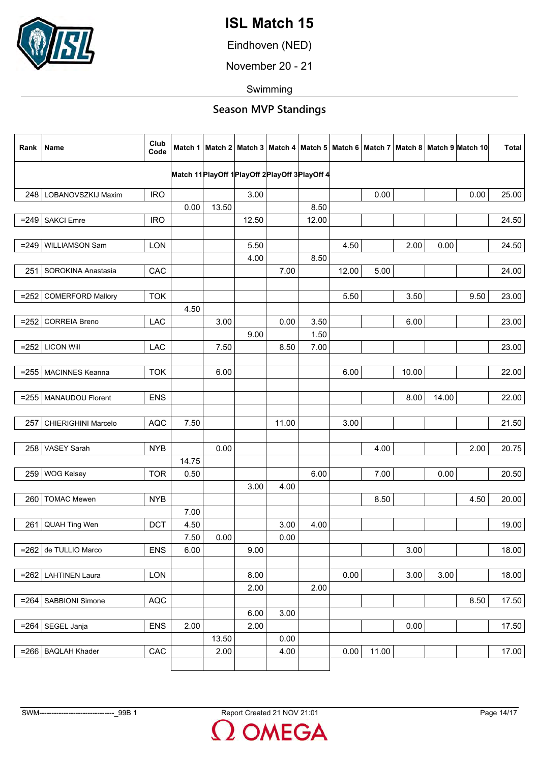# ISL Match 15

Eindhoven (NED)

November 20 - 21

Swimming

## Season MVP Standings

| Rank | Name | Club Code | Match 1 | Match 2 | Match 3 | Match 4 | Match 5 | Match 6 | Match 7 | Match 8 | Match 9 | Match 10 | Total |
|---|---|---|---|---|---|---|---|---|---|---|---|---|---|
| | | | Match 11 | PlayOff 1 | PlayOff 2 | PlayOff 3 | PlayOff 4 | | | | | | |
| 248 | LOBANOVSZKIJ Maxim | IRO | | | 3.00 | | | | 0.00 | | | 0.00 | 25.00 |
| | | | 0.00 | 13.50 | | | 8.50 | | | | | | |
| =249 | SAKCI Emre | IRO | | | 12.50 | | 12.00 | | | | | | 24.50 |
| | | | | | | | | | | | | | |
| =249 | WILLIAMSON Sam | LON | | | 5.50 | | | 4.50 | | 2.00 | 0.00 | | 24.50 |
| | | | | | 4.00 | | 8.50 | | | | | | |
| 251 | SOROKINA Anastasia | CAC | | | | 7.00 | | 12.00 | 5.00 | | | | 24.00 |
| | | | | | | | | | | | | | |
| =252 | COMERFORD Mallory | TOK | | | | | | 5.50 | | 3.50 | | 9.50 | 23.00 |
| | | | 4.50 | | | | | | | | | | |
| =252 | CORREIA Breno | LAC | | 3.00 | | 0.00 | 3.50 | | | 6.00 | | | 23.00 |
| | | | | | 9.00 | | 1.50 | | | | | | |
| =252 | LICON Will | LAC | | 7.50 | | 8.50 | 7.00 | | | | | | 23.00 |
| | | | | | | | | | | | | | |
| =255 | MACINNES Keanna | TOK | | 6.00 | | | | 6.00 | | 10.00 | | | 22.00 |
| | | | | | | | | | | | | | |
| =255 | MANAUDOU Florent | ENS | | | | | | | | 8.00 | 14.00 | | 22.00 |
| | | | | | | | | | | | | | |
| 257 | CHIERIGHINI Marcelo | AQC | 7.50 | | | 11.00 | | 3.00 | | | | | 21.50 |
| | | | | | | | | | | | | | |
| 258 | VASEY Sarah | NYB | | 0.00 | | | | | 4.00 | | | 2.00 | 20.75 |
| | | | 14.75 | | | | | | | | | | |
| 259 | WOG Kelsey | TOR | 0.50 | | | | 6.00 | | 7.00 | | 0.00 | | 20.50 |
| | | | | | 3.00 | 4.00 | | | | | | | |
| 260 | TOMAC Mewen | NYB | | | | | | | 8.50 | | | 4.50 | 20.00 |
| | | | 7.00 | | | | | | | | | | |
| 261 | QUAH Ting Wen | DCT | 4.50 | | | 3.00 | 4.00 | | | | | | 19.00 |
| | | | 7.50 | 0.00 | | 0.00 | | | | | | | |
| =262 | de TULLIO Marco | ENS | 6.00 | | 9.00 | | | | | 3.00 | | | 18.00 |
| | | | | | | | | | | | | | |
| =262 | LAHTINEN Laura | LON | | | 8.00 | | | 0.00 | | 3.00 | 3.00 | | 18.00 |
| | | | | | 2.00 | | 2.00 | | | | | | |
| =264 | SABBIONI Simone | AQC | | | | | | | | | | 8.50 | 17.50 |
| | | | | | 6.00 | 3.00 | | | | | | | |
| =264 | SEGEL Janja | ENS | 2.00 | | 2.00 | | | | | 0.00 | | | 17.50 |
| | | | | 13.50 | | 0.00 | | | | | | | |
| =266 | BAQLAH Khader | CAC | | 2.00 | | 4.00 | | 0.00 | 11.00 | | | | 17.00 |
| | | | | | | | | | | | | | |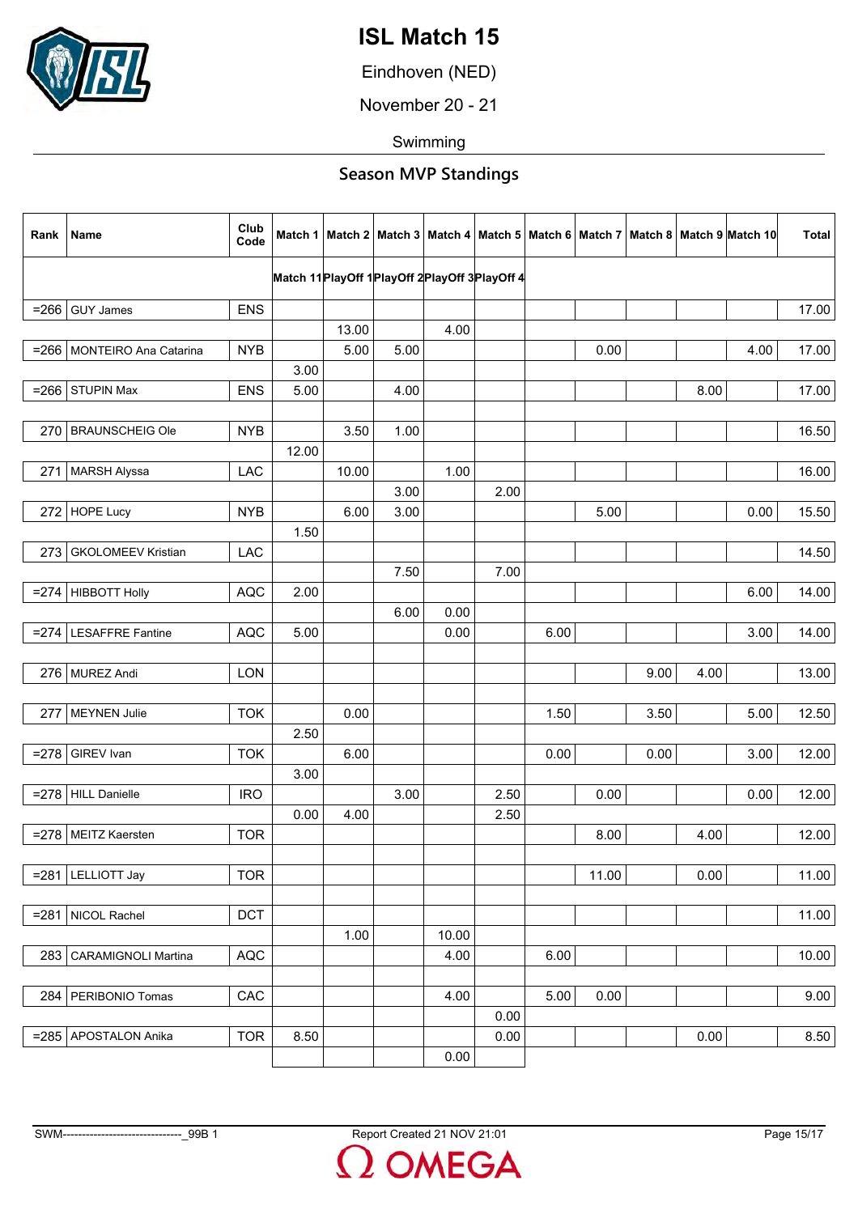# ISL Match 15

Eindhoven (NED)

November 20 - 21

Swimming

## Season MVP Standings

| Rank | Name | Club Code | Match 1 | Match 2 | Match 3 | Match 4 | Match 5 | Match 6 | Match 7 | Match 8 | Match 9 | Match 10 | Total |
|---|---|---|---|---|---|---|---|---|---|---|---|---|---|
| | | | Match 11 | PlayOff 1 | PlayOff 2 | PlayOff 3 | PlayOff 4 | | | | | | |
| =266 | GUY James | ENS | | | | | | | | | | | 17.00 |
| | | | | 13.00 | | 4.00 | | | | | | | |
| =266 | MONTEIRO Ana Catarina | NYB | | 5.00 | 5.00 | | | | 0.00 | | | 4.00 | 17.00 |
| | | | 3.00 | | | | | | | | | | |
| =266 | STUPIN Max | ENS | 5.00 | | 4.00 | | | | | | 8.00 | | 17.00 |
| | | | | | | | | | | | | | |
| 270 | BRAUNSCHEIG Ole | NYB | | 3.50 | 1.00 | | | | | | | | 16.50 |
| | | | 12.00 | | | | | | | | | | |
| 271 | MARSH Alyssa | LAC | | 10.00 | | 1.00 | | | | | | | 16.00 |
| | | | | | 3.00 | | 2.00 | | | | | | |
| 272 | HOPE Lucy | NYB | | 6.00 | 3.00 | | | | 5.00 | | | 0.00 | 15.50 |
| | | | 1.50 | | | | | | | | | | |
| 273 | GKOLOMEEV Kristian | LAC | | | | | | | | | | | 14.50 |
| | | | | | 7.50 | | 7.00 | | | | | | |
| =274 | HIBBOTT Holly | AQC | 2.00 | | | | | | | | | 6.00 | 14.00 |
| | | | | | 6.00 | 0.00 | | | | | | | |
| =274 | LESAFFRE Fantine | AQC | 5.00 | | | 0.00 | | 6.00 | | | | 3.00 | 14.00 |
| | | | | | | | | | | | | | |
| 276 | MUREZ Andi | LON | | | | | | | | 9.00 | 4.00 | | 13.00 |
| | | | | | | | | | | | | | |
| 277 | MEYNEN Julie | TOK | | 0.00 | | | | 1.50 | | 3.50 | | 5.00 | 12.50 |
| | | | 2.50 | | | | | | | | | | |
| =278 | GIREV Ivan | TOK | | 6.00 | | | | 0.00 | | 0.00 | | 3.00 | 12.00 |
| | | | 3.00 | | | | | | | | | | |
| =278 | HILL Danielle | IRO | | | 3.00 | | 2.50 | | 0.00 | | | 0.00 | 12.00 |
| | | | 0.00 | 4.00 | | | 2.50 | | | | | | |
| =278 | MEITZ Kaersten | TOR | | | | | | | 8.00 | | 4.00 | | 12.00 |
| | | | | | | | | | | | | | |
| =281 | LELLIOTT Jay | TOR | | | | | | | 11.00 | | 0.00 | | 11.00 |
| | | | | | | | | | | | | | |
| =281 | NICOL Rachel | DCT | | | | | | | | | | | 11.00 |
| | | | | 1.00 | | 10.00 | | | | | | | |
| 283 | CARAMIGNOLI Martina | AQC | | | | 4.00 | | 6.00 | | | | | 10.00 |
| | | | | | | | | | | | | | |
| 284 | PERIBONIO Tomas | CAC | | | | 4.00 | | 5.00 | 0.00 | | | | 9.00 |
| | | | | | | | 0.00 | | | | | | |
| =285 | APOSTALON Anika | TOR | 8.50 | | | | 0.00 | | | | 0.00 | | 8.50 |
| | | | | | | 0.00 | | | | | | | |

SWM-------------------------------_99B 1

Report Created 21 NOV 21:01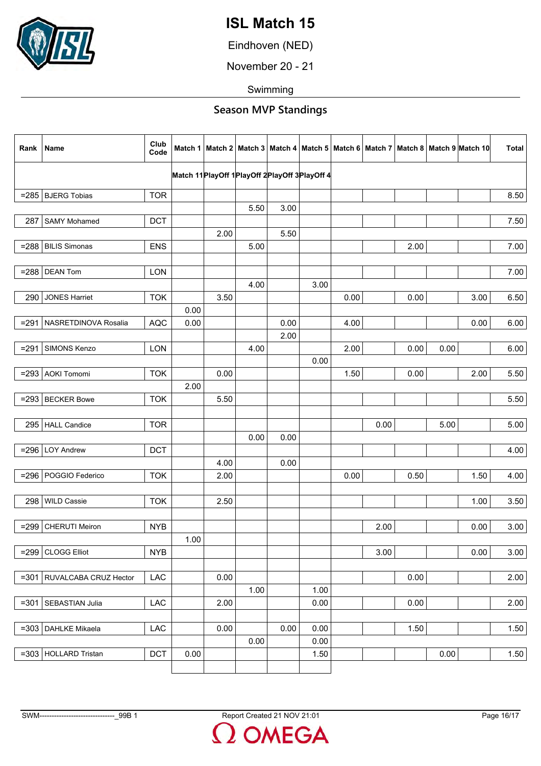# ISL Match 15

Eindhoven (NED)

November 20 - 21

Swimming

## Season MVP Standings

| Rank | Name | Club Code | Match 1 | Match 2 | Match 3 | Match 4 | Match 5 | Match 6 | Match 7 | Match 8 | Match 9 | Match 10 | Total |
|---|---|---|---|---|---|---|---|---|---|---|---|---|---|
| | | | Match 11 | PlayOff 1 | PlayOff 2 | PlayOff 3 | PlayOff 4 | | | | | | |
| =285 | BJERG Tobias | TOR | | | | | | | | | | | 8.50 |
| | | | | | 5.50 | 3.00 | | | | | | | |
| 287 | SAMY Mohamed | DCT | | | | | | | | | | | 7.50 |
| | | | | 2.00 | | 5.50 | | | | | | | |
| =288 | BILIS Simonas | ENS | | | 5.00 | | | | | 2.00 | | | 7.00 |
| | | | | | | | | | | | | | |
| =288 | DEAN Tom | LON | | | | | | | | | | | 7.00 |
| | | | | | 4.00 | | 3.00 | | | | | | |
| 290 | JONES Harriet | TOK | | 3.50 | | | | 0.00 | | 0.00 | | 3.00 | 6.50 |
| | | | 0.00 | | | | | | | | | | |
| =291 | NASRETDINOVA Rosalia | AQC | 0.00 | | | 0.00 | | 4.00 | | | | 0.00 | 6.00 |
| | | | | | | 2.00 | | | | | | | |
| =291 | SIMONS Kenzo | LON | | | 4.00 | | | 2.00 | | 0.00 | 0.00 | | 6.00 |
| | | | | | | | 0.00 | | | | | | |
| =293 | AOKI Tomomi | TOK | | 0.00 | | | | 1.50 | | 0.00 | | 2.00 | 5.50 |
| | | | 2.00 | | | | | | | | | | |
| =293 | BECKER Bowe | TOK | | 5.50 | | | | | | | | | 5.50 |
| | | | | | | | | | | | | | |
| 295 | HALL Candice | TOR | | | | | | | 0.00 | | 5.00 | | 5.00 |
| | | | | | 0.00 | 0.00 | | | | | | | |
| =296 | LOY Andrew | DCT | | | | | | | | | | | 4.00 |
| | | | | 4.00 | | 0.00 | | | | | | | |
| =296 | POGGIO Federico | TOK | | 2.00 | | | | 0.00 | | 0.50 | | 1.50 | 4.00 |
| | | | | | | | | | | | | | |
| 298 | WILD Cassie | TOK | | 2.50 | | | | | | | | 1.00 | 3.50 |
| | | | | | | | | | | | | | |
| =299 | CHERUTI Meiron | NYB | | | | | | | 2.00 | | | 0.00 | 3.00 |
| | | | 1.00 | | | | | | | | | | |
| =299 | CLOGG Elliot | NYB | | | | | | | 3.00 | | | 0.00 | 3.00 |
| | | | | | | | | | | | | | |
| =301 | RUVALCABA CRUZ Hector | LAC | | 0.00 | | | | | | 0.00 | | | 2.00 |
| | | | | | 1.00 | | 1.00 | | | | | | |
| =301 | SEBASTIAN Julia | LAC | | 2.00 | | | 0.00 | | | 0.00 | | | 2.00 |
| | | | | | | | | | | | | | |
| =303 | DAHLKE Mikaela | LAC | | 0.00 | | 0.00 | 0.00 | | | 1.50 | | | 1.50 |
| | | | | | 0.00 | | 0.00 | | | | | | |
| =303 | HOLLARD Tristan | DCT | 0.00 | | | | 1.50 | | | | 0.00 | | 1.50 |
| | | | | | | | | | | | | | |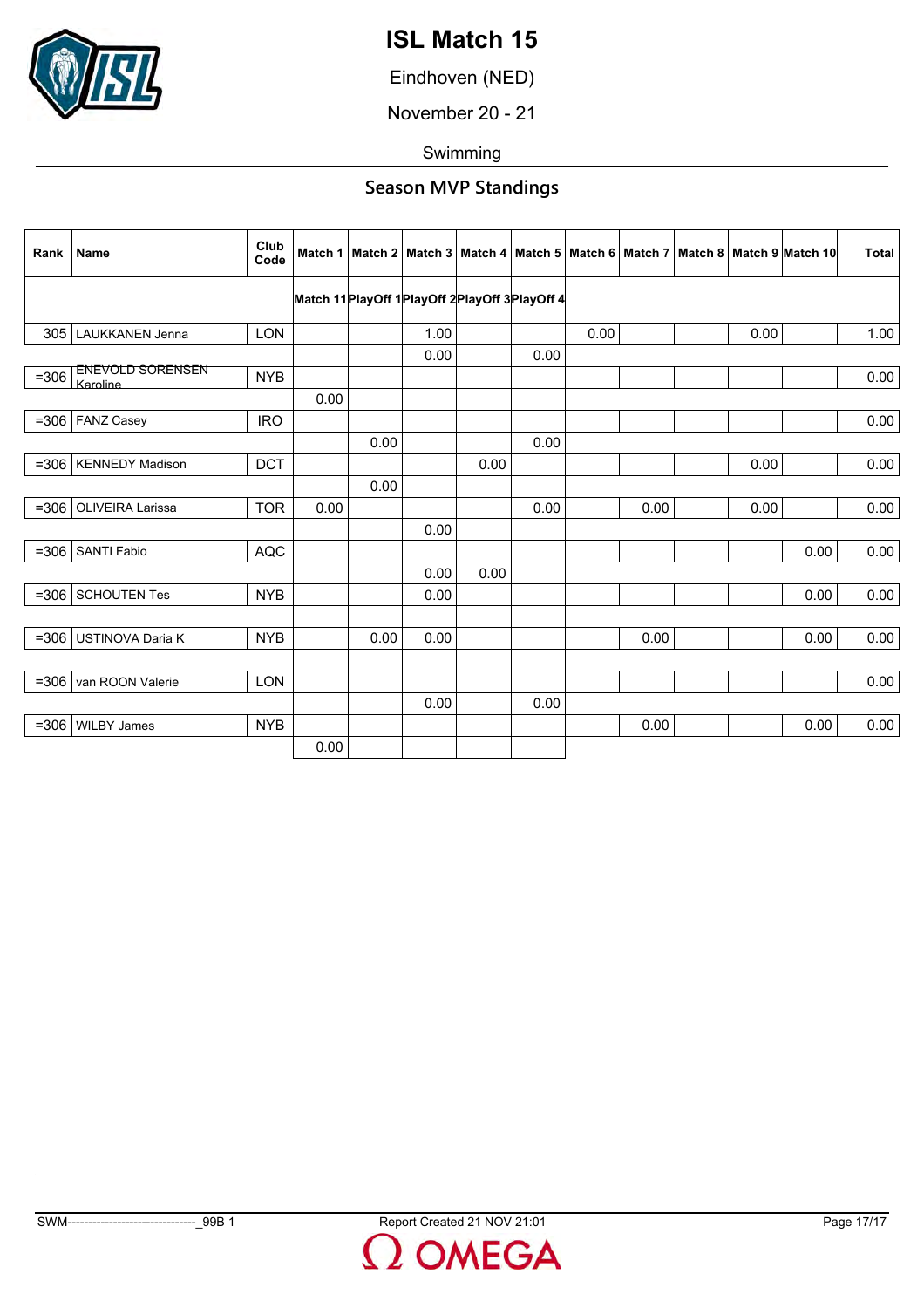# ISL Match 15

Eindhoven (NED)

November 20 - 21

Swimming

## Season MVP Standings

| Rank | Name | Club Code | Match 1 | Match 2 | Match 3 | Match 4 | Match 5 | Match 6 | Match 7 | Match 8 | Match 9 | Match 10 | Total |
|---|---|---|---|---|---|---|---|---|---|---|---|---|---|
| | | | Match 11 | PlayOff 1 | PlayOff 2 | PlayOff 3 | PlayOff 4 | | | | | | |
| 305 | LAUKKANEN Jenna | LON | | | 1.00 | | | 0.00 | | | 0.00 | | 1.00 |
| | | | | | 0.00 | | 0.00 | | | | | | |
| =306 | ENEVOLD SORENSEN Karoline | NYB | | | | | | | | | | | 0.00 |
| | | | 0.00 | | | | | | | | | | |
| =306 | FANZ Casey | IRO | | | | | | | | | | | 0.00 |
| | | | | 0.00 | | | 0.00 | | | | | | |
| =306 | KENNEDY Madison | DCT | | | | 0.00 | | | | | 0.00 | | 0.00 |
| | | | | 0.00 | | | | | | | | | |
| =306 | OLIVEIRA Larissa | TOR | 0.00 | | | | 0.00 | | 0.00 | | 0.00 | | 0.00 |
| | | | | | 0.00 | | | | | | | | |
| =306 | SANTI Fabio | AQC | | | | | | | | | | 0.00 | 0.00 |
| | | | | | 0.00 | 0.00 | | | | | | | |
| =306 | SCHOUTEN Tes | NYB | | | 0.00 | | | | | | | 0.00 | 0.00 |
| | | | | | | | | | | | | | |
| =306 | USTINOVA Daria K | NYB | | 0.00 | 0.00 | | | | 0.00 | | | 0.00 | 0.00 |
| | | | | | | | | | | | | | |
| =306 | van ROON Valerie | LON | | | | | | | | | | | 0.00 |
| | | | | | 0.00 | | 0.00 | | | | | | |
| =306 | WILBY James | NYB | | | | | | | 0.00 | | | 0.00 | 0.00 |
| | | | 0.00 | | | | | | | | | | |

SWM-------------------------------_99B 1 Report Created 21 NOV 21:01